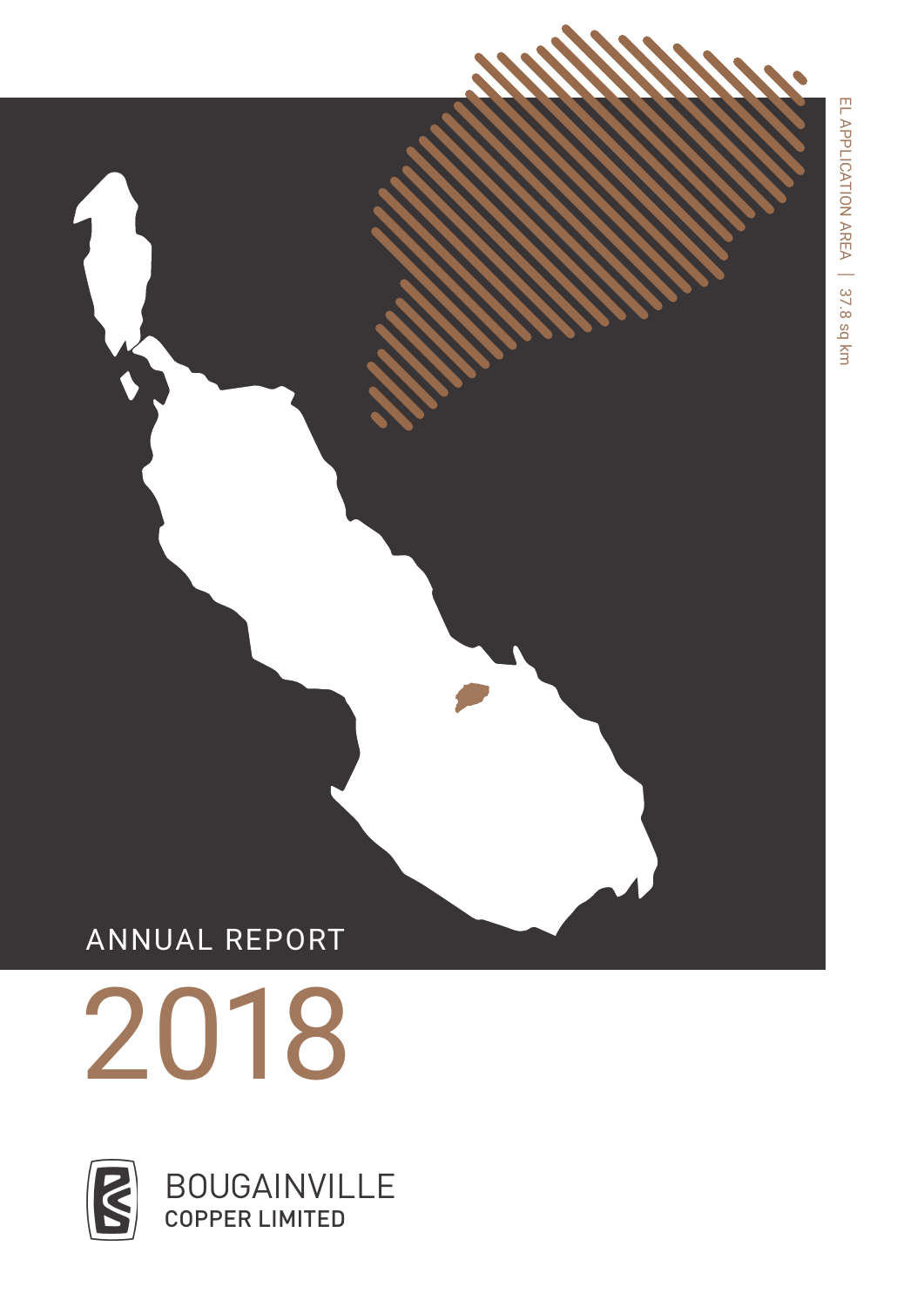EL APPLICATION AREA | 37.8 sq km

# ANNUAL REPORT

# 2018

BOUGAINVILLE
COPPER LIMITED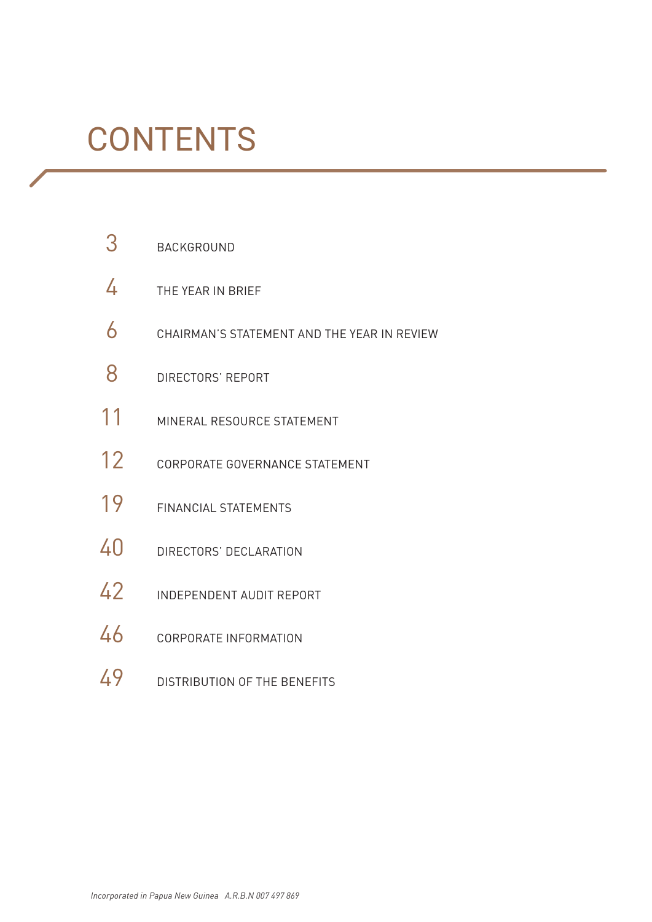# CONTENTS

| | |
|---|---|
| 3 | BACKGROUND |
| 4 | THE YEAR IN BRIEF |
| 6 | CHAIRMAN'S STATEMENT AND THE YEAR IN REVIEW |
| 8 | DIRECTORS' REPORT |
| 11 | MINERAL RESOURCE STATEMENT |
| 12 | CORPORATE GOVERNANCE STATEMENT |
| 19 | FINANCIAL STATEMENTS |
| 40 | DIRECTORS' DECLARATION |
| 42 | INDEPENDENT AUDIT REPORT |
| 46 | CORPORATE INFORMATION |
| 49 | DISTRIBUTION OF THE BENEFITS |

*Incorporated in Papua New Guinea A.R.B.N 007 497 869*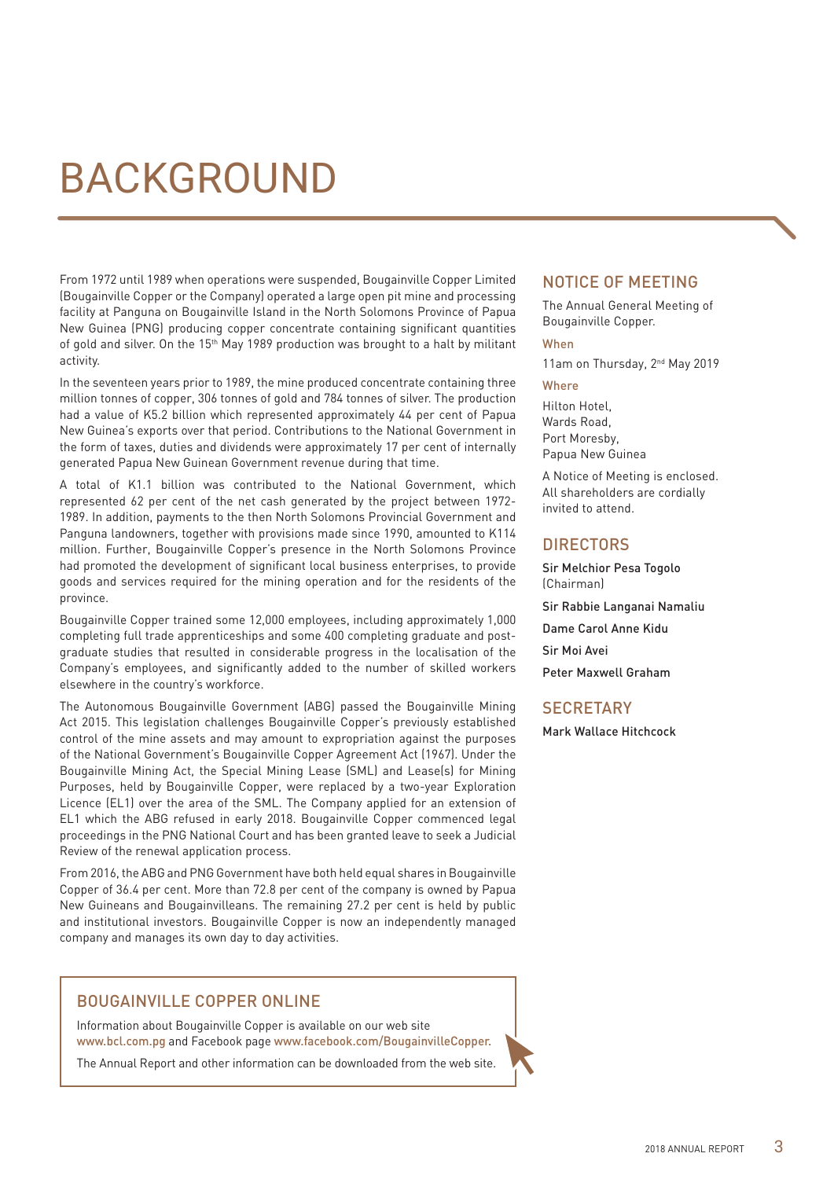# BACKGROUND

From 1972 until 1989 when operations were suspended, Bougainville Copper Limited (Bougainville Copper or the Company) operated a large open pit mine and processing facility at Panguna on Bougainville Island in the North Solomons Province of Papua New Guinea (PNG) producing copper concentrate containing significant quantities of gold and silver. On the 15th May 1989 production was brought to a halt by militant activity.

In the seventeen years prior to 1989, the mine produced concentrate containing three million tonnes of copper, 306 tonnes of gold and 784 tonnes of silver. The production had a value of K5.2 billion which represented approximately 44 per cent of Papua New Guinea's exports over that period. Contributions to the National Government in the form of taxes, duties and dividends were approximately 17 per cent of internally generated Papua New Guinean Government revenue during that time.

A total of K1.1 billion was contributed to the National Government, which represented 62 per cent of the net cash generated by the project between 1972-1989. In addition, payments to the then North Solomons Provincial Government and Panguna landowners, together with provisions made since 1990, amounted to K114 million. Further, Bougainville Copper's presence in the North Solomons Province had promoted the development of significant local business enterprises, to provide goods and services required for the mining operation and for the residents of the province.

Bougainville Copper trained some 12,000 employees, including approximately 1,000 completing full trade apprenticeships and some 400 completing graduate and post-graduate studies that resulted in considerable progress in the localisation of the Company's employees, and significantly added to the number of skilled workers elsewhere in the country's workforce.

The Autonomous Bougainville Government (ABG) passed the Bougainville Mining Act 2015. This legislation challenges Bougainville Copper's previously established control of the mine assets and may amount to expropriation against the purposes of the National Government's Bougainville Copper Agreement Act (1967). Under the Bougainville Mining Act, the Special Mining Lease (SML) and Lease(s) for Mining Purposes, held by Bougainville Copper, were replaced by a two-year Exploration Licence (EL1) over the area of the SML. The Company applied for an extension of EL1 which the ABG refused in early 2018. Bougainville Copper commenced legal proceedings in the PNG National Court and has been granted leave to seek a Judicial Review of the renewal application process.

From 2016, the ABG and PNG Government have both held equal shares in Bougainville Copper of 36.4 per cent. More than 72.8 per cent of the company is owned by Papua New Guineans and Bougainvilleans. The remaining 27.2 per cent is held by public and institutional investors. Bougainville Copper is now an independently managed company and manages its own day to day activities.

## BOUGAINVILLE COPPER ONLINE

Information about Bougainville Copper is available on our web site www.bcl.com.pg and Facebook page www.facebook.com/BougainvilleCopper.

The Annual Report and other information can be downloaded from the web site.

## NOTICE OF MEETING

The Annual General Meeting of Bougainville Copper.

### When

11am on Thursday, 2nd May 2019

### Where

Hilton Hotel,
Wards Road,
Port Moresby,
Papua New Guinea

A Notice of Meeting is enclosed. All shareholders are cordially invited to attend.

## DIRECTORS

Sir Melchior Pesa Togolo (Chairman)

Sir Rabbie Langanai Namaliu

Dame Carol Anne Kidu

Sir Moi Avei

Peter Maxwell Graham

## SECRETARY

Mark Wallace Hitchcock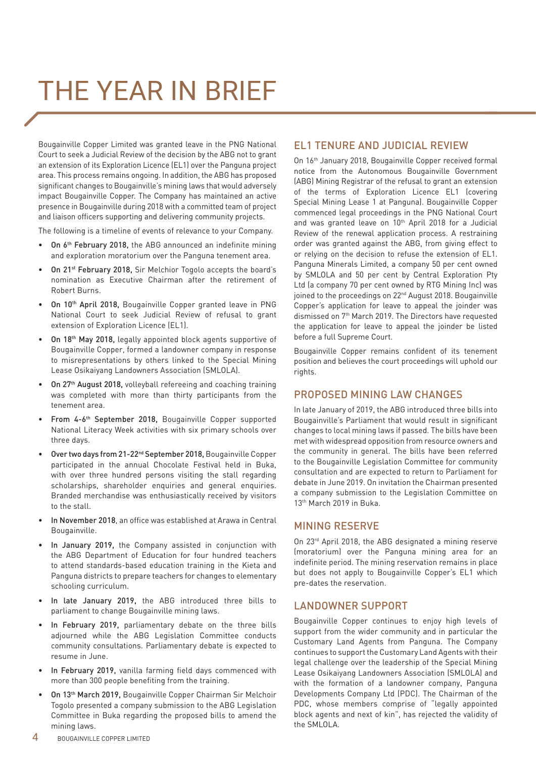# THE YEAR IN BRIEF

Bougainville Copper Limited was granted leave in the PNG National Court to seek a Judicial Review of the decision by the ABG not to grant an extension of its Exploration Licence (EL1) over the Panguna project area. This process remains ongoing. In addition, the ABG has proposed significant changes to Bougainville's mining laws that would adversely impact Bougainville Copper. The Company has maintained an active presence in Bougainville during 2018 with a committed team of project and liaison officers supporting and delivering community projects.

The following is a timeline of events of relevance to your Company.

- **On 6th February 2018,** the ABG announced an indefinite mining and exploration moratorium over the Panguna tenement area.
- **On 21st February 2018,** Sir Melchior Togolo accepts the board's nomination as Executive Chairman after the retirement of Robert Burns.
- **On 10th April 2018,** Bougainville Copper granted leave in PNG National Court to seek Judicial Review of refusal to grant extension of Exploration Licence (EL1).
- **On 18th May 2018,** legally appointed block agents supportive of Bougainville Copper, formed a landowner company in response to misrepresentations by others linked to the Special Mining Lease Osikaiyang Landowners Association (SMLOLA).
- **On 27th August 2018,** volleyball refereeing and coaching training was completed with more than thirty participants from the tenement area.
- **From 4-6th September 2018,** Bougainville Copper supported National Literacy Week activities with six primary schools over three days.
- **Over two days from 21-22nd September 2018,** Bougainville Copper participated in the annual Chocolate Festival held in Buka, with over three hundred persons visiting the stall regarding scholarships, shareholder enquiries and general enquiries. Branded merchandise was enthusiastically received by visitors to the stall.
- **In November 2018**, an office was established at Arawa in Central Bougainville.
- **In January 2019,** the Company assisted in conjunction with the ABG Department of Education for four hundred teachers to attend standards-based education training in the Kieta and Panguna districts to prepare teachers for changes to elementary schooling curriculum.
- **In late January 2019,** the ABG introduced three bills to parliament to change Bougainville mining laws.
- **In February 2019,** parliamentary debate on the three bills adjourned while the ABG Legislation Committee conducts community consultations. Parliamentary debate is expected to resume in June.
- **In February 2019,** vanilla farming field days commenced with more than 300 people benefiting from the training.
- **On 13th March 2019,** Bougainville Copper Chairman Sir Melchoir Togolo presented a company submission to the ABG Legislation Committee in Buka regarding the proposed bills to amend the mining laws.

## EL1 TENURE AND JUDICIAL REVIEW

On 16th January 2018, Bougainville Copper received formal notice from the Autonomous Bougainville Government (ABG) Mining Registrar of the refusal to grant an extension of the terms of Exploration Licence EL1 (covering Special Mining Lease 1 at Panguna). Bougainville Copper commenced legal proceedings in the PNG National Court and was granted leave on 10th April 2018 for a Judicial Review of the renewal application process. A restraining order was granted against the ABG, from giving effect to or relying on the decision to refuse the extension of EL1. Panguna Minerals Limited, a company 50 per cent owned by SMLOLA and 50 per cent by Central Exploration Pty Ltd (a company 70 per cent owned by RTG Mining Inc) was joined to the proceedings on 22nd August 2018. Bougainville Copper's application for leave to appeal the joinder was dismissed on 7th March 2019. The Directors have requested the application for leave to appeal the joinder be listed before a full Supreme Court.

Bougainville Copper remains confident of its tenement position and believes the court proceedings will uphold our rights.

## PROPOSED MINING LAW CHANGES

In late January of 2019, the ABG introduced three bills into Bougainville's Parliament that would result in significant changes to local mining laws if passed. The bills have been met with widespread opposition from resource owners and the community in general. The bills have been referred to the Bougainville Legislation Committee for community consultation and are expected to return to Parliament for debate in June 2019. On invitation the Chairman presented a company submission to the Legislation Committee on 13th March 2019 in Buka.

## MINING RESERVE

On 23rd April 2018, the ABG designated a mining reserve (moratorium) over the Panguna mining area for an indefinite period. The mining reservation remains in place but does not apply to Bougainville Copper's EL1 which pre-dates the reservation.

## LANDOWNER SUPPORT

Bougainville Copper continues to enjoy high levels of support from the wider community and in particular the Customary Land Agents from Panguna. The Company continues to support the Customary Land Agents with their legal challenge over the leadership of the Special Mining Lease Osikaiyang Landowners Association (SMLOLA) and with the formation of a landowner company, Panguna Developments Company Ltd (PDC). The Chairman of the PDC, whose members comprise of "legally appointed block agents and next of kin", has rejected the validity of the SMLOLA.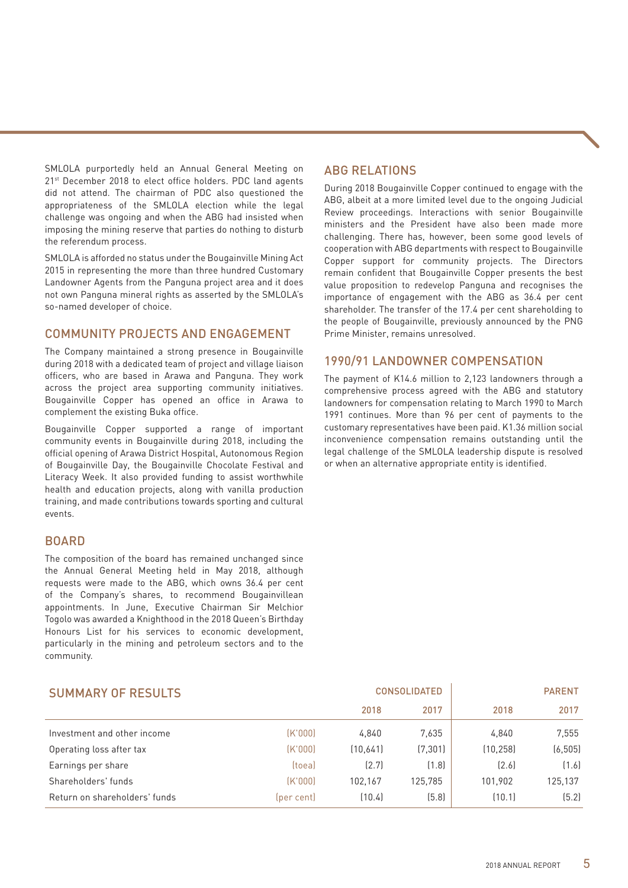SMLOLA purportedly held an Annual General Meeting on 21st December 2018 to elect office holders. PDC land agents did not attend. The chairman of PDC also questioned the appropriateness of the SMLOLA election while the legal challenge was ongoing and when the ABG had insisted when imposing the mining reserve that parties do nothing to disturb the referendum process.

SMLOLA is afforded no status under the Bougainville Mining Act 2015 in representing the more than three hundred Customary Landowner Agents from the Panguna project area and it does not own Panguna mineral rights as asserted by the SMLOLA's so-named developer of choice.

## COMMUNITY PROJECTS AND ENGAGEMENT

The Company maintained a strong presence in Bougainville during 2018 with a dedicated team of project and village liaison officers, who are based in Arawa and Panguna. They work across the project area supporting community initiatives. Bougainville Copper has opened an office in Arawa to complement the existing Buka office.

Bougainville Copper supported a range of important community events in Bougainville during 2018, including the official opening of Arawa District Hospital, Autonomous Region of Bougainville Day, the Bougainville Chocolate Festival and Literacy Week. It also provided funding to assist worthwhile health and education projects, along with vanilla production training, and made contributions towards sporting and cultural events.

## BOARD

The composition of the board has remained unchanged since the Annual General Meeting held in May 2018, although requests were made to the ABG, which owns 36.4 per cent of the Company's shares, to recommend Bougainvillean appointments. In June, Executive Chairman Sir Melchior Togolo was awarded a Knighthood in the 2018 Queen's Birthday Honours List for his services to economic development, particularly in the mining and petroleum sectors and to the community.

## ABG RELATIONS

During 2018 Bougainville Copper continued to engage with the ABG, albeit at a more limited level due to the ongoing Judicial Review proceedings. Interactions with senior Bougainville ministers and the President have also been made more challenging. There has, however, been some good levels of cooperation with ABG departments with respect to Bougainville Copper support for community projects. The Directors remain confident that Bougainville Copper presents the best value proposition to redevelop Panguna and recognises the importance of engagement with the ABG as 36.4 per cent shareholder. The transfer of the 17.4 per cent shareholding to the people of Bougainville, previously announced by the PNG Prime Minister, remains unresolved.

## 1990/91 LANDOWNER COMPENSATION

The payment of K14.6 million to 2,123 landowners through a comprehensive process agreed with the ABG and statutory landowners for compensation relating to March 1990 to March 1991 continues. More than 96 per cent of payments to the customary representatives have been paid. K1.36 million social inconvenience compensation remains outstanding until the legal challenge of the SMLOLA leadership dispute is resolved or when an alternative appropriate entity is identified.

## SUMMARY OF RESULTS

| | | CONSOLIDATED | | PARENT | |
|---|---|---|---|---|---|
| | | 2018 | 2017 | 2018 | 2017 |
| Investment and other income | (K'000) | 4,840 | 7,635 | 4,840 | 7,555 |
| Operating loss after tax | (K'000) | (10,641) | (7,301) | (10,258) | (6,505) |
| Earnings per share | (toea) | (2.7) | (1.8) | (2.6) | (1.6) |
| Shareholders' funds | (K'000) | 102,167 | 125,785 | 101,902 | 125,137 |
| Return on shareholders' funds | (per cent) | (10.4) | (5.8) | (10.1) | (5.2) |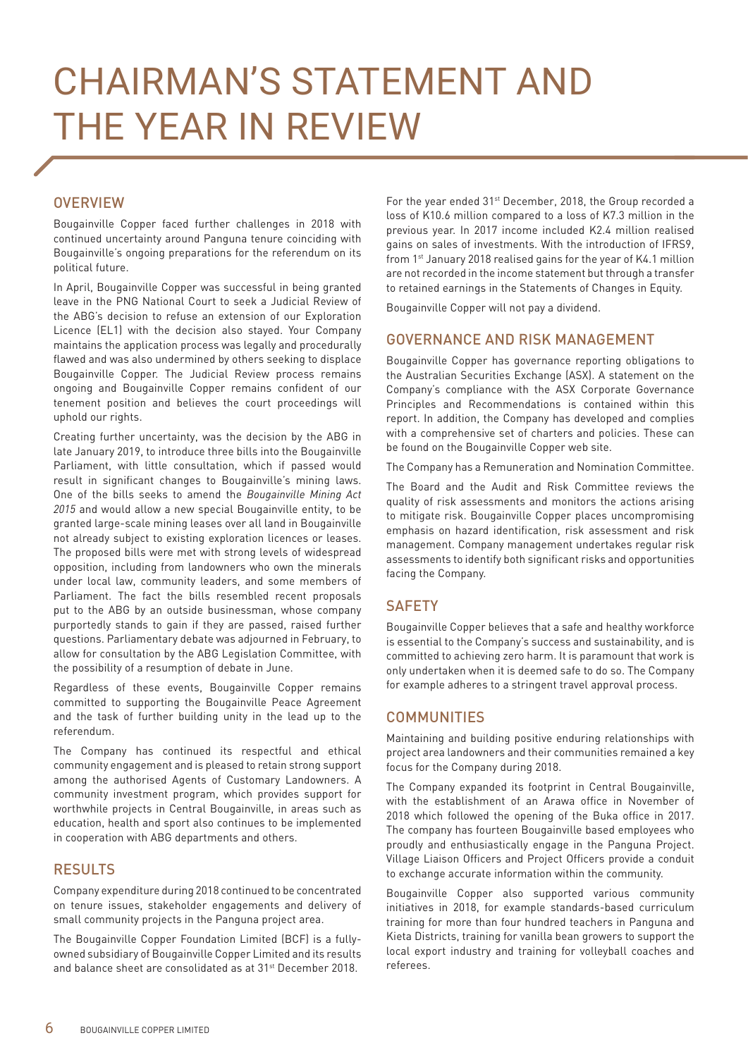# CHAIRMAN'S STATEMENT AND THE YEAR IN REVIEW

## OVERVIEW

Bougainville Copper faced further challenges in 2018 with continued uncertainty around Panguna tenure coinciding with Bougainville's ongoing preparations for the referendum on its political future.

In April, Bougainville Copper was successful in being granted leave in the PNG National Court to seek a Judicial Review of the ABG's decision to refuse an extension of our Exploration Licence (EL1) with the decision also stayed. Your Company maintains the application process was legally and procedurally flawed and was also undermined by others seeking to displace Bougainville Copper. The Judicial Review process remains ongoing and Bougainville Copper remains confident of our tenement position and believes the court proceedings will uphold our rights.

Creating further uncertainty, was the decision by the ABG in late January 2019, to introduce three bills into the Bougainville Parliament, with little consultation, which if passed would result in significant changes to Bougainville's mining laws. One of the bills seeks to amend the *Bougainville Mining Act 2015* and would allow a new special Bougainville entity, to be granted large-scale mining leases over all land in Bougainville not already subject to existing exploration licences or leases. The proposed bills were met with strong levels of widespread opposition, including from landowners who own the minerals under local law, community leaders, and some members of Parliament. The fact the bills resembled recent proposals put to the ABG by an outside businessman, whose company purportedly stands to gain if they are passed, raised further questions. Parliamentary debate was adjourned in February, to allow for consultation by the ABG Legislation Committee, with the possibility of a resumption of debate in June.

Regardless of these events, Bougainville Copper remains committed to supporting the Bougainville Peace Agreement and the task of further building unity in the lead up to the referendum.

The Company has continued its respectful and ethical community engagement and is pleased to retain strong support among the authorised Agents of Customary Landowners. A community investment program, which provides support for worthwhile projects in Central Bougainville, in areas such as education, health and sport also continues to be implemented in cooperation with ABG departments and others.

## RESULTS

Company expenditure during 2018 continued to be concentrated on tenure issues, stakeholder engagements and delivery of small community projects in the Panguna project area.

The Bougainville Copper Foundation Limited (BCF) is a fully-owned subsidiary of Bougainville Copper Limited and its results and balance sheet are consolidated as at 31st December 2018.

For the year ended 31st December, 2018, the Group recorded a loss of K10.6 million compared to a loss of K7.3 million in the previous year. In 2017 income included K2.4 million realised gains on sales of investments. With the introduction of IFRS9, from 1st January 2018 realised gains for the year of K4.1 million are not recorded in the income statement but through a transfer to retained earnings in the Statements of Changes in Equity.

Bougainville Copper will not pay a dividend.

## GOVERNANCE AND RISK MANAGEMENT

Bougainville Copper has governance reporting obligations to the Australian Securities Exchange (ASX). A statement on the Company's compliance with the ASX Corporate Governance Principles and Recommendations is contained within this report. In addition, the Company has developed and complies with a comprehensive set of charters and policies. These can be found on the Bougainville Copper web site.

The Company has a Remuneration and Nomination Committee.

The Board and the Audit and Risk Committee reviews the quality of risk assessments and monitors the actions arising to mitigate risk. Bougainville Copper places uncompromising emphasis on hazard identification, risk assessment and risk management. Company management undertakes regular risk assessments to identify both significant risks and opportunities facing the Company.

## SAFETY

Bougainville Copper believes that a safe and healthy workforce is essential to the Company's success and sustainability, and is committed to achieving zero harm. It is paramount that work is only undertaken when it is deemed safe to do so. The Company for example adheres to a stringent travel approval process.

## COMMUNITIES

Maintaining and building positive enduring relationships with project area landowners and their communities remained a key focus for the Company during 2018.

The Company expanded its footprint in Central Bougainville, with the establishment of an Arawa office in November of 2018 which followed the opening of the Buka office in 2017. The company has fourteen Bougainville based employees who proudly and enthusiastically engage in the Panguna Project. Village Liaison Officers and Project Officers provide a conduit to exchange accurate information within the community.

Bougainville Copper also supported various community initiatives in 2018, for example standards-based curriculum training for more than four hundred teachers in Panguna and Kieta Districts, training for vanilla bean growers to support the local export industry and training for volleyball coaches and referees.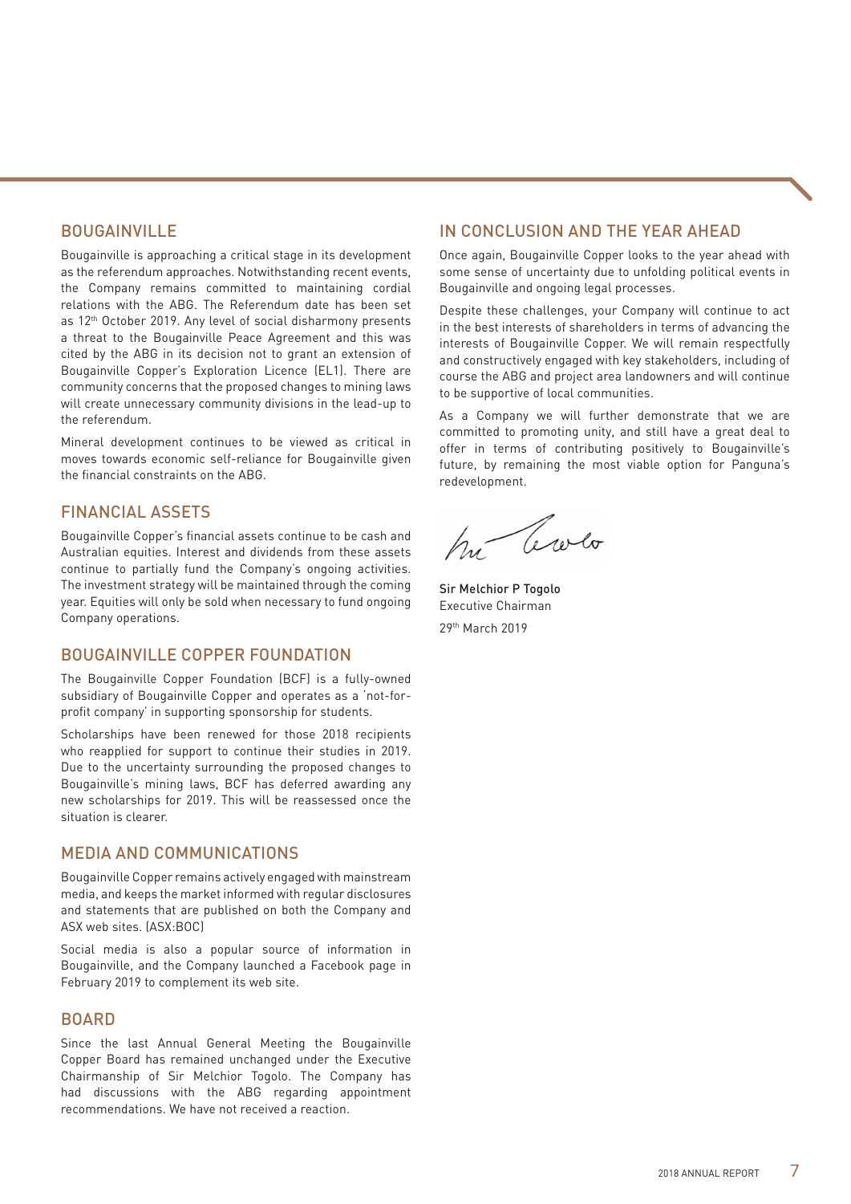## BOUGAINVILLE

Bougainville is approaching a critical stage in its development as the referendum approaches. Notwithstanding recent events, the Company remains committed to maintaining cordial relations with the ABG. The Referendum date has been set as 12th October 2019. Any level of social disharmony presents a threat to the Bougainville Peace Agreement and this was cited by the ABG in its decision not to grant an extension of Bougainville Copper's Exploration Licence (EL1). There are community concerns that the proposed changes to mining laws will create unnecessary community divisions in the lead-up to the referendum.

Mineral development continues to be viewed as critical in moves towards economic self-reliance for Bougainville given the financial constraints on the ABG.

## FINANCIAL ASSETS

Bougainville Copper's financial assets continue to be cash and Australian equities. Interest and dividends from these assets continue to partially fund the Company's ongoing activities. The investment strategy will be maintained through the coming year. Equities will only be sold when necessary to fund ongoing Company operations.

## BOUGAINVILLE COPPER FOUNDATION

The Bougainville Copper Foundation (BCF) is a fully-owned subsidiary of Bougainville Copper and operates as a 'not-for-profit company' in supporting sponsorship for students.

Scholarships have been renewed for those 2018 recipients who reapplied for support to continue their studies in 2019. Due to the uncertainty surrounding the proposed changes to Bougainville's mining laws, BCF has deferred awarding any new scholarships for 2019. This will be reassessed once the situation is clearer.

## MEDIA AND COMMUNICATIONS

Bougainville Copper remains actively engaged with mainstream media, and keeps the market informed with regular disclosures and statements that are published on both the Company and ASX web sites. (ASX:BOC)

Social media is also a popular source of information in Bougainville, and the Company launched a Facebook page in February 2019 to complement its web site.

## BOARD

Since the last Annual General Meeting the Bougainville Copper Board has remained unchanged under the Executive Chairmanship of Sir Melchior Togolo. The Company has had discussions with the ABG regarding appointment recommendations. We have not received a reaction.

## IN CONCLUSION AND THE YEAR AHEAD

Once again, Bougainville Copper looks to the year ahead with some sense of uncertainty due to unfolding political events in Bougainville and ongoing legal processes.

Despite these challenges, your Company will continue to act in the best interests of shareholders in terms of advancing the interests of Bougainville Copper. We will remain respectfully and constructively engaged with key stakeholders, including of course the ABG and project area landowners and will continue to be supportive of local communities.

As a Company we will further demonstrate that we are committed to promoting unity, and still have a great deal to offer in terms of contributing positively to Bougainville's future, by remaining the most viable option for Panguna's redevelopment.

Sir Melchior P Togolo
Executive Chairman
29th March 2019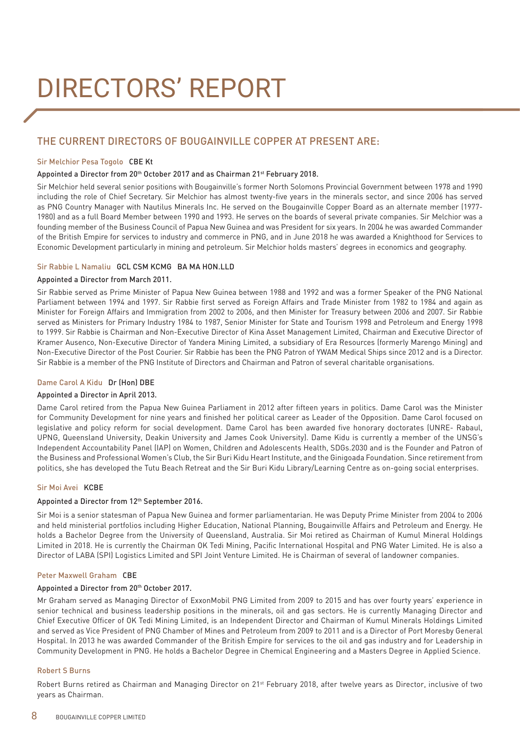# DIRECTORS' REPORT

## THE CURRENT DIRECTORS OF BOUGAINVILLE COPPER AT PRESENT ARE:

### Sir Melchior Pesa Togolo CBE Kt

**Appointed a Director from 20th October 2017 and as Chairman 21st February 2018.**

Sir Melchior held several senior positions with Bougainville's former North Solomons Provincial Government between 1978 and 1990 including the role of Chief Secretary. Sir Melchior has almost twenty-five years in the minerals sector, and since 2006 has served as PNG Country Manager with Nautilus Minerals Inc. He served on the Bougainville Copper Board as an alternate member (1977-1980) and as a full Board Member between 1990 and 1993. He serves on the boards of several private companies. Sir Melchior was a founding member of the Business Council of Papua New Guinea and was President for six years. In 2004 he was awarded Commander of the British Empire for services to industry and commerce in PNG, and in June 2018 he was awarded a Knighthood for Services to Economic Development particularly in mining and petroleum. Sir Melchior holds masters' degrees in economics and geography.

### Sir Rabbie L Namaliu GCL CSM KCMG BA MA HON.LLD

**Appointed a Director from March 2011.**

Sir Rabbie served as Prime Minister of Papua New Guinea between 1988 and 1992 and was a former Speaker of the PNG National Parliament between 1994 and 1997. Sir Rabbie first served as Foreign Affairs and Trade Minister from 1982 to 1984 and again as Minister for Foreign Affairs and Immigration from 2002 to 2006, and then Minister for Treasury between 2006 and 2007. Sir Rabbie served as Ministers for Primary Industry 1984 to 1987, Senior Minister for State and Tourism 1998 and Petroleum and Energy 1998 to 1999. Sir Rabbie is Chairman and Non-Executive Director of Kina Asset Management Limited, Chairman and Executive Director of Kramer Ausenco, Non-Executive Director of Yandera Mining Limited, a subsidiary of Era Resources (formerly Marengo Mining) and Non-Executive Director of the Post Courier. Sir Rabbie has been the PNG Patron of YWAM Medical Ships since 2012 and is a Director. Sir Rabbie is a member of the PNG Institute of Directors and Chairman and Patron of several charitable organisations.

### Dame Carol A Kidu Dr (Hon) DBE

**Appointed a Director in April 2013.**

Dame Carol retired from the Papua New Guinea Parliament in 2012 after fifteen years in politics. Dame Carol was the Minister for Community Development for nine years and finished her political career as Leader of the Opposition. Dame Carol focused on legislative and policy reform for social development. Dame Carol has been awarded five honorary doctorates (UNRE- Rabaul, UPNG, Queensland University, Deakin University and James Cook University). Dame Kidu is currently a member of the UNSG's Independent Accountability Panel (IAP) on Women, Children and Adolescents Health, SDGs.2030 and is the Founder and Patron of the Business and Professional Women's Club, the Sir Buri Kidu Heart Institute, and the Ginigoada Foundation. Since retirement from politics, she has developed the Tutu Beach Retreat and the Sir Buri Kidu Library/Learning Centre as on-going social enterprises.

### Sir Moi Avei KCBE

**Appointed a Director from 12th September 2016.**

Sir Moi is a senior statesman of Papua New Guinea and former parliamentarian. He was Deputy Prime Minister from 2004 to 2006 and held ministerial portfolios including Higher Education, National Planning, Bougainville Affairs and Petroleum and Energy. He holds a Bachelor Degree from the University of Queensland, Australia. Sir Moi retired as Chairman of Kumul Mineral Holdings Limited in 2018. He is currently the Chairman OK Tedi Mining, Pacific International Hospital and PNG Water Limited. He is also a Director of LABA (SPI) Logistics Limited and SPI Joint Venture Limited. He is Chairman of several of landowner companies.

### Peter Maxwell Graham CBE

**Appointed a Director from 20th October 2017.**

Mr Graham served as Managing Director of ExxonMobil PNG Limited from 2009 to 2015 and has over fourty years' experience in senior technical and business leadership positions in the minerals, oil and gas sectors. He is currently Managing Director and Chief Executive Officer of OK Tedi Mining Limited, is an Independent Director and Chairman of Kumul Minerals Holdings Limited and served as Vice President of PNG Chamber of Mines and Petroleum from 2009 to 2011 and is a Director of Port Moresby General Hospital. In 2013 he was awarded Commander of the British Empire for services to the oil and gas industry and for Leadership in Community Development in PNG. He holds a Bachelor Degree in Chemical Engineering and a Masters Degree in Applied Science.

### Robert S Burns

Robert Burns retired as Chairman and Managing Director on 21st February 2018, after twelve years as Director, inclusive of two years as Chairman.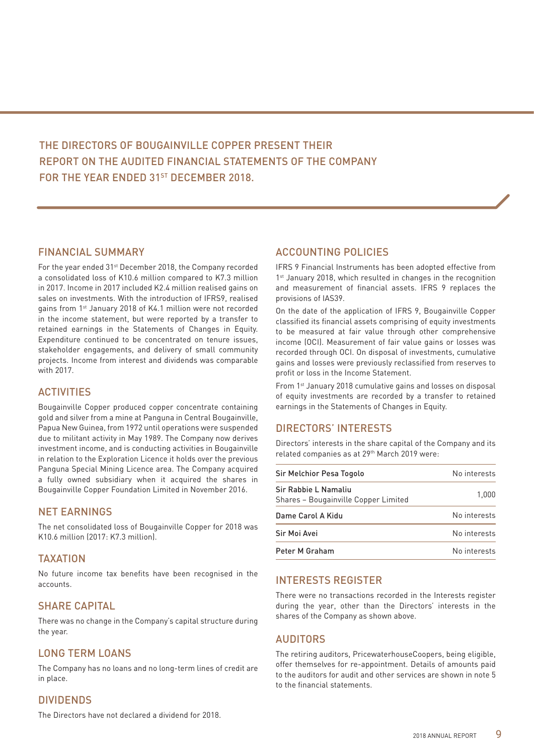# THE DIRECTORS OF BOUGAINVILLE COPPER PRESENT THEIR REPORT ON THE AUDITED FINANCIAL STATEMENTS OF THE COMPANY FOR THE YEAR ENDED 31ST DECEMBER 2018.

## FINANCIAL SUMMARY

For the year ended 31st December 2018, the Company recorded a consolidated loss of K10.6 million compared to K7.3 million in 2017. Income in 2017 included K2.4 million realised gains on sales on investments. With the introduction of IFRS9, realised gains from 1st January 2018 of K4.1 million were not recorded in the income statement, but were reported by a transfer to retained earnings in the Statements of Changes in Equity. Expenditure continued to be concentrated on tenure issues, stakeholder engagements, and delivery of small community projects. Income from interest and dividends was comparable with 2017.

## ACTIVITIES

Bougainville Copper produced copper concentrate containing gold and silver from a mine at Panguna in Central Bougainville, Papua New Guinea, from 1972 until operations were suspended due to militant activity in May 1989. The Company now derives investment income, and is conducting activities in Bougainville in relation to the Exploration Licence it holds over the previous Panguna Special Mining Licence area. The Company acquired a fully owned subsidiary when it acquired the shares in Bougainville Copper Foundation Limited in November 2016.

## NET EARNINGS

The net consolidated loss of Bougainville Copper for 2018 was K10.6 million (2017: K7.3 million).

## TAXATION

No future income tax benefits have been recognised in the accounts.

## SHARE CAPITAL

There was no change in the Company's capital structure during the year.

## LONG TERM LOANS

The Company has no loans and no long-term lines of credit are in place.

## DIVIDENDS

The Directors have not declared a dividend for 2018.

## ACCOUNTING POLICIES

IFRS 9 Financial Instruments has been adopted effective from 1st January 2018, which resulted in changes in the recognition and measurement of financial assets. IFRS 9 replaces the provisions of IAS39.

On the date of the application of IFRS 9, Bougainville Copper classified its financial assets comprising of equity investments to be measured at fair value through other comprehensive income (OCI). Measurement of fair value gains or losses was recorded through OCI. On disposal of investments, cumulative gains and losses were previously reclassified from reserves to profit or loss in the Income Statement.

From 1st January 2018 cumulative gains and losses on disposal of equity investments are recorded by a transfer to retained earnings in the Statements of Changes in Equity.

## DIRECTORS' INTERESTS

Directors' interests in the share capital of the Company and its related companies as at 29th March 2019 were:

| Director | Interests |
|---|---|
| Sir Melchior Pesa Togolo | No interests |
| Sir Rabbie L Namaliu<br>Shares – Bougainville Copper Limited | 1,000 |
| Dame Carol A Kidu | No interests |
| Sir Moi Avei | No interests |
| Peter M Graham | No interests |

## INTERESTS REGISTER

There were no transactions recorded in the Interests register during the year, other than the Directors' interests in the shares of the Company as shown above.

## AUDITORS

The retiring auditors, PricewaterhouseCoopers, being eligible, offer themselves for re-appointment. Details of amounts paid to the auditors for audit and other services are shown in note 5 to the financial statements.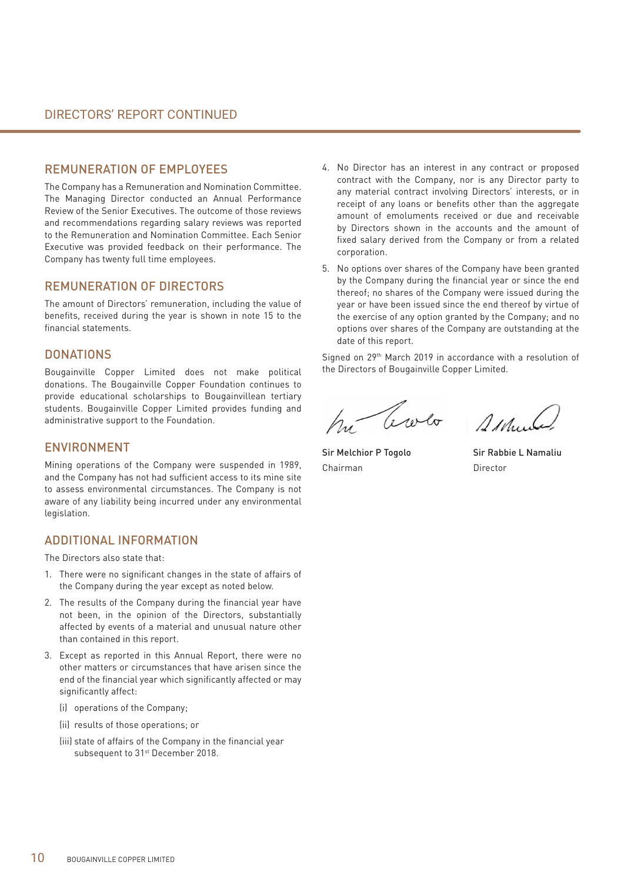# DIRECTORS' REPORT CONTINUED

## REMUNERATION OF EMPLOYEES

The Company has a Remuneration and Nomination Committee. The Managing Director conducted an Annual Performance Review of the Senior Executives. The outcome of those reviews and recommendations regarding salary reviews was reported to the Remuneration and Nomination Committee. Each Senior Executive was provided feedback on their performance. The Company has twenty full time employees.

## REMUNERATION OF DIRECTORS

The amount of Directors' remuneration, including the value of benefits, received during the year is shown in note 15 to the financial statements.

## DONATIONS

Bougainville Copper Limited does not make political donations. The Bougainville Copper Foundation continues to provide educational scholarships to Bougainvillean tertiary students. Bougainville Copper Limited provides funding and administrative support to the Foundation.

## ENVIRONMENT

Mining operations of the Company were suspended in 1989, and the Company has not had sufficient access to its mine site to assess environmental circumstances. The Company is not aware of any liability being incurred under any environmental legislation.

## ADDITIONAL INFORMATION

The Directors also state that:

1. There were no significant changes in the state of affairs of the Company during the year except as noted below.
2. The results of the Company during the financial year have not been, in the opinion of the Directors, substantially affected by events of a material and unusual nature other than contained in this report.
3. Except as reported in this Annual Report, there were no other matters or circumstances that have arisen since the end of the financial year which significantly affected or may significantly affect:
   (i) operations of the Company;
   (ii) results of those operations; or
   (iii) state of affairs of the Company in the financial year subsequent to 31st December 2018.
4. No Director has an interest in any contract or proposed contract with the Company, nor is any Director party to any material contract involving Directors' interests, or in receipt of any loans or benefits other than the aggregate amount of emoluments received or due and receivable by Directors shown in the accounts and the amount of fixed salary derived from the Company or from a related corporation.
5. No options over shares of the Company have been granted by the Company during the financial year or since the end thereof; no shares of the Company were issued during the year or have been issued since the end thereof by virtue of the exercise of any option granted by the Company; and no options over shares of the Company are outstanding at the date of this report.

Signed on 29th March 2019 in accordance with a resolution of the Directors of Bougainville Copper Limited.

**Sir Melchior P Togolo**
Chairman

**Sir Rabbie L Namaliu**
Director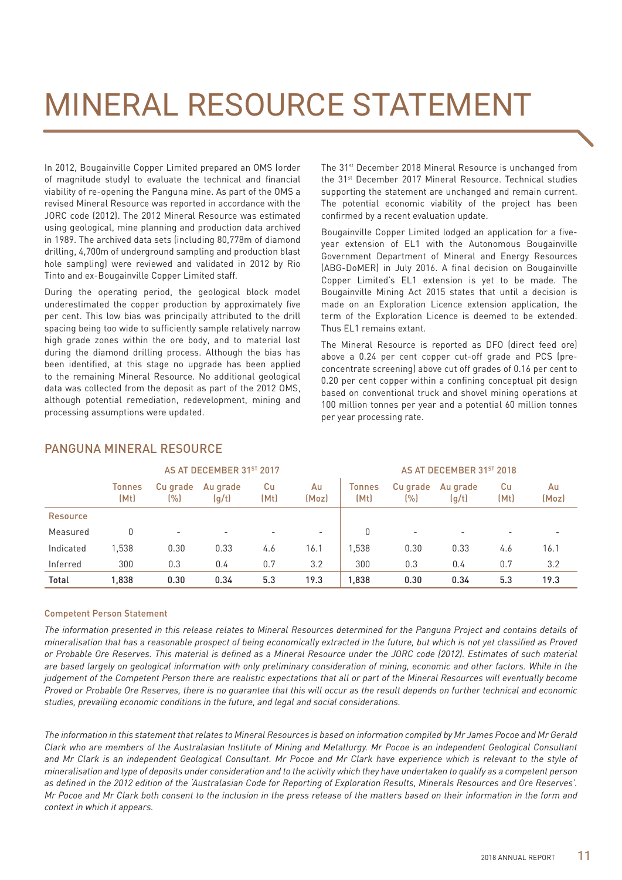# MINERAL RESOURCE STATEMENT

In 2012, Bougainville Copper Limited prepared an OMS (order of magnitude study) to evaluate the technical and financial viability of re-opening the Panguna mine. As part of the OMS a revised Mineral Resource was reported in accordance with the JORC code (2012). The 2012 Mineral Resource was estimated using geological, mine planning and production data archived in 1989. The archived data sets (including 80,778m of diamond drilling, 4,700m of underground sampling and production blast hole sampling) were reviewed and validated in 2012 by Rio Tinto and ex-Bougainville Copper Limited staff.

During the operating period, the geological block model underestimated the copper production by approximately five per cent. This low bias was principally attributed to the drill spacing being too wide to sufficiently sample relatively narrow high grade zones within the ore body, and to material lost during the diamond drilling process. Although the bias has been identified, at this stage no upgrade has been applied to the remaining Mineral Resource. No additional geological data was collected from the deposit as part of the 2012 OMS, although potential remediation, redevelopment, mining and processing assumptions were updated.

The 31st December 2018 Mineral Resource is unchanged from the 31st December 2017 Mineral Resource. Technical studies supporting the statement are unchanged and remain current. The potential economic viability of the project has been confirmed by a recent evaluation update.

Bougainville Copper Limited lodged an application for a five-year extension of EL1 with the Autonomous Bougainville Government Department of Mineral and Energy Resources (ABG-DoMER) in July 2016. A final decision on Bougainville Copper Limited's EL1 extension is yet to be made. The Bougainville Mining Act 2015 states that until a decision is made on an Exploration Licence extension application, the term of the Exploration Licence is deemed to be extended. Thus EL1 remains extant.

The Mineral Resource is reported as DFO (direct feed ore) above a 0.24 per cent copper cut-off grade and PCS (pre-concentrate screening) above cut off grades of 0.16 per cent to 0.20 per cent copper within a confining conceptual pit design based on conventional truck and shovel mining operations at 100 million tonnes per year and a potential 60 million tonnes per year processing rate.

## PANGUNA MINERAL RESOURCE

| | AS AT DECEMBER 31ST 2017 | | | | | AS AT DECEMBER 31ST 2018 | | | | |
|---|---|---|---|---|---|---|---|---|---|---|
| | Tonnes (Mt) | Cu grade (%) | Au grade (g/t) | Cu (Mt) | Au (Moz) | Tonnes (Mt) | Cu grade (%) | Au grade (g/t) | Cu (Mt) | Au (Moz) |
| Resource | | | | | | | | | | |
| Measured | 0 | - | - | - | - | 0 | - | - | - | - |
| Indicated | 1,538 | 0.30 | 0.33 | 4.6 | 16.1 | 1,538 | 0.30 | 0.33 | 4.6 | 16.1 |
| Inferred | 300 | 0.3 | 0.4 | 0.7 | 3.2 | 300 | 0.3 | 0.4 | 0.7 | 3.2 |
| **Total** | **1,838** | **0.30** | **0.34** | **5.3** | **19.3** | **1,838** | **0.30** | **0.34** | **5.3** | **19.3** |

### Competent Person Statement

*The information presented in this release relates to Mineral Resources determined for the Panguna Project and contains details of mineralisation that has a reasonable prospect of being economically extracted in the future, but which is not yet classified as Proved or Probable Ore Reserves. This material is defined as a Mineral Resource under the JORC code (2012). Estimates of such material are based largely on geological information with only preliminary consideration of mining, economic and other factors. While in the judgement of the Competent Person there are realistic expectations that all or part of the Mineral Resources will eventually become Proved or Probable Ore Reserves, there is no guarantee that this will occur as the result depends on further technical and economic studies, prevailing economic conditions in the future, and legal and social considerations.*

*The information in this statement that relates to Mineral Resources is based on information compiled by Mr James Pocoe and Mr Gerald Clark who are members of the Australasian Institute of Mining and Metallurgy. Mr Pocoe is an independent Geological Consultant and Mr Clark is an independent Geological Consultant. Mr Pocoe and Mr Clark have experience which is relevant to the style of mineralisation and type of deposits under consideration and to the activity which they have undertaken to qualify as a competent person as defined in the 2012 edition of the 'Australasian Code for Reporting of Exploration Results, Minerals Resources and Ore Reserves'. Mr Pocoe and Mr Clark both consent to the inclusion in the press release of the matters based on their information in the form and context in which it appears.*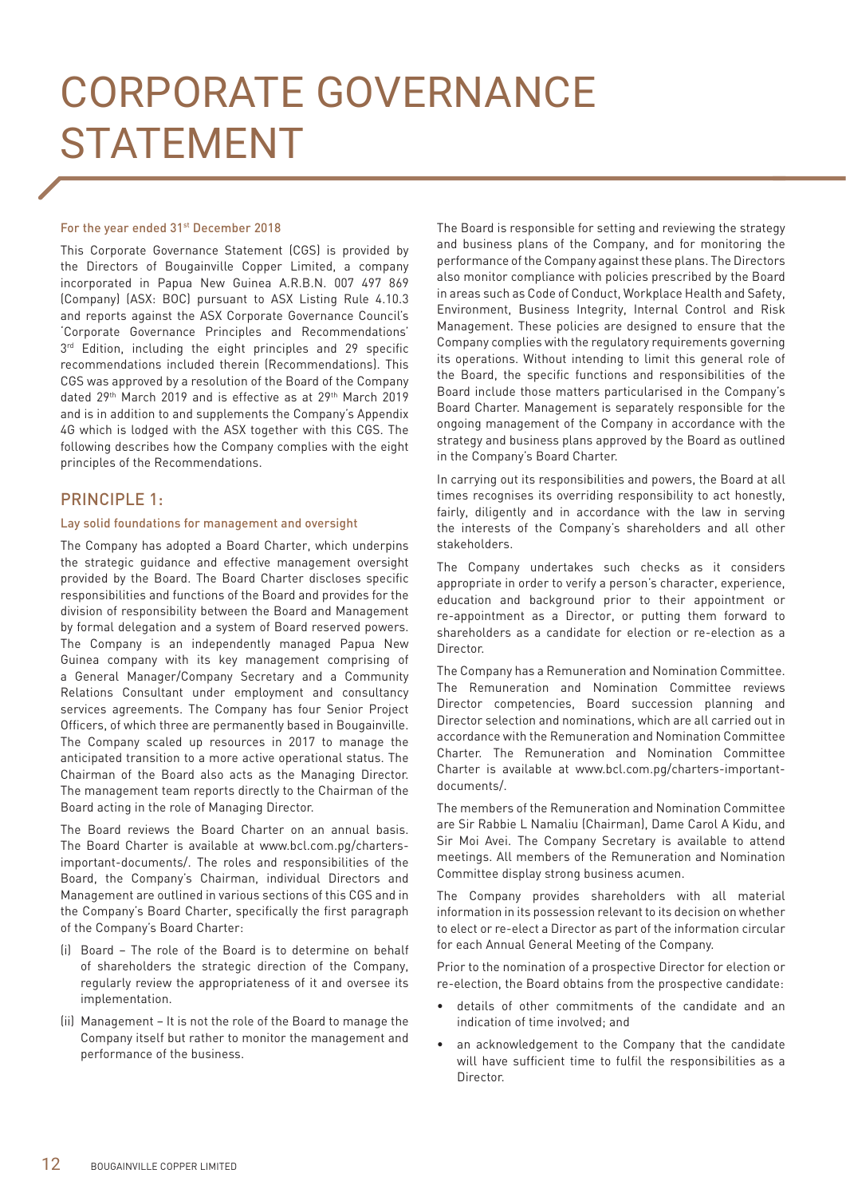# CORPORATE GOVERNANCE STATEMENT

For the year ended 31st December 2018

This Corporate Governance Statement (CGS) is provided by the Directors of Bougainville Copper Limited, a company incorporated in Papua New Guinea A.R.B.N. 007 497 869 (Company) (ASX: BOC) pursuant to ASX Listing Rule 4.10.3 and reports against the ASX Corporate Governance Council's 'Corporate Governance Principles and Recommendations' 3rd Edition, including the eight principles and 29 specific recommendations included therein (Recommendations). This CGS was approved by a resolution of the Board of the Company dated 29th March 2019 and is effective as at 29th March 2019 and is in addition to and supplements the Company's Appendix 4G which is lodged with the ASX together with this CGS. The following describes how the Company complies with the eight principles of the Recommendations.

## PRINCIPLE 1:

### Lay solid foundations for management and oversight

The Company has adopted a Board Charter, which underpins the strategic guidance and effective management oversight provided by the Board. The Board Charter discloses specific responsibilities and functions of the Board and provides for the division of responsibility between the Board and Management by formal delegation and a system of Board reserved powers. The Company is an independently managed Papua New Guinea company with its key management comprising of a General Manager/Company Secretary and a Community Relations Consultant under employment and consultancy services agreements. The Company has four Senior Project Officers, of which three are permanently based in Bougainville. The Company scaled up resources in 2017 to manage the anticipated transition to a more active operational status. The Chairman of the Board also acts as the Managing Director. The management team reports directly to the Chairman of the Board acting in the role of Managing Director.

The Board reviews the Board Charter on an annual basis. The Board Charter is available at www.bcl.com.pg/charters-important-documents/. The roles and responsibilities of the Board, the Company's Chairman, individual Directors and Management are outlined in various sections of this CGS and in the Company's Board Charter, specifically the first paragraph of the Company's Board Charter:

(i) Board – The role of the Board is to determine on behalf of shareholders the strategic direction of the Company, regularly review the appropriateness of it and oversee its implementation.

(ii) Management – It is not the role of the Board to manage the Company itself but rather to monitor the management and performance of the business.

The Board is responsible for setting and reviewing the strategy and business plans of the Company, and for monitoring the performance of the Company against these plans. The Directors also monitor compliance with policies prescribed by the Board in areas such as Code of Conduct, Workplace Health and Safety, Environment, Business Integrity, Internal Control and Risk Management. These policies are designed to ensure that the Company complies with the regulatory requirements governing its operations. Without intending to limit this general role of the Board, the specific functions and responsibilities of the Board include those matters particularised in the Company's Board Charter. Management is separately responsible for the ongoing management of the Company in accordance with the strategy and business plans approved by the Board as outlined in the Company's Board Charter.

In carrying out its responsibilities and powers, the Board at all times recognises its overriding responsibility to act honestly, fairly, diligently and in accordance with the law in serving the interests of the Company's shareholders and all other stakeholders.

The Company undertakes such checks as it considers appropriate in order to verify a person's character, experience, education and background prior to their appointment or re-appointment as a Director, or putting them forward to shareholders as a candidate for election or re-election as a Director.

The Company has a Remuneration and Nomination Committee. The Remuneration and Nomination Committee reviews Director competencies, Board succession planning and Director selection and nominations, which are all carried out in accordance with the Remuneration and Nomination Committee Charter. The Remuneration and Nomination Committee Charter is available at www.bcl.com.pg/charters-important-documents/.

The members of the Remuneration and Nomination Committee are Sir Rabbie L Namaliu (Chairman), Dame Carol A Kidu, and Sir Moi Avei. The Company Secretary is available to attend meetings. All members of the Remuneration and Nomination Committee display strong business acumen.

The Company provides shareholders with all material information in its possession relevant to its decision on whether to elect or re-elect a Director as part of the information circular for each Annual General Meeting of the Company.

Prior to the nomination of a prospective Director for election or re-election, the Board obtains from the prospective candidate:

- details of other commitments of the candidate and an indication of time involved; and
- an acknowledgement to the Company that the candidate will have sufficient time to fulfil the responsibilities as a Director.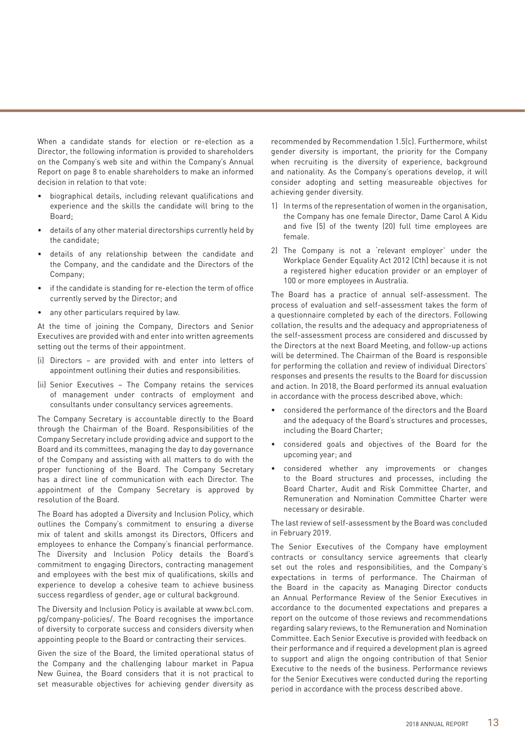When a candidate stands for election or re-election as a Director, the following information is provided to shareholders on the Company's web site and within the Company's Annual Report on page 8 to enable shareholders to make an informed decision in relation to that vote:

- biographical details, including relevant qualifications and experience and the skills the candidate will bring to the Board;
- details of any other material directorships currently held by the candidate;
- details of any relationship between the candidate and the Company, and the candidate and the Directors of the Company;
- if the candidate is standing for re-election the term of office currently served by the Director; and
- any other particulars required by law.

At the time of joining the Company, Directors and Senior Executives are provided with and enter into written agreements setting out the terms of their appointment.

(i) Directors – are provided with and enter into letters of appointment outlining their duties and responsibilities.

(ii) Senior Executives – The Company retains the services of management under contracts of employment and consultants under consultancy services agreements.

The Company Secretary is accountable directly to the Board through the Chairman of the Board. Responsibilities of the Company Secretary include providing advice and support to the Board and its committees, managing the day to day governance of the Company and assisting with all matters to do with the proper functioning of the Board. The Company Secretary has a direct line of communication with each Director. The appointment of the Company Secretary is approved by resolution of the Board.

The Board has adopted a Diversity and Inclusion Policy, which outlines the Company's commitment to ensuring a diverse mix of talent and skills amongst its Directors, Officers and employees to enhance the Company's financial performance. The Diversity and Inclusion Policy details the Board's commitment to engaging Directors, contracting management and employees with the best mix of qualifications, skills and experience to develop a cohesive team to achieve business success regardless of gender, age or cultural background.

The Diversity and Inclusion Policy is available at www.bcl.com.pg/company-policies/. The Board recognises the importance of diversity to corporate success and considers diversity when appointing people to the Board or contracting their services.

Given the size of the Board, the limited operational status of the Company and the challenging labour market in Papua New Guinea, the Board considers that it is not practical to set measurable objectives for achieving gender diversity as recommended by Recommendation 1.5(c). Furthermore, whilst gender diversity is important, the priority for the Company when recruiting is the diversity of experience, background and nationality. As the Company's operations develop, it will consider adopting and setting measureable objectives for achieving gender diversity.

1) In terms of the representation of women in the organisation, the Company has one female Director, Dame Carol A Kidu and five (5) of the twenty (20) full time employees are female.
2) The Company is not a 'relevant employer' under the Workplace Gender Equality Act 2012 (Cth) because it is not a registered higher education provider or an employer of 100 or more employees in Australia.

The Board has a practice of annual self-assessment. The process of evaluation and self-assessment takes the form of a questionnaire completed by each of the directors. Following collation, the results and the adequacy and appropriateness of the self-assessment process are considered and discussed by the Directors at the next Board Meeting, and follow-up actions will be determined. The Chairman of the Board is responsible for performing the collation and review of individual Directors' responses and presents the results to the Board for discussion and action. In 2018, the Board performed its annual evaluation in accordance with the process described above, which:

- considered the performance of the directors and the Board and the adequacy of the Board's structures and processes, including the Board Charter;
- considered goals and objectives of the Board for the upcoming year; and
- considered whether any improvements or changes to the Board structures and processes, including the Board Charter, Audit and Risk Committee Charter, and Remuneration and Nomination Committee Charter were necessary or desirable.

The last review of self-assessment by the Board was concluded in February 2019.

The Senior Executives of the Company have employment contracts or consultancy service agreements that clearly set out the roles and responsibilities, and the Company's expectations in terms of performance. The Chairman of the Board in the capacity as Managing Director conducts an Annual Performance Review of the Senior Executives in accordance to the documented expectations and prepares a report on the outcome of those reviews and recommendations regarding salary reviews, to the Remuneration and Nomination Committee. Each Senior Executive is provided with feedback on their performance and if required a development plan is agreed to support and align the ongoing contribution of that Senior Executive to the needs of the business. Performance reviews for the Senior Executives were conducted during the reporting period in accordance with the process described above.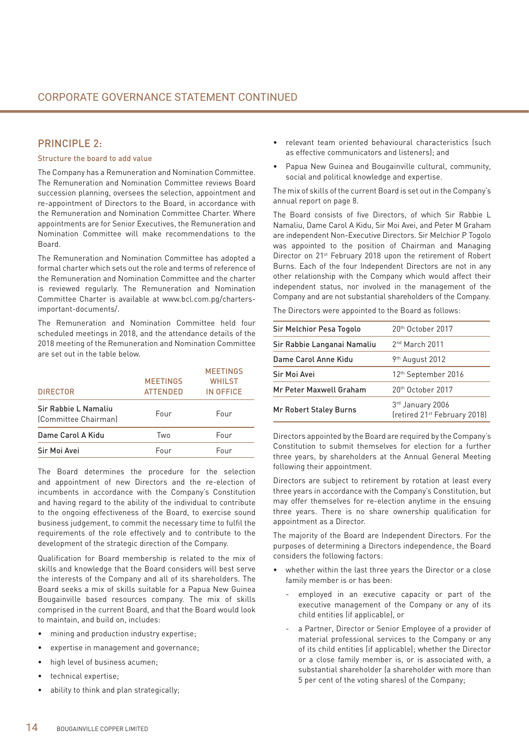## PRINCIPLE 2:

### Structure the board to add value

The Company has a Remuneration and Nomination Committee. The Remuneration and Nomination Committee reviews Board succession planning, oversees the selection, appointment and re-appointment of Directors to the Board, in accordance with the Remuneration and Nomination Committee Charter. Where appointments are for Senior Executives, the Remuneration and Nomination Committee will make recommendations to the Board.

The Remuneration and Nomination Committee has adopted a formal charter which sets out the role and terms of reference of the Remuneration and Nomination Committee and the charter is reviewed regularly. The Remuneration and Nomination Committee Charter is available at www.bcl.com.pg/charters-important-documents/.

The Remuneration and Nomination Committee held four scheduled meetings in 2018, and the attendance details of the 2018 meeting of the Remuneration and Nomination Committee are set out in the table below.

| DIRECTOR | MEETINGS ATTENDED | MEETINGS WHILST IN OFFICE |
|---|---|---|
| Sir Rabbie L Namaliu (Committee Chairman) | Four | Four |
| Dame Carol A Kidu | Two | Four |
| Sir Moi Avei | Four | Four |

The Board determines the procedure for the selection and appointment of new Directors and the re-election of incumbents in accordance with the Company's Constitution and having regard to the ability of the individual to contribute to the ongoing effectiveness of the Board, to exercise sound business judgement, to commit the necessary time to fulfil the requirements of the role effectively and to contribute to the development of the strategic direction of the Company.

Qualification for Board membership is related to the mix of skills and knowledge that the Board considers will best serve the interests of the Company and all of its shareholders. The Board seeks a mix of skills suitable for a Papua New Guinea Bougainville based resources company. The mix of skills comprised in the current Board, and that the Board would look to maintain, and build on, includes:

- mining and production industry expertise;
- expertise in management and governance;
- high level of business acumen;
- technical expertise;
- ability to think and plan strategically;
- relevant team oriented behavioural characteristics (such as effective communicators and listeners); and
- Papua New Guinea and Bougainville cultural, community, social and political knowledge and expertise.

The mix of skills of the current Board is set out in the Company's annual report on page 8.

The Board consists of five Directors, of which Sir Rabbie L Namaliu, Dame Carol A Kidu, Sir Moi Avei, and Peter M Graham are independent Non-Executive Directors. Sir Melchior P Togolo was appointed to the position of Chairman and Managing Director on 21st February 2018 upon the retirement of Robert Burns. Each of the four Independent Directors are not in any other relationship with the Company which would affect their independent status, nor involved in the management of the Company and are not substantial shareholders of the Company.

The Directors were appointed to the Board as follows:

| | |
|---|---|
| Sir Melchior Pesa Togolo | 20th October 2017 |
| Sir Rabbie Langanai Namaliu | 2nd March 2011 |
| Dame Carol Anne Kidu | 9th August 2012 |
| Sir Moi Avei | 12th September 2016 |
| Mr Peter Maxwell Graham | 20th October 2017 |
| Mr Robert Staley Burns | 3rd January 2006 (retired 21st February 2018) |

Directors appointed by the Board are required by the Company's Constitution to submit themselves for election for a further three years, by shareholders at the Annual General Meeting following their appointment.

Directors are subject to retirement by rotation at least every three years in accordance with the Company's Constitution, but may offer themselves for re-election anytime in the ensuing three years. There is no share ownership qualification for appointment as a Director.

The majority of the Board are Independent Directors. For the purposes of determining a Directors independence, the Board considers the following factors:

- whether within the last three years the Director or a close family member is or has been:
  - employed in an executive capacity or part of the executive management of the Company or any of its child entities (if applicable), or
  - a Partner, Director or Senior Employee of a provider of material professional services to the Company or any of its child entities (if applicable); whether the Director or a close family member is, or is associated with, a substantial shareholder (a shareholder with more than 5 per cent of the voting shares) of the Company;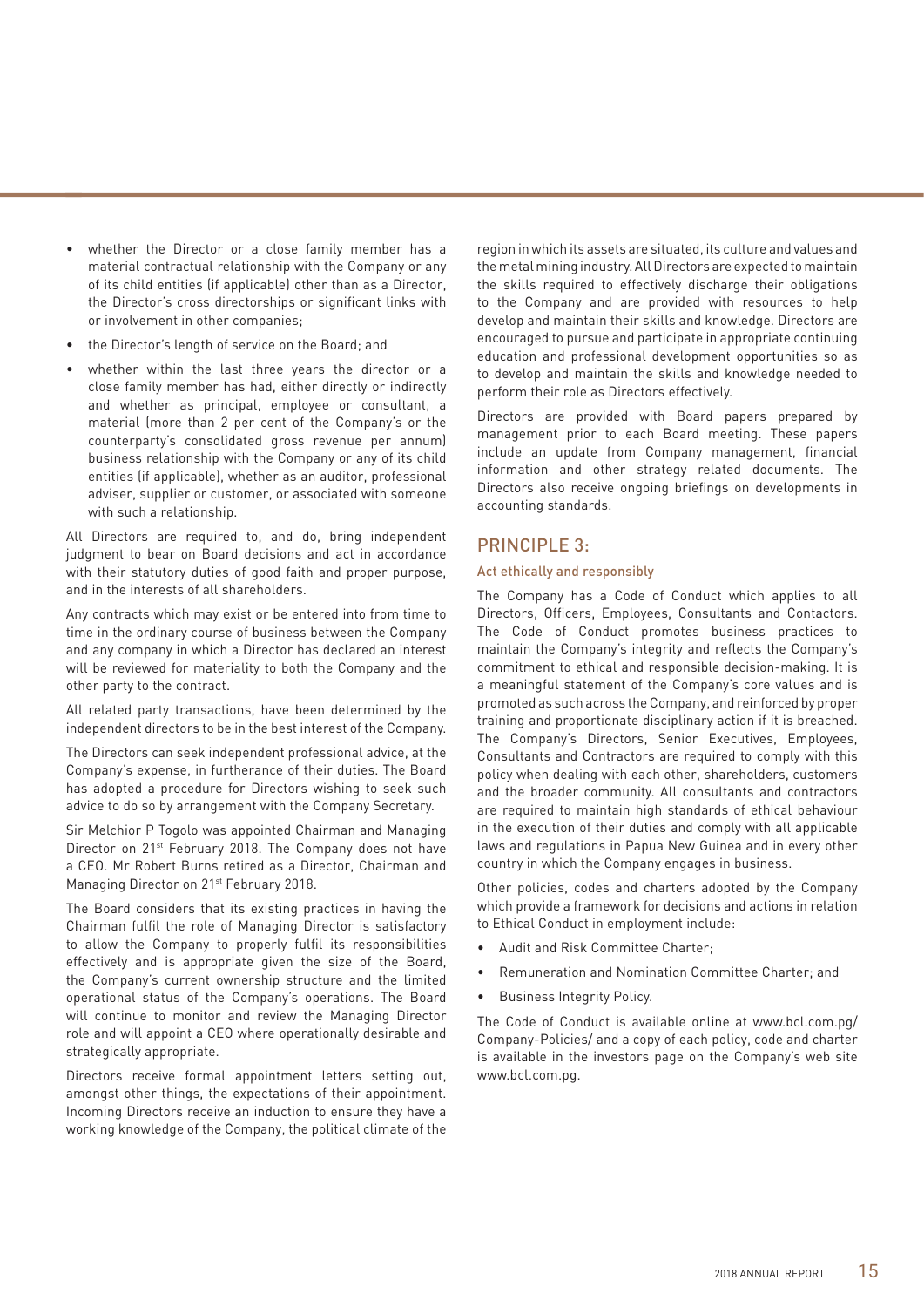- whether the Director or a close family member has a material contractual relationship with the Company or any of its child entities (if applicable) other than as a Director, the Director's cross directorships or significant links with or involvement in other companies;
- the Director's length of service on the Board; and
- whether within the last three years the director or a close family member has had, either directly or indirectly and whether as principal, employee or consultant, a material (more than 2 per cent of the Company's or the counterparty's consolidated gross revenue per annum) business relationship with the Company or any of its child entities (if applicable), whether as an auditor, professional adviser, supplier or customer, or associated with someone with such a relationship.

All Directors are required to, and do, bring independent judgment to bear on Board decisions and act in accordance with their statutory duties of good faith and proper purpose, and in the interests of all shareholders.

Any contracts which may exist or be entered into from time to time in the ordinary course of business between the Company and any company in which a Director has declared an interest will be reviewed for materiality to both the Company and the other party to the contract.

All related party transactions, have been determined by the independent directors to be in the best interest of the Company.

The Directors can seek independent professional advice, at the Company's expense, in furtherance of their duties. The Board has adopted a procedure for Directors wishing to seek such advice to do so by arrangement with the Company Secretary.

Sir Melchior P Togolo was appointed Chairman and Managing Director on 21st February 2018. The Company does not have a CEO. Mr Robert Burns retired as a Director, Chairman and Managing Director on 21st February 2018.

The Board considers that its existing practices in having the Chairman fulfil the role of Managing Director is satisfactory to allow the Company to properly fulfil its responsibilities effectively and is appropriate given the size of the Board, the Company's current ownership structure and the limited operational status of the Company's operations. The Board will continue to monitor and review the Managing Director role and will appoint a CEO where operationally desirable and strategically appropriate.

Directors receive formal appointment letters setting out, amongst other things, the expectations of their appointment. Incoming Directors receive an induction to ensure they have a working knowledge of the Company, the political climate of the region in which its assets are situated, its culture and values and the metal mining industry. All Directors are expected to maintain the skills required to effectively discharge their obligations to the Company and are provided with resources to help develop and maintain their skills and knowledge. Directors are encouraged to pursue and participate in appropriate continuing education and professional development opportunities so as to develop and maintain the skills and knowledge needed to perform their role as Directors effectively.

Directors are provided with Board papers prepared by management prior to each Board meeting. These papers include an update from Company management, financial information and other strategy related documents. The Directors also receive ongoing briefings on developments in accounting standards.

## PRINCIPLE 3:

### Act ethically and responsibly

The Company has a Code of Conduct which applies to all Directors, Officers, Employees, Consultants and Contactors. The Code of Conduct promotes business practices to maintain the Company's integrity and reflects the Company's commitment to ethical and responsible decision-making. It is a meaningful statement of the Company's core values and is promoted as such across the Company, and reinforced by proper training and proportionate disciplinary action if it is breached. The Company's Directors, Senior Executives, Employees, Consultants and Contractors are required to comply with this policy when dealing with each other, shareholders, customers and the broader community. All consultants and contractors are required to maintain high standards of ethical behaviour in the execution of their duties and comply with all applicable laws and regulations in Papua New Guinea and in every other country in which the Company engages in business.

Other policies, codes and charters adopted by the Company which provide a framework for decisions and actions in relation to Ethical Conduct in employment include:

- Audit and Risk Committee Charter;
- Remuneration and Nomination Committee Charter; and
- Business Integrity Policy.

The Code of Conduct is available online at www.bcl.com.pg/Company-Policies/ and a copy of each policy, code and charter is available in the investors page on the Company's web site www.bcl.com.pg.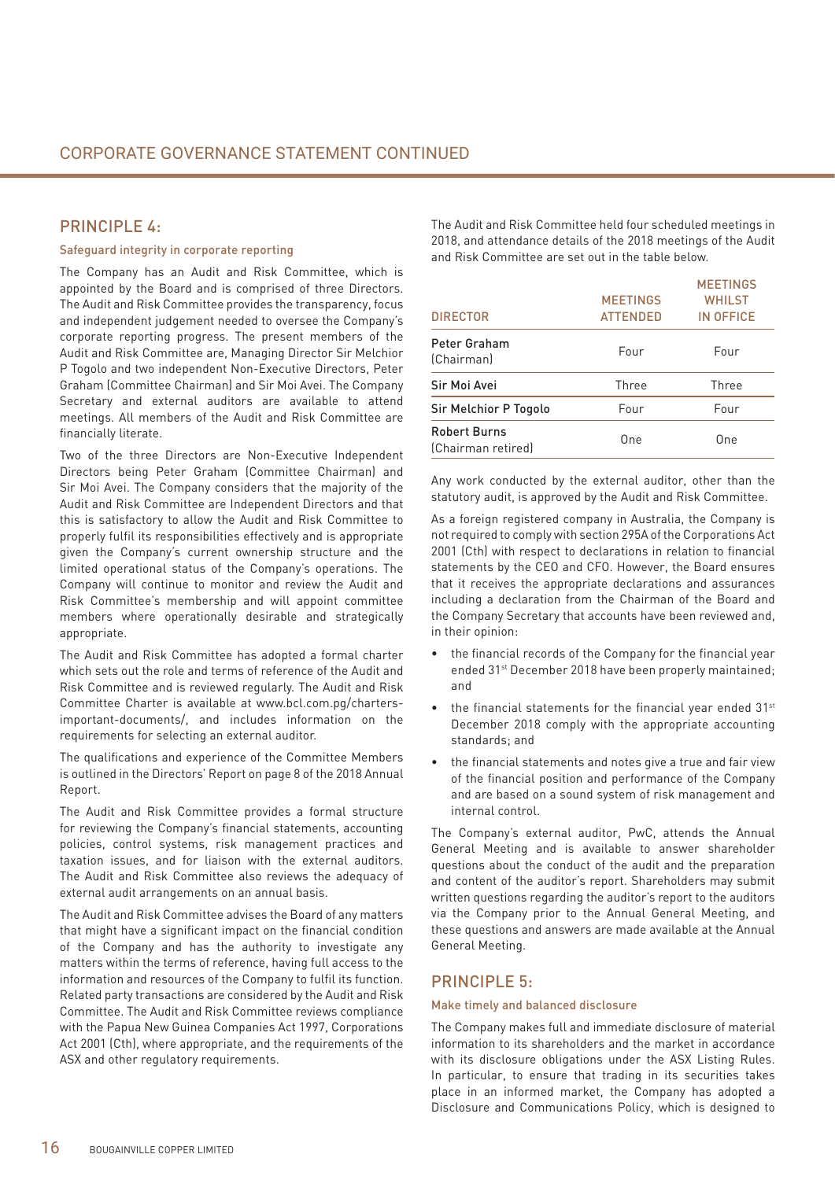# CORPORATE GOVERNANCE STATEMENT CONTINUED

## PRINCIPLE 4:

### Safeguard integrity in corporate reporting

The Company has an Audit and Risk Committee, which is appointed by the Board and is comprised of three Directors. The Audit and Risk Committee provides the transparency, focus and independent judgement needed to oversee the Company's corporate reporting progress. The present members of the Audit and Risk Committee are, Managing Director Sir Melchior P Togolo and two independent Non-Executive Directors, Peter Graham (Committee Chairman) and Sir Moi Avei. The Company Secretary and external auditors are available to attend meetings. All members of the Audit and Risk Committee are financially literate.

Two of the three Directors are Non-Executive Independent Directors being Peter Graham (Committee Chairman) and Sir Moi Avei. The Company considers that the majority of the Audit and Risk Committee are Independent Directors and that this is satisfactory to allow the Audit and Risk Committee to properly fulfil its responsibilities effectively and is appropriate given the Company's current ownership structure and the limited operational status of the Company's operations. The Company will continue to monitor and review the Audit and Risk Committee's membership and will appoint committee members where operationally desirable and strategically appropriate.

The Audit and Risk Committee has adopted a formal charter which sets out the role and terms of reference of the Audit and Risk Committee and is reviewed regularly. The Audit and Risk Committee Charter is available at www.bcl.com.pg/charters-important-documents/, and includes information on the requirements for selecting an external auditor.

The qualifications and experience of the Committee Members is outlined in the Directors' Report on page 8 of the 2018 Annual Report.

The Audit and Risk Committee provides a formal structure for reviewing the Company's financial statements, accounting policies, control systems, risk management practices and taxation issues, and for liaison with the external auditors. The Audit and Risk Committee also reviews the adequacy of external audit arrangements on an annual basis.

The Audit and Risk Committee advises the Board of any matters that might have a significant impact on the financial condition of the Company and has the authority to investigate any matters within the terms of reference, having full access to the information and resources of the Company to fulfil its function. Related party transactions are considered by the Audit and Risk Committee. The Audit and Risk Committee reviews compliance with the Papua New Guinea Companies Act 1997, Corporations Act 2001 (Cth), where appropriate, and the requirements of the ASX and other regulatory requirements.

The Audit and Risk Committee held four scheduled meetings in 2018, and attendance details of the 2018 meetings of the Audit and Risk Committee are set out in the table below.

| DIRECTOR | MEETINGS ATTENDED | MEETINGS WHILST IN OFFICE |
|---|---|---|
| Peter Graham (Chairman) | Four | Four |
| Sir Moi Avei | Three | Three |
| Sir Melchior P Togolo | Four | Four |
| Robert Burns (Chairman retired) | One | One |

Any work conducted by the external auditor, other than the statutory audit, is approved by the Audit and Risk Committee.

As a foreign registered company in Australia, the Company is not required to comply with section 295A of the Corporations Act 2001 (Cth) with respect to declarations in relation to financial statements by the CEO and CFO. However, the Board ensures that it receives the appropriate declarations and assurances including a declaration from the Chairman of the Board and the Company Secretary that accounts have been reviewed and, in their opinion:

- the financial records of the Company for the financial year ended 31st December 2018 have been properly maintained; and
- the financial statements for the financial year ended 31st December 2018 comply with the appropriate accounting standards; and
- the financial statements and notes give a true and fair view of the financial position and performance of the Company and are based on a sound system of risk management and internal control.

The Company's external auditor, PwC, attends the Annual General Meeting and is available to answer shareholder questions about the conduct of the audit and the preparation and content of the auditor's report. Shareholders may submit written questions regarding the auditor's report to the auditors via the Company prior to the Annual General Meeting, and these questions and answers are made available at the Annual General Meeting.

## PRINCIPLE 5:

### Make timely and balanced disclosure

The Company makes full and immediate disclosure of material information to its shareholders and the market in accordance with its disclosure obligations under the ASX Listing Rules. In particular, to ensure that trading in its securities takes place in an informed market, the Company has adopted a Disclosure and Communications Policy, which is designed to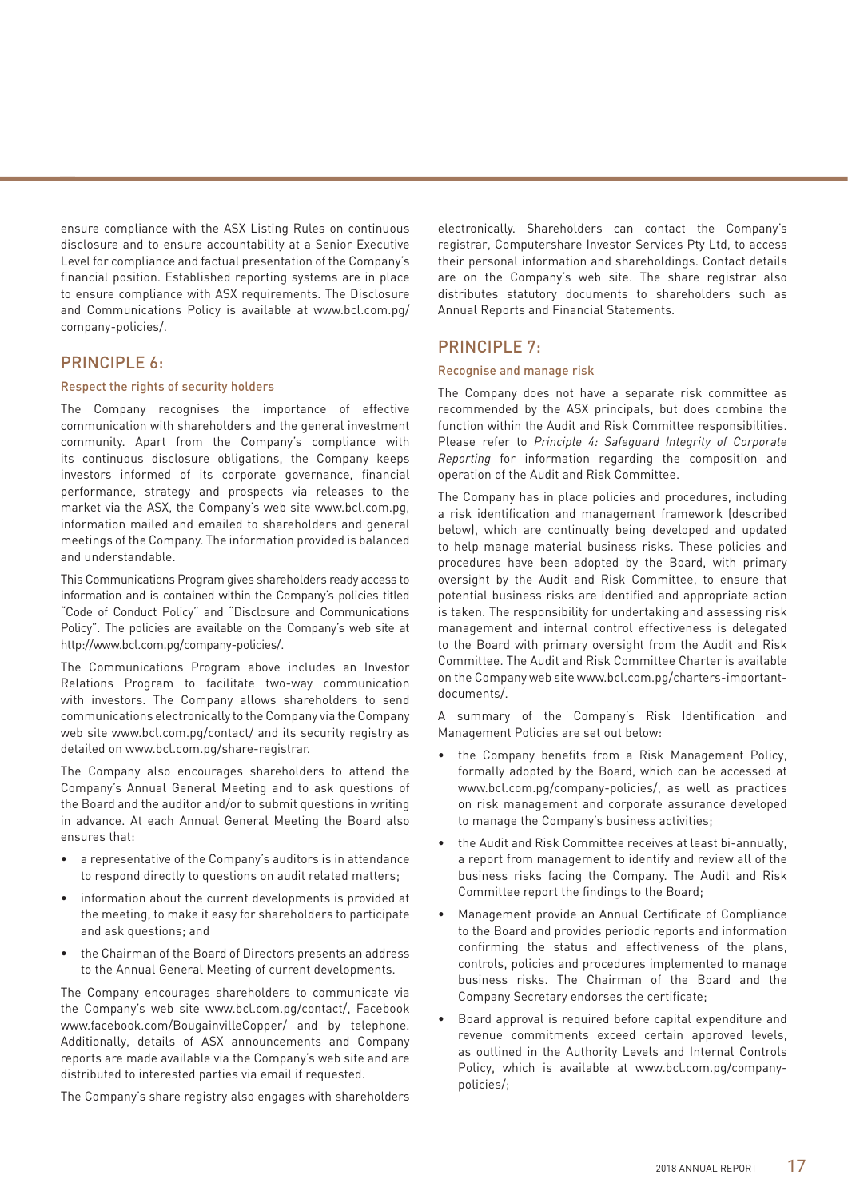ensure compliance with the ASX Listing Rules on continuous disclosure and to ensure accountability at a Senior Executive Level for compliance and factual presentation of the Company's financial position. Established reporting systems are in place to ensure compliance with ASX requirements. The Disclosure and Communications Policy is available at www.bcl.com.pg/company-policies/.

## PRINCIPLE 6:

### Respect the rights of security holders

The Company recognises the importance of effective communication with shareholders and the general investment community. Apart from the Company's compliance with its continuous disclosure obligations, the Company keeps investors informed of its corporate governance, financial performance, strategy and prospects via releases to the market via the ASX, the Company's web site www.bcl.com.pg, information mailed and emailed to shareholders and general meetings of the Company. The information provided is balanced and understandable.

This Communications Program gives shareholders ready access to information and is contained within the Company's policies titled "Code of Conduct Policy" and "Disclosure and Communications Policy". The policies are available on the Company's web site at http://www.bcl.com.pg/company-policies/.

The Communications Program above includes an Investor Relations Program to facilitate two-way communication with investors. The Company allows shareholders to send communications electronically to the Company via the Company web site www.bcl.com.pg/contact/ and its security registry as detailed on www.bcl.com.pg/share-registrar.

The Company also encourages shareholders to attend the Company's Annual General Meeting and to ask questions of the Board and the auditor and/or to submit questions in writing in advance. At each Annual General Meeting the Board also ensures that:

- a representative of the Company's auditors is in attendance to respond directly to questions on audit related matters;
- information about the current developments is provided at the meeting, to make it easy for shareholders to participate and ask questions; and
- the Chairman of the Board of Directors presents an address to the Annual General Meeting of current developments.

The Company encourages shareholders to communicate via the Company's web site www.bcl.com.pg/contact/, Facebook www.facebook.com/BougainvilleCopper/ and by telephone. Additionally, details of ASX announcements and Company reports are made available via the Company's web site and are distributed to interested parties via email if requested.

The Company's share registry also engages with shareholders electronically. Shareholders can contact the Company's registrar, Computershare Investor Services Pty Ltd, to access their personal information and shareholdings. Contact details are on the Company's web site. The share registrar also distributes statutory documents to shareholders such as Annual Reports and Financial Statements.

## PRINCIPLE 7:

### Recognise and manage risk

The Company does not have a separate risk committee as recommended by the ASX principals, but does combine the function within the Audit and Risk Committee responsibilities. Please refer to *Principle 4: Safeguard Integrity of Corporate Reporting* for information regarding the composition and operation of the Audit and Risk Committee.

The Company has in place policies and procedures, including a risk identification and management framework (described below), which are continually being developed and updated to help manage material business risks. These policies and procedures have been adopted by the Board, with primary oversight by the Audit and Risk Committee, to ensure that potential business risks are identified and appropriate action is taken. The responsibility for undertaking and assessing risk management and internal control effectiveness is delegated to the Board with primary oversight from the Audit and Risk Committee. The Audit and Risk Committee Charter is available on the Company web site www.bcl.com.pg/charters-important-documents/.

A summary of the Company's Risk Identification and Management Policies are set out below:

- the Company benefits from a Risk Management Policy, formally adopted by the Board, which can be accessed at www.bcl.com.pg/company-policies/, as well as practices on risk management and corporate assurance developed to manage the Company's business activities;
- the Audit and Risk Committee receives at least bi-annually, a report from management to identify and review all of the business risks facing the Company. The Audit and Risk Committee report the findings to the Board;
- Management provide an Annual Certificate of Compliance to the Board and provides periodic reports and information confirming the status and effectiveness of the plans, controls, policies and procedures implemented to manage business risks. The Chairman of the Board and the Company Secretary endorses the certificate;
- Board approval is required before capital expenditure and revenue commitments exceed certain approved levels, as outlined in the Authority Levels and Internal Controls Policy, which is available at www.bcl.com.pg/company-policies/;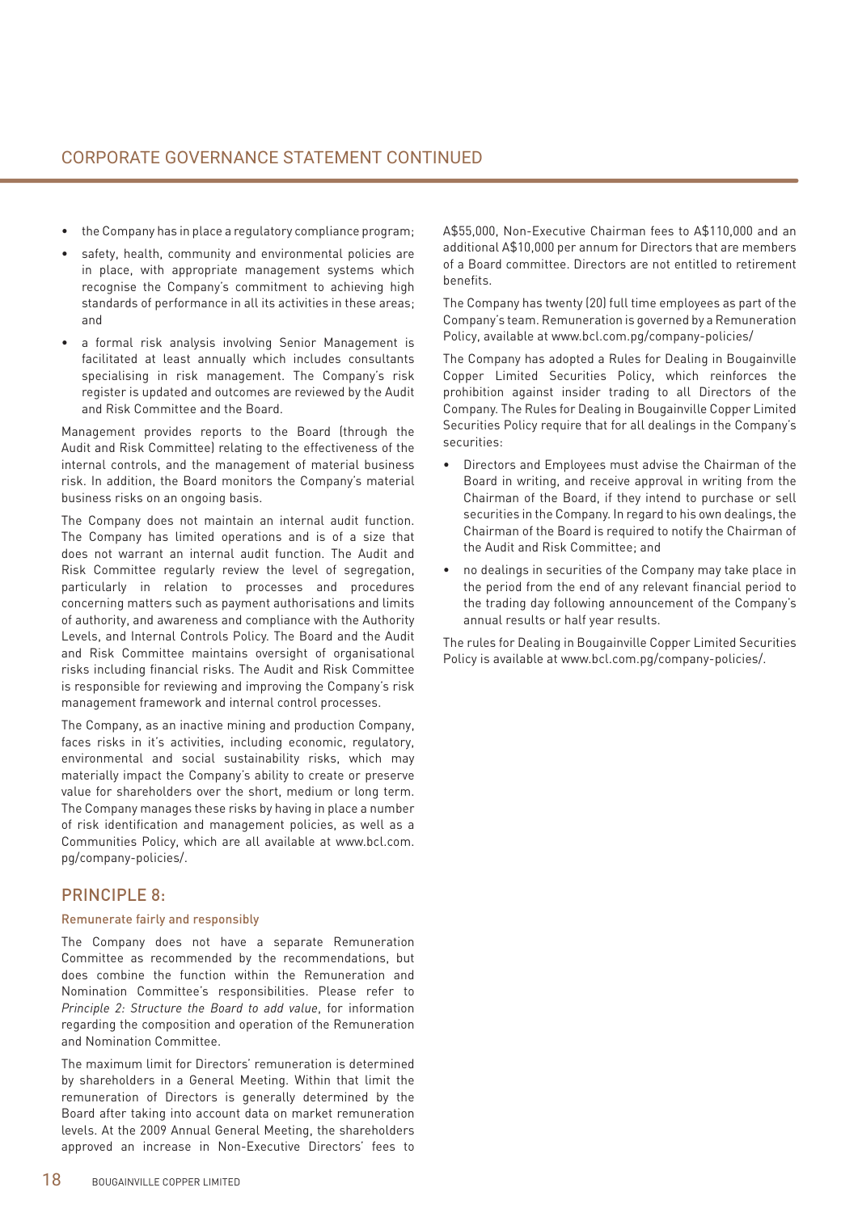- the Company has in place a regulatory compliance program;
- safety, health, community and environmental policies are in place, with appropriate management systems which recognise the Company's commitment to achieving high standards of performance in all its activities in these areas; and
- a formal risk analysis involving Senior Management is facilitated at least annually which includes consultants specialising in risk management. The Company's risk register is updated and outcomes are reviewed by the Audit and Risk Committee and the Board.

Management provides reports to the Board (through the Audit and Risk Committee) relating to the effectiveness of the internal controls, and the management of material business risk. In addition, the Board monitors the Company's material business risks on an ongoing basis.

The Company does not maintain an internal audit function. The Company has limited operations and is of a size that does not warrant an internal audit function. The Audit and Risk Committee regularly review the level of segregation, particularly in relation to processes and procedures concerning matters such as payment authorisations and limits of authority, and awareness and compliance with the Authority Levels, and Internal Controls Policy. The Board and the Audit and Risk Committee maintains oversight of organisational risks including financial risks. The Audit and Risk Committee is responsible for reviewing and improving the Company's risk management framework and internal control processes.

The Company, as an inactive mining and production Company, faces risks in it's activities, including economic, regulatory, environmental and social sustainability risks, which may materially impact the Company's ability to create or preserve value for shareholders over the short, medium or long term. The Company manages these risks by having in place a number of risk identification and management policies, as well as a Communities Policy, which are all available at www.bcl.com.pg/company-policies/.

## PRINCIPLE 8:

### Remunerate fairly and responsibly

The Company does not have a separate Remuneration Committee as recommended by the recommendations, but does combine the function within the Remuneration and Nomination Committee's responsibilities. Please refer to *Principle 2: Structure the Board to add value*, for information regarding the composition and operation of the Remuneration and Nomination Committee.

The maximum limit for Directors' remuneration is determined by shareholders in a General Meeting. Within that limit the remuneration of Directors is generally determined by the Board after taking into account data on market remuneration levels. At the 2009 Annual General Meeting, the shareholders approved an increase in Non-Executive Directors' fees to A$55,000, Non-Executive Chairman fees to A$110,000 and an additional A$10,000 per annum for Directors that are members of a Board committee. Directors are not entitled to retirement benefits.

The Company has twenty (20) full time employees as part of the Company's team. Remuneration is governed by a Remuneration Policy, available at www.bcl.com.pg/company-policies/

The Company has adopted a Rules for Dealing in Bougainville Copper Limited Securities Policy, which reinforces the prohibition against insider trading to all Directors of the Company. The Rules for Dealing in Bougainville Copper Limited Securities Policy require that for all dealings in the Company's securities:

- Directors and Employees must advise the Chairman of the Board in writing, and receive approval in writing from the Chairman of the Board, if they intend to purchase or sell securities in the Company. In regard to his own dealings, the Chairman of the Board is required to notify the Chairman of the Audit and Risk Committee; and
- no dealings in securities of the Company may take place in the period from the end of any relevant financial period to the trading day following announcement of the Company's annual results or half year results.

The rules for Dealing in Bougainville Copper Limited Securities Policy is available at www.bcl.com.pg/company-policies/.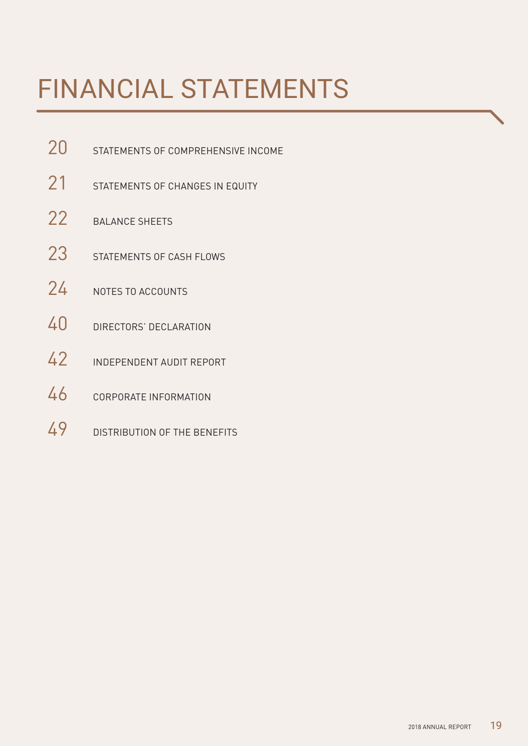# FINANCIAL STATEMENTS

| | |
|---|---|
| 20 | STATEMENTS OF COMPREHENSIVE INCOME |
| 21 | STATEMENTS OF CHANGES IN EQUITY |
| 22 | BALANCE SHEETS |
| 23 | STATEMENTS OF CASH FLOWS |
| 24 | NOTES TO ACCOUNTS |
| 40 | DIRECTORS' DECLARATION |
| 42 | INDEPENDENT AUDIT REPORT |
| 46 | CORPORATE INFORMATION |
| 49 | DISTRIBUTION OF THE BENEFITS |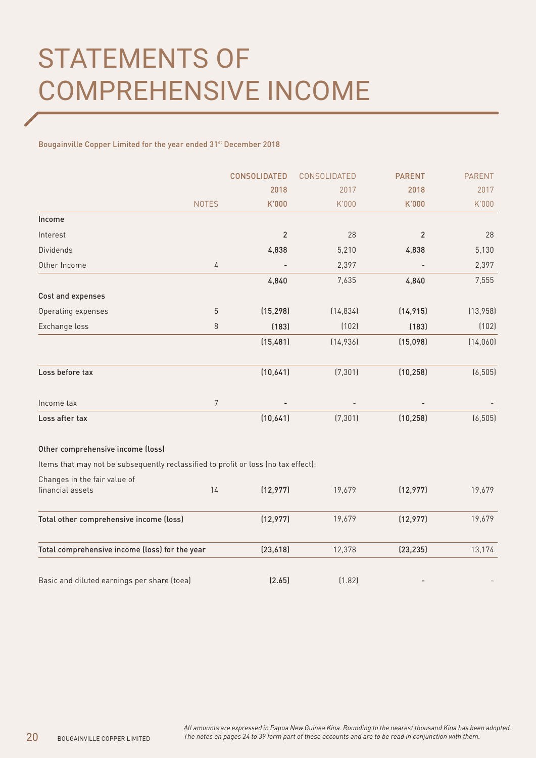# STATEMENTS OF COMPREHENSIVE INCOME

Bougainville Copper Limited for the year ended 31st December 2018

| | NOTES | CONSOLIDATED 2018 K'000 | CONSOLIDATED 2017 K'000 | PARENT 2018 K'000 | PARENT 2017 K'000 |
|---|---|---|---|---|---|
| **Income** | | | | | |
| Interest | | 2 | 28 | 2 | 28 |
| Dividends | | 4,838 | 5,210 | 4,838 | 5,130 |
| Other Income | 4 | - | 2,397 | - | 2,397 |
| | | 4,840 | 7,635 | 4,840 | 7,555 |
| **Cost and expenses** | | | | | |
| Operating expenses | 5 | (15,298) | (14,834) | (14,915) | (13,958) |
| Exchange loss | 8 | (183) | (102) | (183) | (102) |
| | | (15,481) | (14,936) | (15,098) | (14,060) |
| **Loss before tax** | | (10,641) | (7,301) | (10,258) | (6,505) |
| Income tax | 7 | - | - | - | - |
| **Loss after tax** | | (10,641) | (7,301) | (10,258) | (6,505) |
| **Other comprehensive income (loss)** | | | | | |
| Items that may not be subsequently reclassified to profit or loss (no tax effect): | | | | | |
| Changes in the fair value of financial assets | 14 | (12,977) | 19,679 | (12,977) | 19,679 |
| **Total other comprehensive income (loss)** | | (12,977) | 19,679 | (12,977) | 19,679 |
| **Total comprehensive income (loss) for the year** | | (23,618) | 12,378 | (23,235) | 13,174 |
| Basic and diluted earnings per share (toea) | | (2.65) | (1.82) | - | - |

*All amounts are expressed in Papua New Guinea Kina. Rounding to the nearest thousand Kina has been adopted. The notes on pages 24 to 39 form part of these accounts and are to be read in conjunction with them.*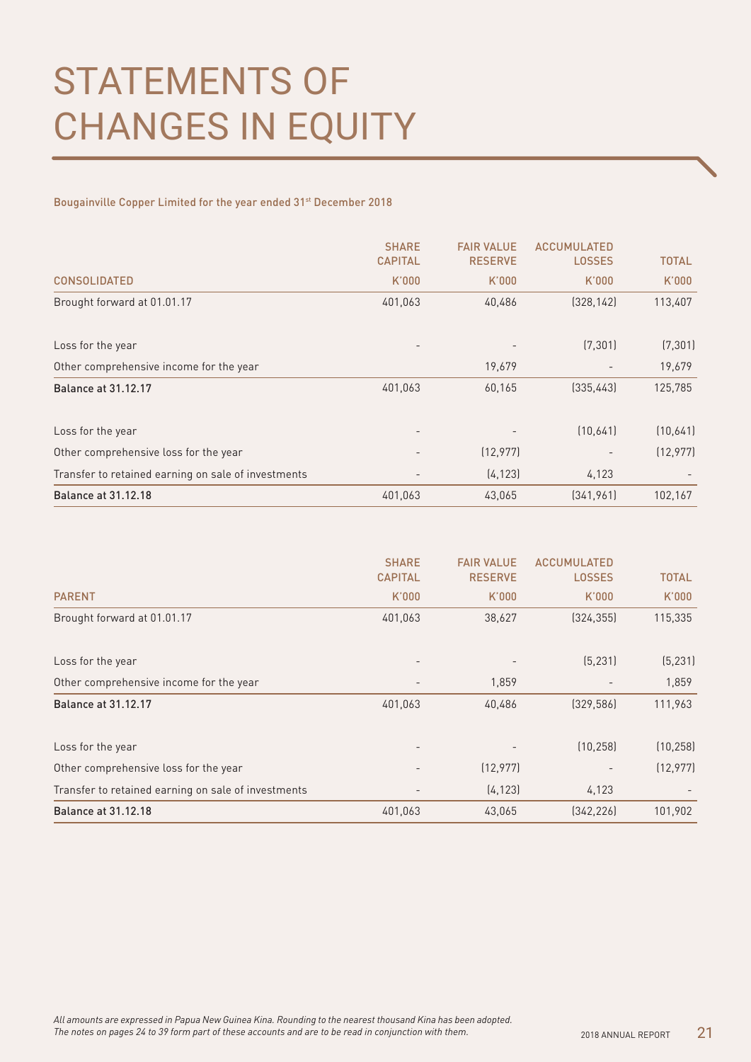# STATEMENTS OF CHANGES IN EQUITY

Bougainville Copper Limited for the year ended 31st December 2018

| CONSOLIDATED | SHARE CAPITAL K'000 | FAIR VALUE RESERVE K'000 | ACCUMULATED LOSSES K'000 | TOTAL K'000 |
|---|---|---|---|---|
| Brought forward at 01.01.17 | 401,063 | 40,486 | (328,142) | 113,407 |
| Loss for the year | - | - | (7,301) | (7,301) |
| Other comprehensive income for the year | | 19,679 | - | 19,679 |
| **Balance at 31.12.17** | 401,063 | 60,165 | (335,443) | 125,785 |
| Loss for the year | - | - | (10,641) | (10,641) |
| Other comprehensive loss for the year | - | (12,977) | - | (12,977) |
| Transfer to retained earning on sale of investments | - | (4,123) | 4,123 | - |
| **Balance at 31.12.18** | 401,063 | 43,065 | (341,961) | 102,167 |

| PARENT | SHARE CAPITAL K'000 | FAIR VALUE RESERVE K'000 | ACCUMULATED LOSSES K'000 | TOTAL K'000 |
|---|---|---|---|---|
| Brought forward at 01.01.17 | 401,063 | 38,627 | (324,355) | 115,335 |
| Loss for the year | - | - | (5,231) | (5,231) |
| Other comprehensive income for the year | - | 1,859 | - | 1,859 |
| **Balance at 31.12.17** | 401,063 | 40,486 | (329,586) | 111,963 |
| Loss for the year | - | - | (10,258) | (10,258) |
| Other comprehensive loss for the year | - | (12,977) | - | (12,977) |
| Transfer to retained earning on sale of investments | - | (4,123) | 4,123 | - |
| **Balance at 31.12.18** | 401,063 | 43,065 | (342,226) | 101,902 |

*All amounts are expressed in Papua New Guinea Kina. Rounding to the nearest thousand Kina has been adopted.*
*The notes on pages 24 to 39 form part of these accounts and are to be read in conjunction with them.*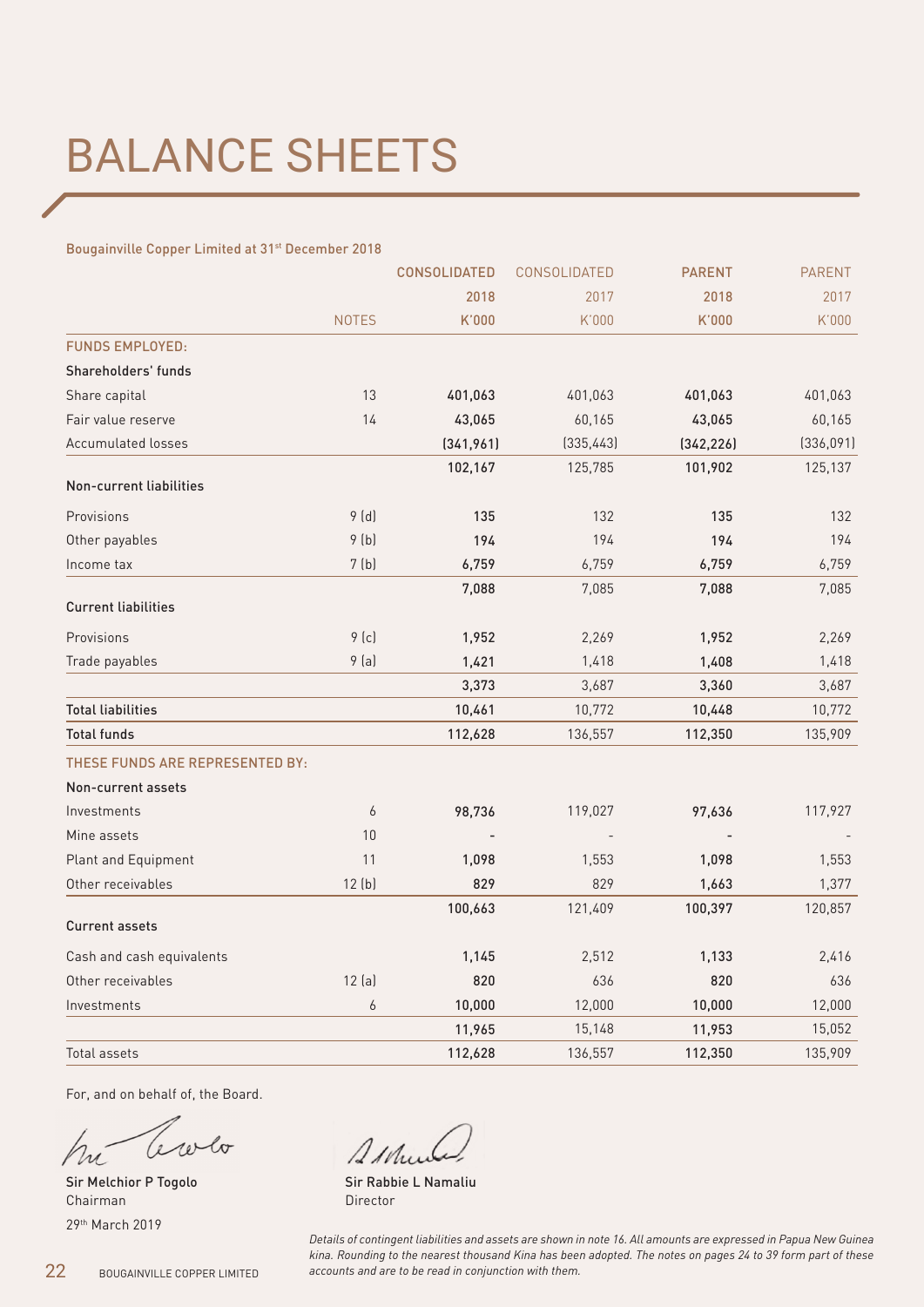# BALANCE SHEETS

Bougainville Copper Limited at 31st December 2018

| | NOTES | CONSOLIDATED 2018 K'000 | CONSOLIDATED 2017 K'000 | PARENT 2018 K'000 | PARENT 2017 K'000 |
|---|---|---|---|---|---|
| **FUNDS EMPLOYED:** | | | | | |
| **Shareholders' funds** | | | | | |
| Share capital | 13 | **401,063** | 401,063 | **401,063** | 401,063 |
| Fair value reserve | 14 | **43,065** | 60,165 | **43,065** | 60,165 |
| Accumulated losses | | **(341,961)** | (335,443) | **(342,226)** | (336,091) |
| | | **102,167** | 125,785 | **101,902** | 125,137 |
| **Non-current liabilities** | | | | | |
| Provisions | 9 (d) | **135** | 132 | **135** | 132 |
| Other payables | 9 (b) | **194** | 194 | **194** | 194 |
| Income tax | 7 (b) | **6,759** | 6,759 | **6,759** | 6,759 |
| | | **7,088** | 7,085 | **7,088** | 7,085 |
| **Current liabilities** | | | | | |
| Provisions | 9 (c) | **1,952** | 2,269 | **1,952** | 2,269 |
| Trade payables | 9 (a) | **1,421** | 1,418 | **1,408** | 1,418 |
| | | **3,373** | 3,687 | **3,360** | 3,687 |
| **Total liabilities** | | **10,461** | 10,772 | **10,448** | 10,772 |
| **Total funds** | | **112,628** | 136,557 | **112,350** | 135,909 |
| **THESE FUNDS ARE REPRESENTED BY:** | | | | | |
| **Non-current assets** | | | | | |
| Investments | 6 | **98,736** | 119,027 | **97,636** | 117,927 |
| Mine assets | 10 | **-** | - | **-** | - |
| Plant and Equipment | 11 | **1,098** | 1,553 | **1,098** | 1,553 |
| Other receivables | 12 (b) | **829** | 829 | **1,663** | 1,377 |
| | | **100,663** | 121,409 | **100,397** | 120,857 |
| **Current assets** | | | | | |
| Cash and cash equivalents | | **1,145** | 2,512 | **1,133** | 2,416 |
| Other receivables | 12 (a) | **820** | 636 | **820** | 636 |
| Investments | 6 | **10,000** | 12,000 | **10,000** | 12,000 |
| | | **11,965** | 15,148 | **11,953** | 15,052 |
| Total assets | | **112,628** | 136,557 | **112,350** | 135,909 |

For, and on behalf of, the Board.

**Sir Melchior P Togolo**
Chairman
29th March 2019

**Sir Rabbie L Namaliu**
Director

*Details of contingent liabilities and assets are shown in note 16. All amounts are expressed in Papua New Guinea kina. Rounding to the nearest thousand Kina has been adopted. The notes on pages 24 to 39 form part of these accounts and are to be read in conjunction with them.*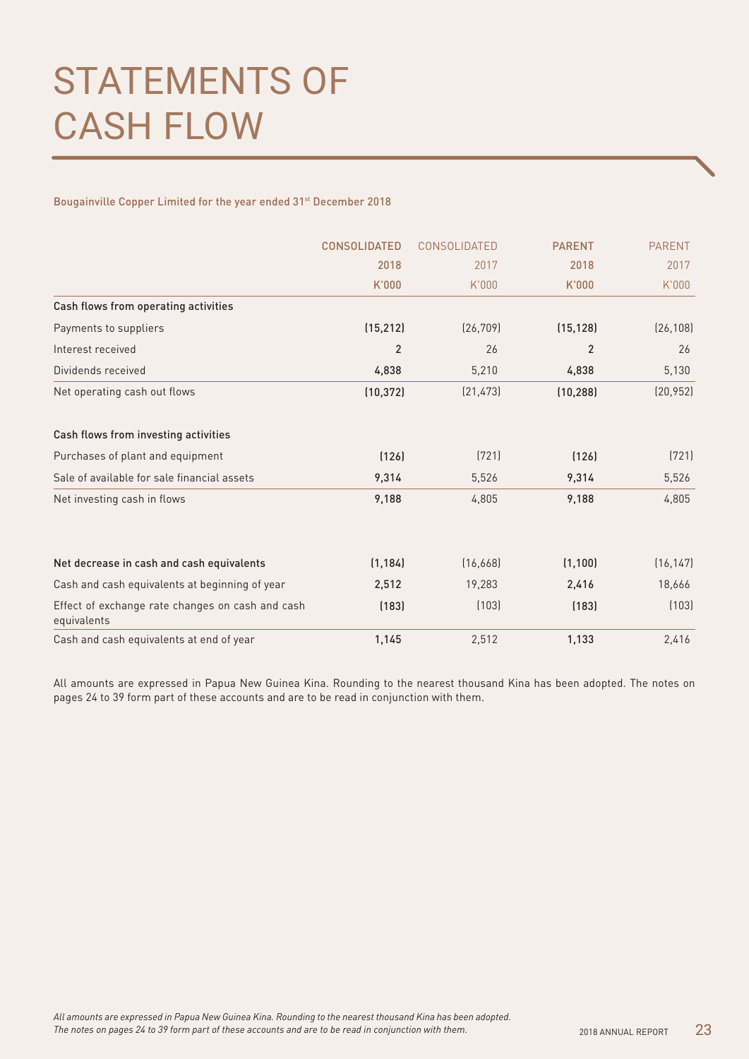# STATEMENTS OF CASH FLOW

Bougainville Copper Limited for the year ended 31st December 2018

| | CONSOLIDATED 2018 K'000 | CONSOLIDATED 2017 K'000 | PARENT 2018 K'000 | PARENT 2017 K'000 |
|---|---|---|---|---|
| **Cash flows from operating activities** | | | | |
| Payments to suppliers | (15,212) | (26,709) | (15,128) | (26,108) |
| Interest received | 2 | 26 | 2 | 26 |
| Dividends received | 4,838 | 5,210 | 4,838 | 5,130 |
| Net operating cash out flows | (10,372) | (21,473) | (10,288) | (20,952) |
| **Cash flows from investing activities** | | | | |
| Purchases of plant and equipment | (126) | (721) | (126) | (721) |
| Sale of available for sale financial assets | 9,314 | 5,526 | 9,314 | 5,526 |
| Net investing cash in flows | 9,188 | 4,805 | 9,188 | 4,805 |
| **Net decrease in cash and cash equivalents** | (1,184) | (16,668) | (1,100) | (16,147) |
| Cash and cash equivalents at beginning of year | 2,512 | 19,283 | 2,416 | 18,666 |
| Effect of exchange rate changes on cash and cash equivalents | (183) | (103) | (183) | (103) |
| Cash and cash equivalents at end of year | 1,145 | 2,512 | 1,133 | 2,416 |

All amounts are expressed in Papua New Guinea Kina. Rounding to the nearest thousand Kina has been adopted. The notes on pages 24 to 39 form part of these accounts and are to be read in conjunction with them.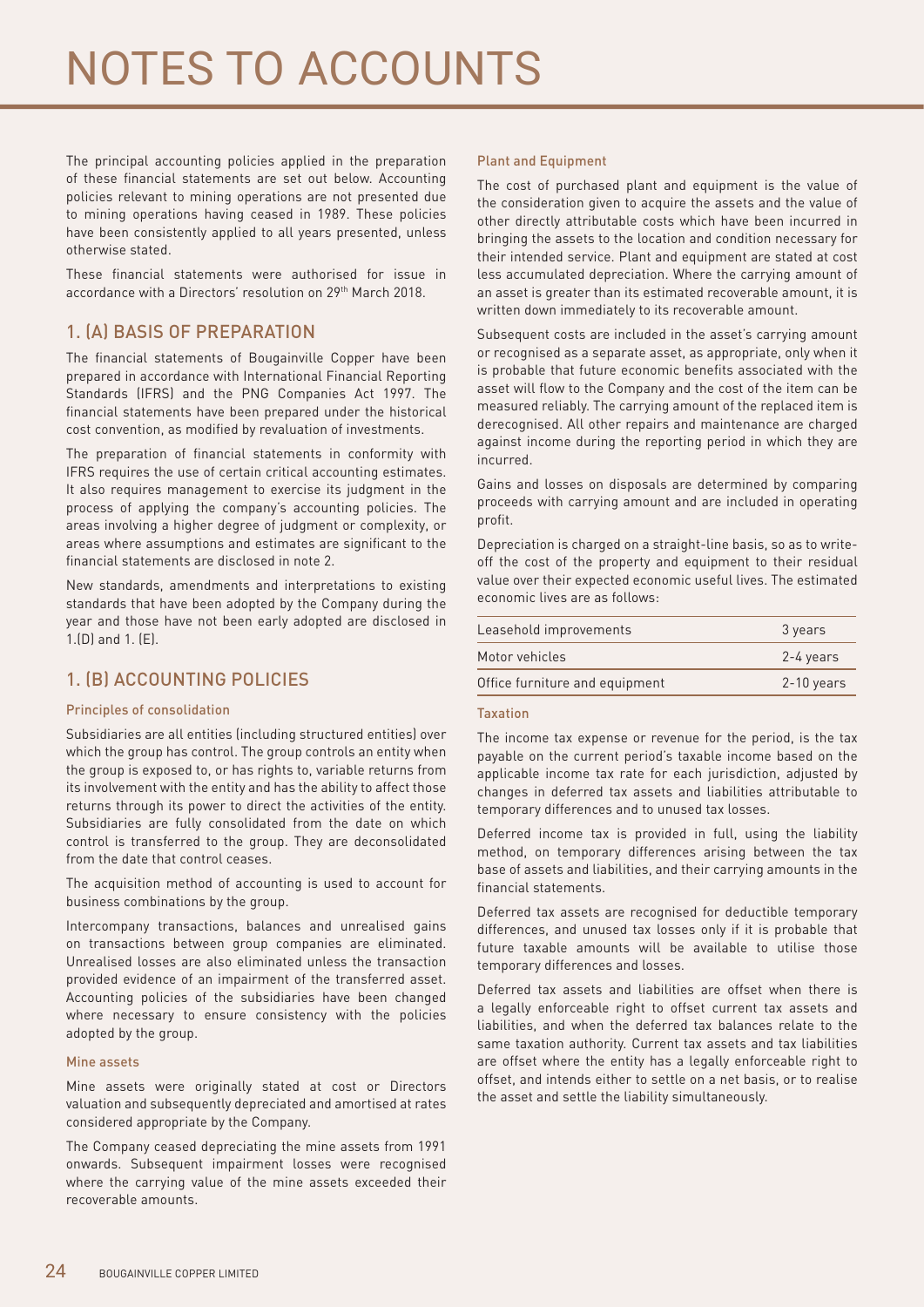# NOTES TO ACCOUNTS

The principal accounting policies applied in the preparation of these financial statements are set out below. Accounting policies relevant to mining operations are not presented due to mining operations having ceased in 1989. These policies have been consistently applied to all years presented, unless otherwise stated.

These financial statements were authorised for issue in accordance with a Directors' resolution on 29th March 2018.

## 1. (A) BASIS OF PREPARATION

The financial statements of Bougainville Copper have been prepared in accordance with International Financial Reporting Standards (IFRS) and the PNG Companies Act 1997. The financial statements have been prepared under the historical cost convention, as modified by revaluation of investments.

The preparation of financial statements in conformity with IFRS requires the use of certain critical accounting estimates. It also requires management to exercise its judgment in the process of applying the company's accounting policies. The areas involving a higher degree of judgment or complexity, or areas where assumptions and estimates are significant to the financial statements are disclosed in note 2.

New standards, amendments and interpretations to existing standards that have been adopted by the Company during the year and those have not been early adopted are disclosed in 1.(D) and 1. (E).

## 1. (B) ACCOUNTING POLICIES

### Principles of consolidation

Subsidiaries are all entities (including structured entities) over which the group has control. The group controls an entity when the group is exposed to, or has rights to, variable returns from its involvement with the entity and has the ability to affect those returns through its power to direct the activities of the entity. Subsidiaries are fully consolidated from the date on which control is transferred to the group. They are deconsolidated from the date that control ceases.

The acquisition method of accounting is used to account for business combinations by the group.

Intercompany transactions, balances and unrealised gains on transactions between group companies are eliminated. Unrealised losses are also eliminated unless the transaction provided evidence of an impairment of the transferred asset. Accounting policies of the subsidiaries have been changed where necessary to ensure consistency with the policies adopted by the group.

### Mine assets

Mine assets were originally stated at cost or Directors valuation and subsequently depreciated and amortised at rates considered appropriate by the Company.

The Company ceased depreciating the mine assets from 1991 onwards. Subsequent impairment losses were recognised where the carrying value of the mine assets exceeded their recoverable amounts.

### Plant and Equipment

The cost of purchased plant and equipment is the value of the consideration given to acquire the assets and the value of other directly attributable costs which have been incurred in bringing the assets to the location and condition necessary for their intended service. Plant and equipment are stated at cost less accumulated depreciation. Where the carrying amount of an asset is greater than its estimated recoverable amount, it is written down immediately to its recoverable amount.

Subsequent costs are included in the asset's carrying amount or recognised as a separate asset, as appropriate, only when it is probable that future economic benefits associated with the asset will flow to the Company and the cost of the item can be measured reliably. The carrying amount of the replaced item is derecognised. All other repairs and maintenance are charged against income during the reporting period in which they are incurred.

Gains and losses on disposals are determined by comparing proceeds with carrying amount and are included in operating profit.

Depreciation is charged on a straight-line basis, so as to write-off the cost of the property and equipment to their residual value over their expected economic useful lives. The estimated economic lives are as follows:

| | |
|---|---|
| Leasehold improvements | 3 years |
| Motor vehicles | 2-4 years |
| Office furniture and equipment | 2-10 years |

### Taxation

The income tax expense or revenue for the period, is the tax payable on the current period's taxable income based on the applicable income tax rate for each jurisdiction, adjusted by changes in deferred tax assets and liabilities attributable to temporary differences and to unused tax losses.

Deferred income tax is provided in full, using the liability method, on temporary differences arising between the tax base of assets and liabilities, and their carrying amounts in the financial statements.

Deferred tax assets are recognised for deductible temporary differences, and unused tax losses only if it is probable that future taxable amounts will be available to utilise those temporary differences and losses.

Deferred tax assets and liabilities are offset when there is a legally enforceable right to offset current tax assets and liabilities, and when the deferred tax balances relate to the same taxation authority. Current tax assets and tax liabilities are offset where the entity has a legally enforceable right to offset, and intends either to settle on a net basis, or to realise the asset and settle the liability simultaneously.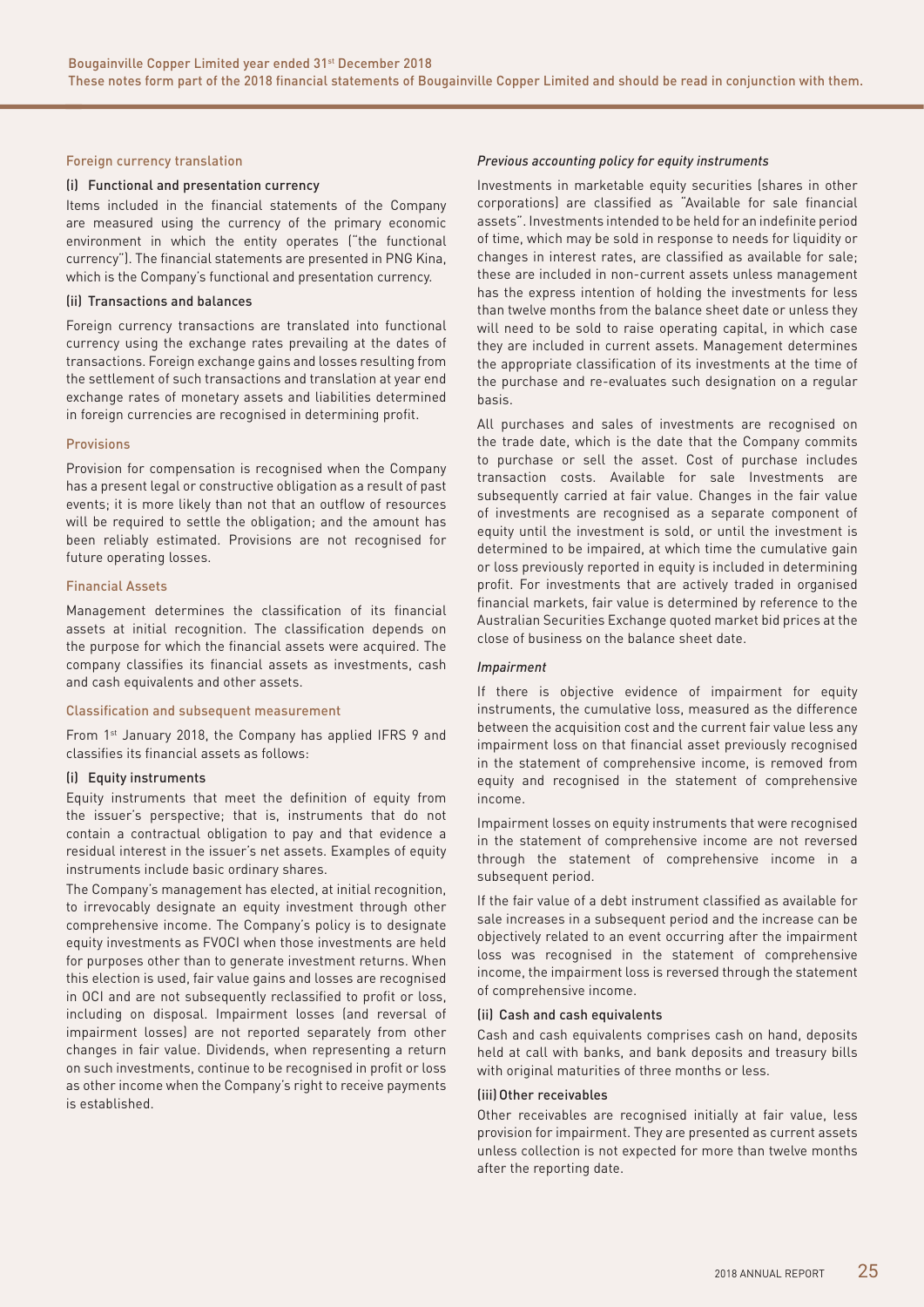## Foreign currency translation

### (i) Functional and presentation currency

Items included in the financial statements of the Company are measured using the currency of the primary economic environment in which the entity operates ("the functional currency"). The financial statements are presented in PNG Kina, which is the Company's functional and presentation currency.

### (ii) Transactions and balances

Foreign currency transactions are translated into functional currency using the exchange rates prevailing at the dates of transactions. Foreign exchange gains and losses resulting from the settlement of such transactions and translation at year end exchange rates of monetary assets and liabilities determined in foreign currencies are recognised in determining profit.

## Provisions

Provision for compensation is recognised when the Company has a present legal or constructive obligation as a result of past events; it is more likely than not that an outflow of resources will be required to settle the obligation; and the amount has been reliably estimated. Provisions are not recognised for future operating losses.

## Financial Assets

Management determines the classification of its financial assets at initial recognition. The classification depends on the purpose for which the financial assets were acquired. The company classifies its financial assets as investments, cash and cash equivalents and other assets.

## Classification and subsequent measurement

From 1st January 2018, the Company has applied IFRS 9 and classifies its financial assets as follows:

### (i) Equity instruments

Equity instruments that meet the definition of equity from the issuer's perspective; that is, instruments that do not contain a contractual obligation to pay and that evidence a residual interest in the issuer's net assets. Examples of equity instruments include basic ordinary shares.

The Company's management has elected, at initial recognition, to irrevocably designate an equity investment through other comprehensive income. The Company's policy is to designate equity investments as FVOCI when those investments are held for purposes other than to generate investment returns. When this election is used, fair value gains and losses are recognised in OCI and are not subsequently reclassified to profit or loss, including on disposal. Impairment losses (and reversal of impairment losses) are not reported separately from other changes in fair value. Dividends, when representing a return on such investments, continue to be recognised in profit or loss as other income when the Company's right to receive payments is established.

*Previous accounting policy for equity instruments*

Investments in marketable equity securities (shares in other corporations) are classified as "Available for sale financial assets". Investments intended to be held for an indefinite period of time, which may be sold in response to needs for liquidity or changes in interest rates, are classified as available for sale; these are included in non-current assets unless management has the express intention of holding the investments for less than twelve months from the balance sheet date or unless they will need to be sold to raise operating capital, in which case they are included in current assets. Management determines the appropriate classification of its investments at the time of the purchase and re-evaluates such designation on a regular basis.

All purchases and sales of investments are recognised on the trade date, which is the date that the Company commits to purchase or sell the asset. Cost of purchase includes transaction costs. Available for sale Investments are subsequently carried at fair value. Changes in the fair value of investments are recognised as a separate component of equity until the investment is sold, or until the investment is determined to be impaired, at which time the cumulative gain or loss previously reported in equity is included in determining profit. For investments that are actively traded in organised financial markets, fair value is determined by reference to the Australian Securities Exchange quoted market bid prices at the close of business on the balance sheet date.

*Impairment*

If there is objective evidence of impairment for equity instruments, the cumulative loss, measured as the difference between the acquisition cost and the current fair value less any impairment loss on that financial asset previously recognised in the statement of comprehensive income, is removed from equity and recognised in the statement of comprehensive income.

Impairment losses on equity instruments that were recognised in the statement of comprehensive income are not reversed through the statement of comprehensive income in a subsequent period.

If the fair value of a debt instrument classified as available for sale increases in a subsequent period and the increase can be objectively related to an event occurring after the impairment loss was recognised in the statement of comprehensive income, the impairment loss is reversed through the statement of comprehensive income.

### (ii) Cash and cash equivalents

Cash and cash equivalents comprises cash on hand, deposits held at call with banks, and bank deposits and treasury bills with original maturities of three months or less.

### (iii) Other receivables

Other receivables are recognised initially at fair value, less provision for impairment. They are presented as current assets unless collection is not expected for more than twelve months after the reporting date.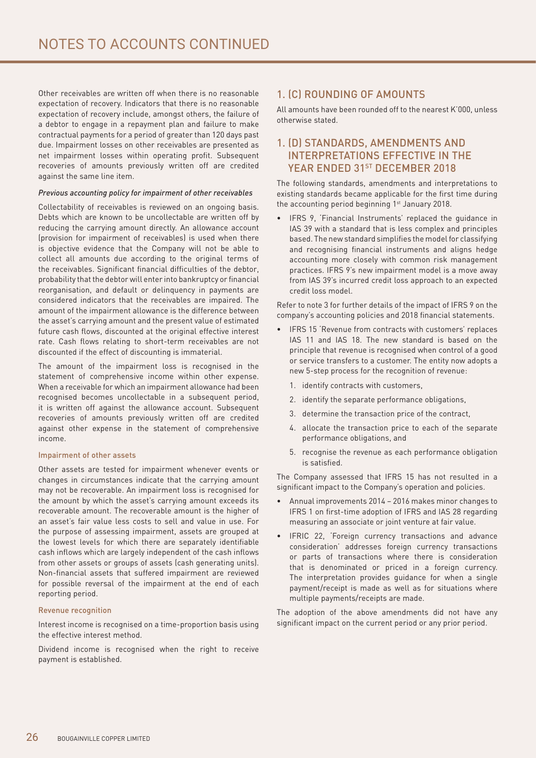Other receivables are written off when there is no reasonable expectation of recovery. Indicators that there is no reasonable expectation of recovery include, amongst others, the failure of a debtor to engage in a repayment plan and failure to make contractual payments for a period of greater than 120 days past due. Impairment losses on other receivables are presented as net impairment losses within operating profit. Subsequent recoveries of amounts previously written off are credited against the same line item.

*Previous accounting policy for impairment of other receivables*

Collectability of receivables is reviewed on an ongoing basis. Debts which are known to be uncollectable are written off by reducing the carrying amount directly. An allowance account (provision for impairment of receivables) is used when there is objective evidence that the Company will not be able to collect all amounts due according to the original terms of the receivables. Significant financial difficulties of the debtor, probability that the debtor will enter into bankruptcy or financial reorganisation, and default or delinquency in payments are considered indicators that the receivables are impaired. The amount of the impairment allowance is the difference between the asset's carrying amount and the present value of estimated future cash flows, discounted at the original effective interest rate. Cash flows relating to short-term receivables are not discounted if the effect of discounting is immaterial.

The amount of the impairment loss is recognised in the statement of comprehensive income within other expense. When a receivable for which an impairment allowance had been recognised becomes uncollectable in a subsequent period, it is written off against the allowance account. Subsequent recoveries of amounts previously written off are credited against other expense in the statement of comprehensive income.

#### Impairment of other assets

Other assets are tested for impairment whenever events or changes in circumstances indicate that the carrying amount may not be recoverable. An impairment loss is recognised for the amount by which the asset's carrying amount exceeds its recoverable amount. The recoverable amount is the higher of an asset's fair value less costs to sell and value in use. For the purpose of assessing impairment, assets are grouped at the lowest levels for which there are separately identifiable cash inflows which are largely independent of the cash inflows from other assets or groups of assets (cash generating units). Non-financial assets that suffered impairment are reviewed for possible reversal of the impairment at the end of each reporting period.

#### Revenue recognition

Interest income is recognised on a time-proportion basis using the effective interest method.

Dividend income is recognised when the right to receive payment is established.

## 1. (C) ROUNDING OF AMOUNTS

All amounts have been rounded off to the nearest K'000, unless otherwise stated.

## 1. (D) STANDARDS, AMENDMENTS AND INTERPRETATIONS EFFECTIVE IN THE YEAR ENDED 31ST DECEMBER 2018

The following standards, amendments and interpretations to existing standards became applicable for the first time during the accounting period beginning 1st January 2018.

- IFRS 9, 'Financial Instruments' replaced the guidance in IAS 39 with a standard that is less complex and principles based. The new standard simplifies the model for classifying and recognising financial instruments and aligns hedge accounting more closely with common risk management practices. IFRS 9's new impairment model is a move away from IAS 39's incurred credit loss approach to an expected credit loss model.

Refer to note 3 for further details of the impact of IFRS 9 on the company's accounting policies and 2018 financial statements.

- IFRS 15 'Revenue from contracts with customers' replaces IAS 11 and IAS 18. The new standard is based on the principle that revenue is recognised when control of a good or service transfers to a customer. The entity now adopts a new 5-step process for the recognition of revenue:
  1. identify contracts with customers,
  2. identify the separate performance obligations,
  3. determine the transaction price of the contract,
  4. allocate the transaction price to each of the separate performance obligations, and
  5. recognise the revenue as each performance obligation is satisfied.

The Company assessed that IFRS 15 has not resulted in a significant impact to the Company's operation and policies.

- Annual improvements 2014 – 2016 makes minor changes to IFRS 1 on first-time adoption of IFRS and IAS 28 regarding measuring an associate or joint venture at fair value.
- IFRIC 22, 'Foreign currency transactions and advance consideration' addresses foreign currency transactions or parts of transactions where there is consideration that is denominated or priced in a foreign currency. The interpretation provides guidance for when a single payment/receipt is made as well as for situations where multiple payments/receipts are made.

The adoption of the above amendments did not have any significant impact on the current period or any prior period.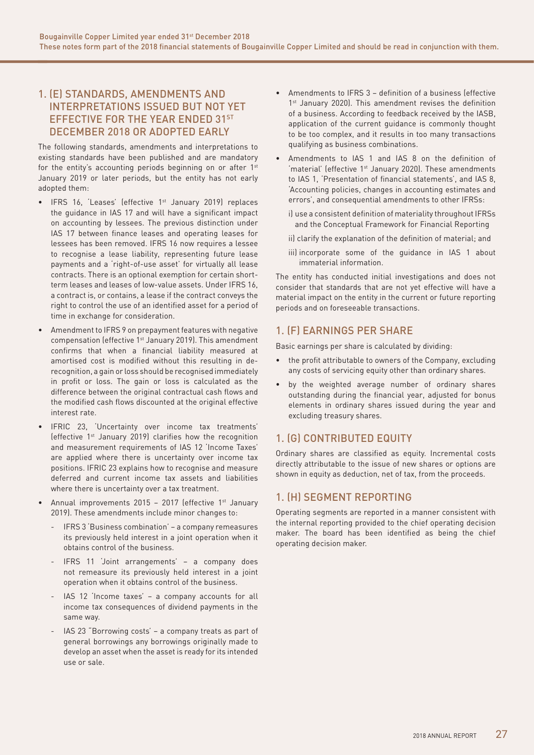## 1. (E) STANDARDS, AMENDMENTS AND INTERPRETATIONS ISSUED BUT NOT YET EFFECTIVE FOR THE YEAR ENDED 31ST DECEMBER 2018 OR ADOPTED EARLY

The following standards, amendments and interpretations to existing standards have been published and are mandatory for the entity's accounting periods beginning on or after 1st January 2019 or later periods, but the entity has not early adopted them:

- IFRS 16, 'Leases' (effective 1st January 2019) replaces the guidance in IAS 17 and will have a significant impact on accounting by lessees. The previous distinction under IAS 17 between finance leases and operating leases for lessees has been removed. IFRS 16 now requires a lessee to recognise a lease liability, representing future lease payments and a 'right-of-use asset' for virtually all lease contracts. There is an optional exemption for certain short-term leases and leases of low-value assets. Under IFRS 16, a contract is, or contains, a lease if the contract conveys the right to control the use of an identified asset for a period of time in exchange for consideration.
- Amendment to IFRS 9 on prepayment features with negative compensation (effective 1st January 2019). This amendment confirms that when a financial liability measured at amortised cost is modified without this resulting in de-recognition, a gain or loss should be recognised immediately in profit or loss. The gain or loss is calculated as the difference between the original contractual cash flows and the modified cash flows discounted at the original effective interest rate.
- IFRIC 23, 'Uncertainty over income tax treatments' (effective 1st January 2019) clarifies how the recognition and measurement requirements of IAS 12 'Income Taxes' are applied where there is uncertainty over income tax positions. IFRIC 23 explains how to recognise and measure deferred and current income tax assets and liabilities where there is uncertainty over a tax treatment.
- Annual improvements 2015 – 2017 (effective 1st January 2019). These amendments include minor changes to:
  - IFRS 3 'Business combination' – a company remeasures its previously held interest in a joint operation when it obtains control of the business.
  - IFRS 11 'Joint arrangements' – a company does not remeasure its previously held interest in a joint operation when it obtains control of the business.
  - IAS 12 'Income taxes' – a company accounts for all income tax consequences of dividend payments in the same way.
  - IAS 23 "Borrowing costs' – a company treats as part of general borrowings any borrowings originally made to develop an asset when the asset is ready for its intended use or sale.
- Amendments to IFRS 3 – definition of a business (effective 1st January 2020). This amendment revises the definition of a business. According to feedback received by the IASB, application of the current guidance is commonly thought to be too complex, and it results in too many transactions qualifying as business combinations.
- Amendments to IAS 1 and IAS 8 on the definition of 'material' (effective 1st January 2020). These amendments to IAS 1, 'Presentation of financial statements', and IAS 8, 'Accounting policies, changes in accounting estimates and errors', and consequential amendments to other IFRSs:
  - i) use a consistent definition of materiality throughout IFRSs and the Conceptual Framework for Financial Reporting
  - ii) clarify the explanation of the definition of material; and
  - iii) incorporate some of the guidance in IAS 1 about immaterial information.

The entity has conducted initial investigations and does not consider that standards that are not yet effective will have a material impact on the entity in the current or future reporting periods and on foreseeable transactions.

## 1. (F) EARNINGS PER SHARE

Basic earnings per share is calculated by dividing:

- the profit attributable to owners of the Company, excluding any costs of servicing equity other than ordinary shares.
- by the weighted average number of ordinary shares outstanding during the financial year, adjusted for bonus elements in ordinary shares issued during the year and excluding treasury shares.

## 1. (G) CONTRIBUTED EQUITY

Ordinary shares are classified as equity. Incremental costs directly attributable to the issue of new shares or options are shown in equity as deduction, net of tax, from the proceeds.

## 1. (H) SEGMENT REPORTING

Operating segments are reported in a manner consistent with the internal reporting provided to the chief operating decision maker. The board has been identified as being the chief operating decision maker.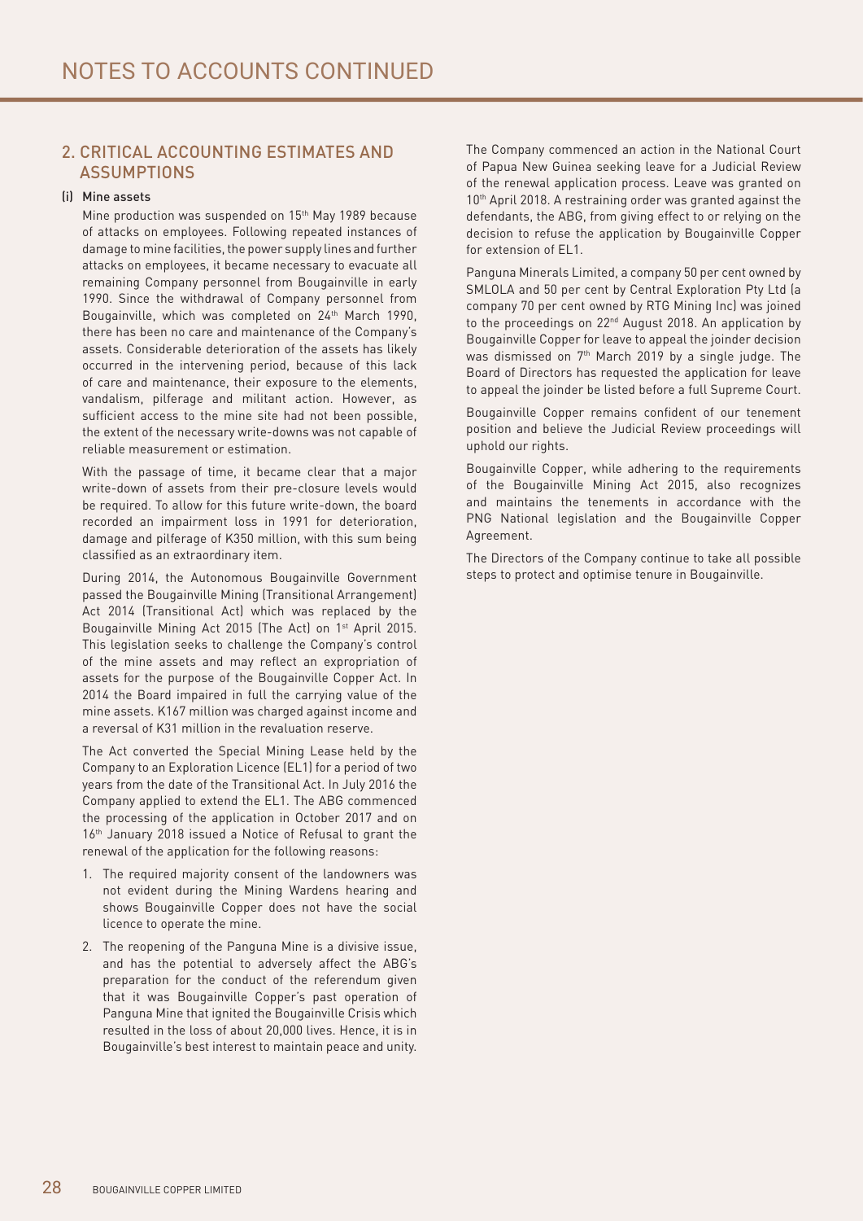# NOTES TO ACCOUNTS CONTINUED

## 2. CRITICAL ACCOUNTING ESTIMATES AND ASSUMPTIONS

### (i) Mine assets

Mine production was suspended on 15th May 1989 because of attacks on employees. Following repeated instances of damage to mine facilities, the power supply lines and further attacks on employees, it became necessary to evacuate all remaining Company personnel from Bougainville in early 1990. Since the withdrawal of Company personnel from Bougainville, which was completed on 24th March 1990, there has been no care and maintenance of the Company's assets. Considerable deterioration of the assets has likely occurred in the intervening period, because of this lack of care and maintenance, their exposure to the elements, vandalism, pilferage and militant action. However, as sufficient access to the mine site had not been possible, the extent of the necessary write-downs was not capable of reliable measurement or estimation.

With the passage of time, it became clear that a major write-down of assets from their pre-closure levels would be required. To allow for this future write-down, the board recorded an impairment loss in 1991 for deterioration, damage and pilferage of K350 million, with this sum being classified as an extraordinary item.

During 2014, the Autonomous Bougainville Government passed the Bougainville Mining (Transitional Arrangement) Act 2014 (Transitional Act) which was replaced by the Bougainville Mining Act 2015 (The Act) on 1st April 2015. This legislation seeks to challenge the Company's control of the mine assets and may reflect an expropriation of assets for the purpose of the Bougainville Copper Act. In 2014 the Board impaired in full the carrying value of the mine assets. K167 million was charged against income and a reversal of K31 million in the revaluation reserve.

The Act converted the Special Mining Lease held by the Company to an Exploration Licence (EL1) for a period of two years from the date of the Transitional Act. In July 2016 the Company applied to extend the EL1. The ABG commenced the processing of the application in October 2017 and on 16th January 2018 issued a Notice of Refusal to grant the renewal of the application for the following reasons:

1. The required majority consent of the landowners was not evident during the Mining Wardens hearing and shows Bougainville Copper does not have the social licence to operate the mine.
2. The reopening of the Panguna Mine is a divisive issue, and has the potential to adversely affect the ABG's preparation for the conduct of the referendum given that it was Bougainville Copper's past operation of Panguna Mine that ignited the Bougainville Crisis which resulted in the loss of about 20,000 lives. Hence, it is in Bougainville's best interest to maintain peace and unity.

The Company commenced an action in the National Court of Papua New Guinea seeking leave for a Judicial Review of the renewal application process. Leave was granted on 10th April 2018. A restraining order was granted against the defendants, the ABG, from giving effect to or relying on the decision to refuse the application by Bougainville Copper for extension of EL1.

Panguna Minerals Limited, a company 50 per cent owned by SMLOLA and 50 per cent by Central Exploration Pty Ltd (a company 70 per cent owned by RTG Mining Inc) was joined to the proceedings on 22nd August 2018. An application by Bougainville Copper for leave to appeal the joinder decision was dismissed on 7th March 2019 by a single judge. The Board of Directors has requested the application for leave to appeal the joinder be listed before a full Supreme Court.

Bougainville Copper remains confident of our tenement position and believe the Judicial Review proceedings will uphold our rights.

Bougainville Copper, while adhering to the requirements of the Bougainville Mining Act 2015, also recognizes and maintains the tenements in accordance with the PNG National legislation and the Bougainville Copper Agreement.

The Directors of the Company continue to take all possible steps to protect and optimise tenure in Bougainville.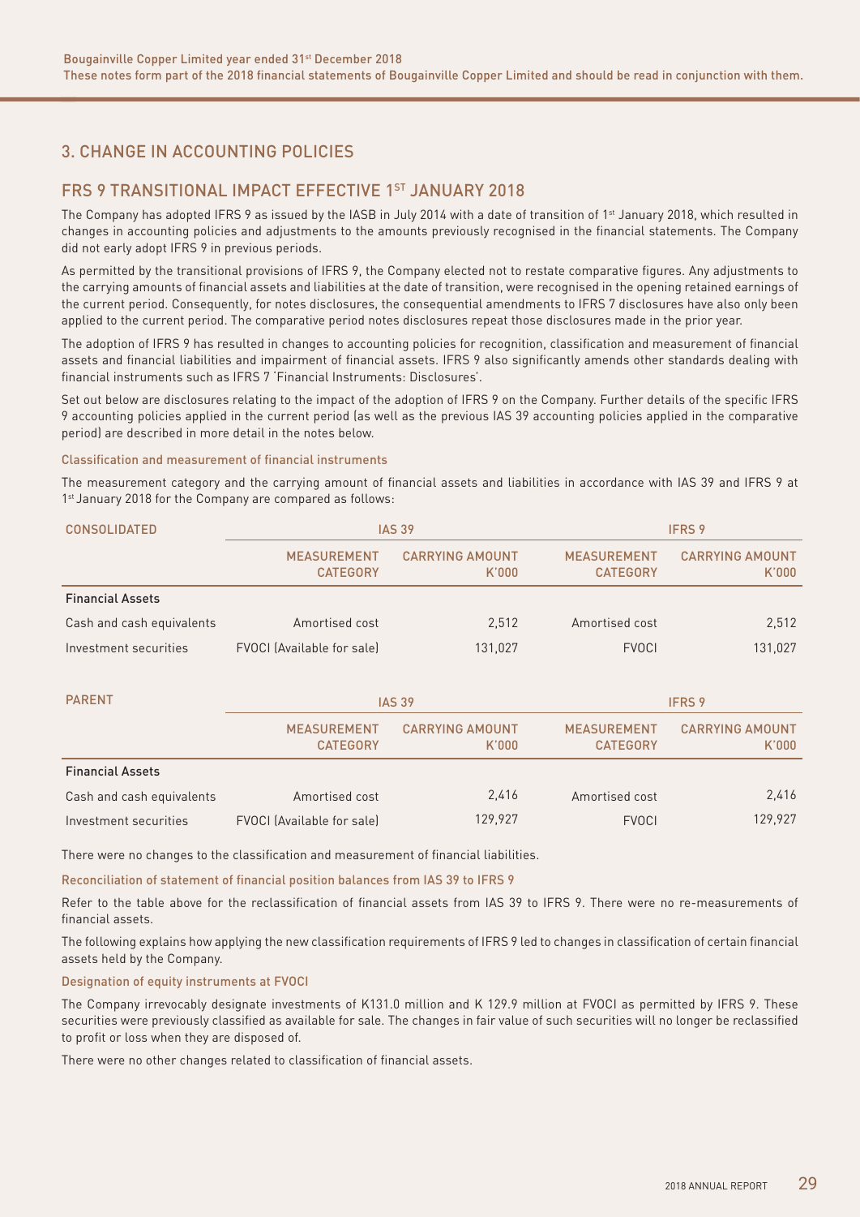Bougainville Copper Limited year ended 31st December 2018
These notes form part of the 2018 financial statements of Bougainville Copper Limited and should be read in conjunction with them.

## 3. CHANGE IN ACCOUNTING POLICIES

## FRS 9 TRANSITIONAL IMPACT EFFECTIVE 1ST JANUARY 2018

The Company has adopted IFRS 9 as issued by the IASB in July 2014 with a date of transition of 1st January 2018, which resulted in changes in accounting policies and adjustments to the amounts previously recognised in the financial statements. The Company did not early adopt IFRS 9 in previous periods.

As permitted by the transitional provisions of IFRS 9, the Company elected not to restate comparative figures. Any adjustments to the carrying amounts of financial assets and liabilities at the date of transition, were recognised in the opening retained earnings of the current period. Consequently, for notes disclosures, the consequential amendments to IFRS 7 disclosures have also only been applied to the current period. The comparative period notes disclosures repeat those disclosures made in the prior year.

The adoption of IFRS 9 has resulted in changes to accounting policies for recognition, classification and measurement of financial assets and financial liabilities and impairment of financial assets. IFRS 9 also significantly amends other standards dealing with financial instruments such as IFRS 7 'Financial Instruments: Disclosures'.

Set out below are disclosures relating to the impact of the adoption of IFRS 9 on the Company. Further details of the specific IFRS 9 accounting policies applied in the current period (as well as the previous IAS 39 accounting policies applied in the comparative period) are described in more detail in the notes below.

#### Classification and measurement of financial instruments

The measurement category and the carrying amount of financial assets and liabilities in accordance with IAS 39 and IFRS 9 at 1st January 2018 for the Company are compared as follows:

| CONSOLIDATED | IAS 39 | | IFRS 9 | |
|---|---|---|---|---|
| | MEASUREMENT CATEGORY | CARRYING AMOUNT K'000 | MEASUREMENT CATEGORY | CARRYING AMOUNT K'000 |
| **Financial Assets** | | | | |
| Cash and cash equivalents | Amortised cost | 2,512 | Amortised cost | 2,512 |
| Investment securities | FVOCI (Available for sale) | 131,027 | FVOCI | 131,027 |

| PARENT | IAS 39 | | IFRS 9 | |
|---|---|---|---|---|
| | MEASUREMENT CATEGORY | CARRYING AMOUNT K'000 | MEASUREMENT CATEGORY | CARRYING AMOUNT K'000 |
| **Financial Assets** | | | | |
| Cash and cash equivalents | Amortised cost | 2,416 | Amortised cost | 2,416 |
| Investment securities | FVOCI (Available for sale) | 129,927 | FVOCI | 129,927 |

There were no changes to the classification and measurement of financial liabilities.

#### Reconciliation of statement of financial position balances from IAS 39 to IFRS 9

Refer to the table above for the reclassification of financial assets from IAS 39 to IFRS 9. There were no re-measurements of financial assets.

The following explains how applying the new classification requirements of IFRS 9 led to changes in classification of certain financial assets held by the Company.

#### Designation of equity instruments at FVOCI

The Company irrevocably designate investments of K131.0 million and K 129.9 million at FVOCI as permitted by IFRS 9. These securities were previously classified as available for sale. The changes in fair value of such securities will no longer be reclassified to profit or loss when they are disposed of.

There were no other changes related to classification of financial assets.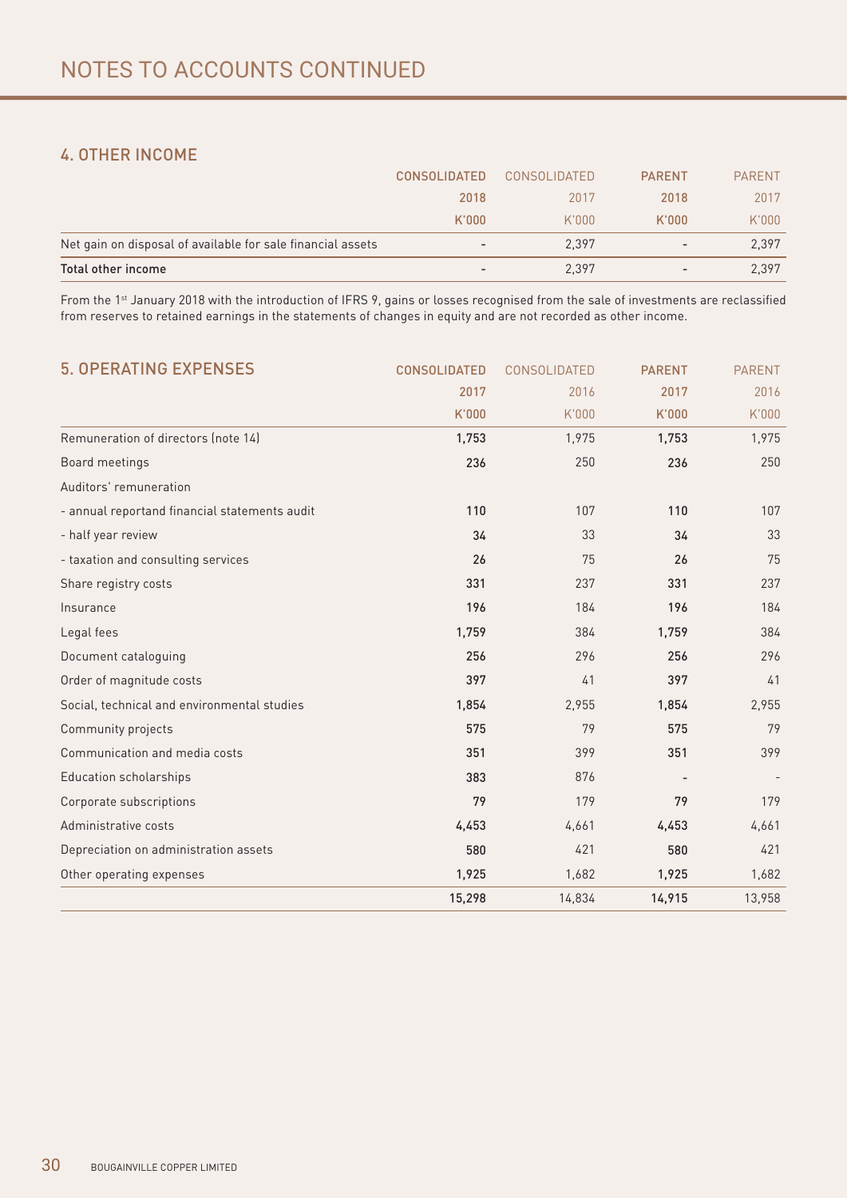# NOTES TO ACCOUNTS CONTINUED

## 4. OTHER INCOME

| | CONSOLIDATED 2018 K'000 | CONSOLIDATED 2017 K'000 | PARENT 2018 K'000 | PARENT 2017 K'000 |
|---|---|---|---|---|
| Net gain on disposal of available for sale financial assets | - | 2,397 | - | 2,397 |
| **Total other income** | - | 2,397 | - | 2,397 |

From the 1st January 2018 with the introduction of IFRS 9, gains or losses recognised from the sale of investments are reclassified from reserves to retained earnings in the statements of changes in equity and are not recorded as other income.

## 5. OPERATING EXPENSES

| | CONSOLIDATED 2017 K'000 | CONSOLIDATED 2016 K'000 | PARENT 2017 K'000 | PARENT 2016 K'000 |
|---|---|---|---|---|
| Remuneration of directors (note 14) | 1,753 | 1,975 | 1,753 | 1,975 |
| Board meetings | 236 | 250 | 236 | 250 |
| Auditors' remuneration | | | | |
| - annual reportand financial statements audit | 110 | 107 | 110 | 107 |
| - half year review | 34 | 33 | 34 | 33 |
| - taxation and consulting services | 26 | 75 | 26 | 75 |
| Share registry costs | 331 | 237 | 331 | 237 |
| Insurance | 196 | 184 | 196 | 184 |
| Legal fees | 1,759 | 384 | 1,759 | 384 |
| Document cataloguing | 256 | 296 | 256 | 296 |
| Order of magnitude costs | 397 | 41 | 397 | 41 |
| Social, technical and environmental studies | 1,854 | 2,955 | 1,854 | 2,955 |
| Community projects | 575 | 79 | 575 | 79 |
| Communication and media costs | 351 | 399 | 351 | 399 |
| Education scholarships | 383 | 876 | - | - |
| Corporate subscriptions | 79 | 179 | 79 | 179 |
| Administrative costs | 4,453 | 4,661 | 4,453 | 4,661 |
| Depreciation on administration assets | 580 | 421 | 580 | 421 |
| Other operating expenses | 1,925 | 1,682 | 1,925 | 1,682 |
| | 15,298 | 14,834 | 14,915 | 13,958 |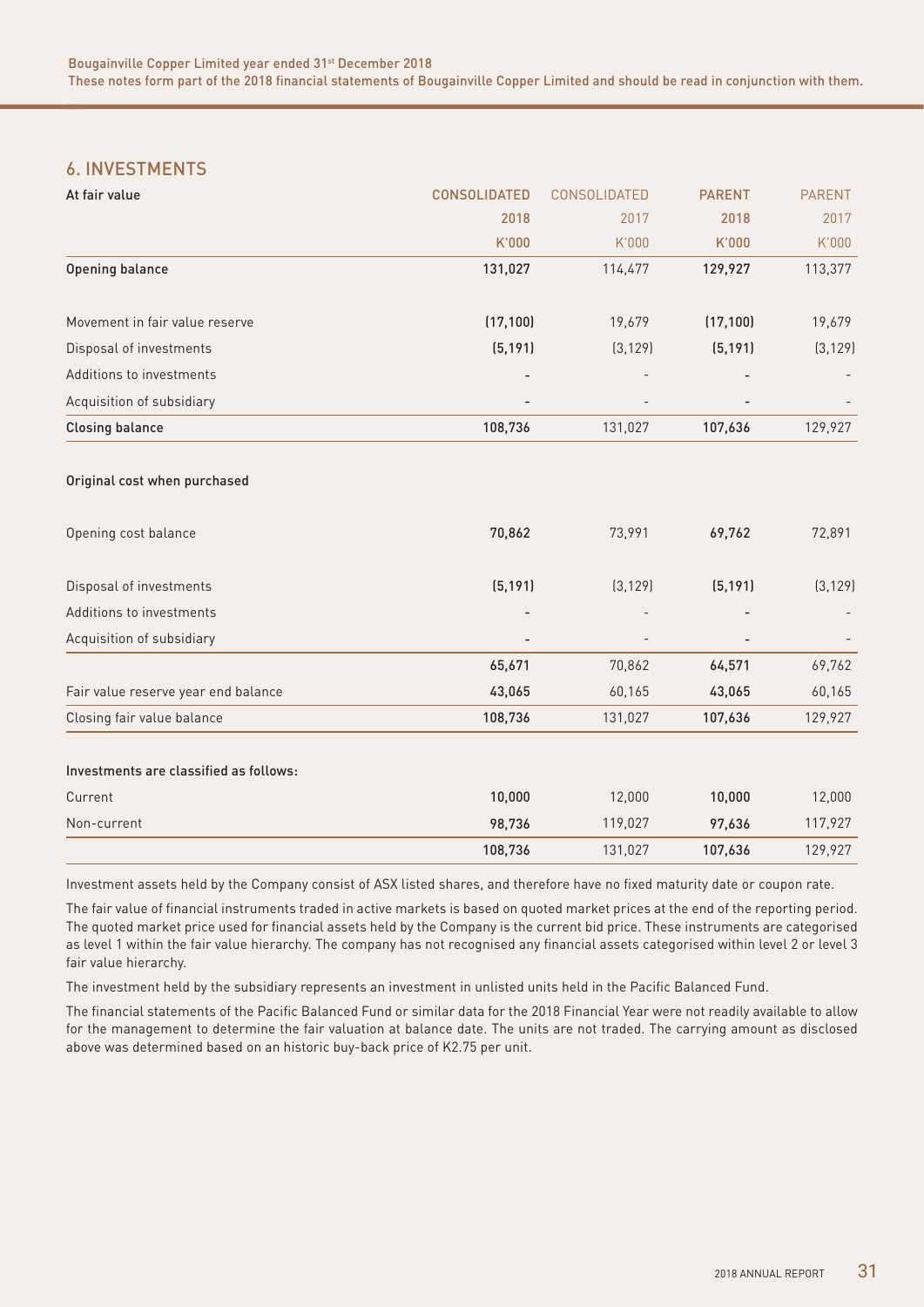## 6. INVESTMENTS

| At fair value | CONSOLIDATED 2018 K'000 | CONSOLIDATED 2017 K'000 | PARENT 2018 K'000 | PARENT 2017 K'000 |
|---|---|---|---|---|
| Opening balance | 131,027 | 114,477 | 129,927 | 113,377 |
| Movement in fair value reserve | (17,100) | 19,679 | (17,100) | 19,679 |
| Disposal of investments | (5,191) | (3,129) | (5,191) | (3,129) |
| Additions to investments | - | - | - | - |
| Acquisition of subsidiary | - | - | - | - |
| Closing balance | 108,736 | 131,027 | 107,636 | 129,927 |
| **Original cost when purchased** | | | | |
| Opening cost balance | 70,862 | 73,991 | 69,762 | 72,891 |
| Disposal of investments | (5,191) | (3,129) | (5,191) | (3,129) |
| Additions to investments | - | - | - | - |
| Acquisition of subsidiary | - | - | - | - |
| | 65,671 | 70,862 | 64,571 | 69,762 |
| Fair value reserve year end balance | 43,065 | 60,165 | 43,065 | 60,165 |
| Closing fair value balance | 108,736 | 131,027 | 107,636 | 129,927 |
| **Investments are classified as follows:** | | | | |
| Current | 10,000 | 12,000 | 10,000 | 12,000 |
| Non-current | 98,736 | 119,027 | 97,636 | 117,927 |
| | 108,736 | 131,027 | 107,636 | 129,927 |

Investment assets held by the Company consist of ASX listed shares, and therefore have no fixed maturity date or coupon rate.

The fair value of financial instruments traded in active markets is based on quoted market prices at the end of the reporting period. The quoted market price used for financial assets held by the Company is the current bid price. These instruments are categorised as level 1 within the fair value hierarchy. The company has not recognised any financial assets categorised within level 2 or level 3 fair value hierarchy.

The investment held by the subsidiary represents an investment in unlisted units held in the Pacific Balanced Fund.

The financial statements of the Pacific Balanced Fund or similar data for the 2018 Financial Year were not readily available to allow for the management to determine the fair valuation at balance date. The units are not traded. The carrying amount as disclosed above was determined based on an historic buy-back price of K2.75 per unit.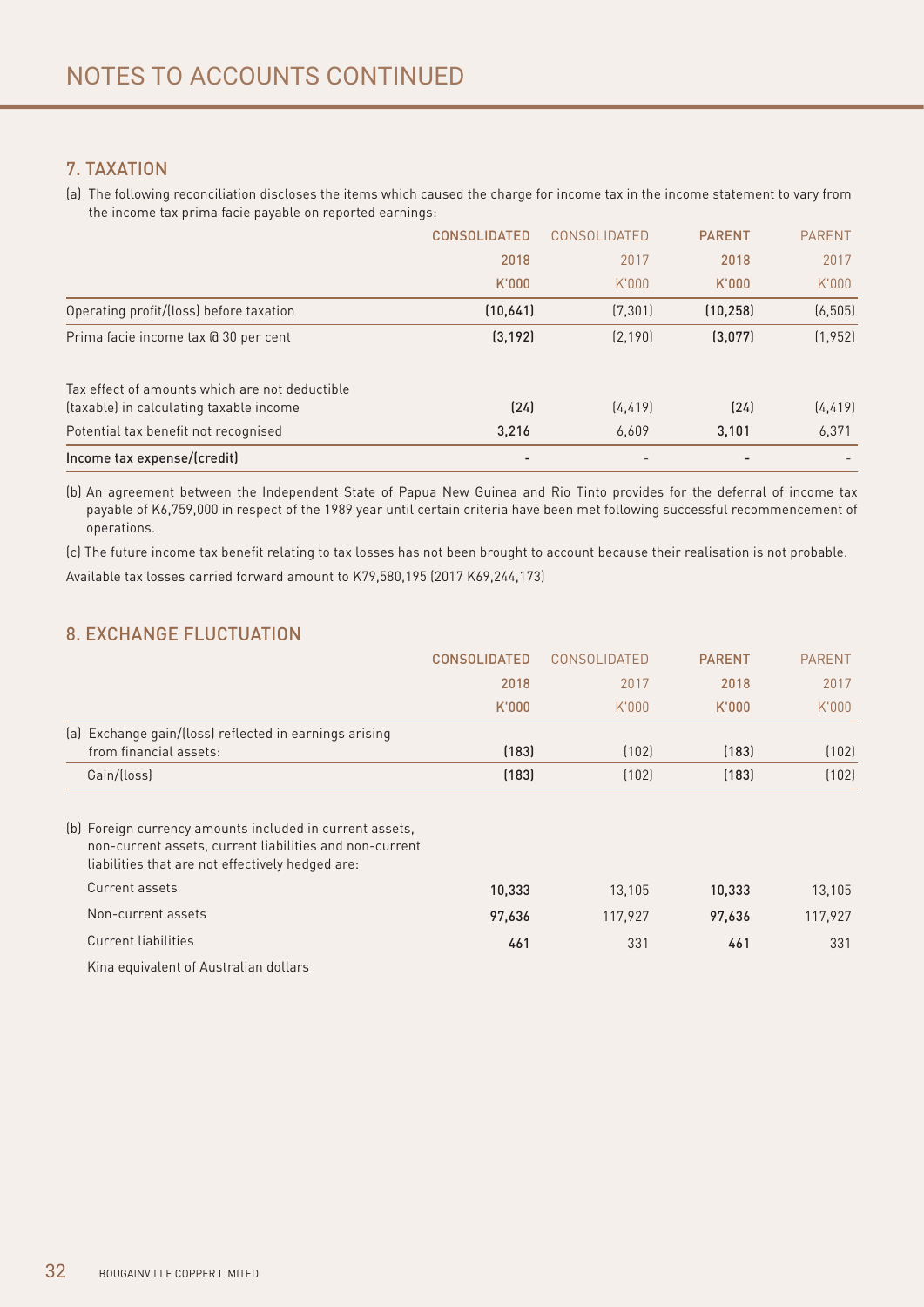# NOTES TO ACCOUNTS CONTINUED

## 7. TAXATION

(a) The following reconciliation discloses the items which caused the charge for income tax in the income statement to vary from the income tax prima facie payable on reported earnings:

| | CONSOLIDATED 2018 K'000 | CONSOLIDATED 2017 K'000 | PARENT 2018 K'000 | PARENT 2017 K'000 |
|---|---|---|---|---|
| Operating profit/(loss) before taxation | (10,641) | (7,301) | (10,258) | (6,505) |
| Prima facie income tax @ 30 per cent | (3,192) | (2,190) | (3,077) | (1,952) |
| Tax effect of amounts which are not deductible (taxable) in calculating taxable income | (24) | (4,419) | (24) | (4,419) |
| Potential tax benefit not recognised | 3,216 | 6,609 | 3,101 | 6,371 |
| Income tax expense/(credit) | - | - | - | - |

(b) An agreement between the Independent State of Papua New Guinea and Rio Tinto provides for the deferral of income tax payable of K6,759,000 in respect of the 1989 year until certain criteria have been met following successful recommencement of operations.

(c) The future income tax benefit relating to tax losses has not been brought to account because their realisation is not probable.

Available tax losses carried forward amount to K79,580,195 (2017 K69,244,173)

## 8. EXCHANGE FLUCTUATION

| | CONSOLIDATED 2018 K'000 | CONSOLIDATED 2017 K'000 | PARENT 2018 K'000 | PARENT 2017 K'000 |
|---|---|---|---|---|
| (a) Exchange gain/(loss) reflected in earnings arising from financial assets: | (183) | (102) | (183) | (102) |
| Gain/(loss) | (183) | (102) | (183) | (102) |
| (b) Foreign currency amounts included in current assets, non-current assets, current liabilities and non-current liabilities that are not effectively hedged are: | | | | |
| Current assets | 10,333 | 13,105 | 10,333 | 13,105 |
| Non-current assets | 97,636 | 117,927 | 97,636 | 117,927 |
| Current liabilities | 461 | 331 | 461 | 331 |

Kina equivalent of Australian dollars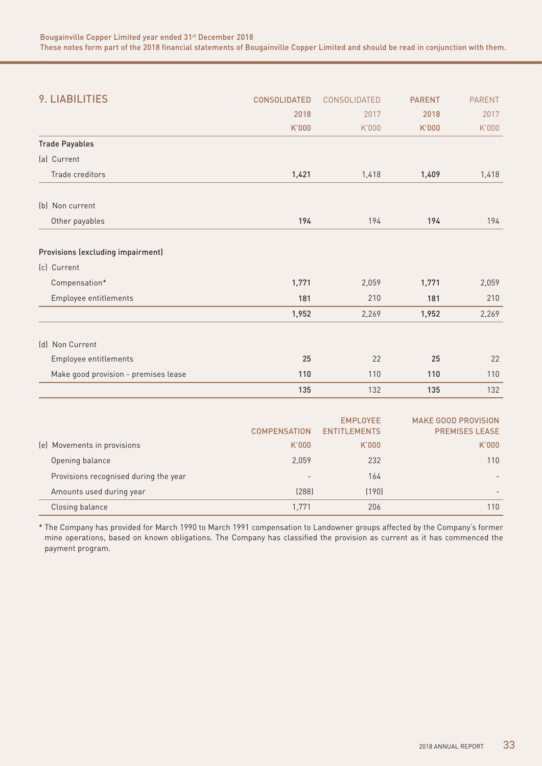## 9. LIABILITIES

| | CONSOLIDATED 2018 K'000 | CONSOLIDATED 2017 K'000 | PARENT 2018 K'000 | PARENT 2017 K'000 |
|---|---|---|---|---|
| **Trade Payables** | | | | |
| (a) Current | | | | |
| Trade creditors | 1,421 | 1,418 | 1,409 | 1,418 |
| (b) Non current | | | | |
| Other payables | 194 | 194 | 194 | 194 |
| **Provisions (excluding impairment)** | | | | |
| (c) Current | | | | |
| Compensation* | 1,771 | 2,059 | 1,771 | 2,059 |
| Employee entitlements | 181 | 210 | 181 | 210 |
| | 1,952 | 2,269 | 1,952 | 2,269 |
| (d) Non Current | | | | |
| Employee entitlements | 25 | 22 | 25 | 22 |
| Make good provision - premises lease | 110 | 110 | 110 | 110 |
| | 135 | 132 | 135 | 132 |

| (e) Movements in provisions | COMPENSATION K'000 | EMPLOYEE ENTITLEMENTS K'000 | MAKE GOOD PROVISION PREMISES LEASE K'000 |
|---|---|---|---|
| Opening balance | 2,059 | 232 | 110 |
| Provisions recognised during the year | - | 164 | - |
| Amounts used during year | (288) | (190) | - |
| Closing balance | 1,771 | 206 | 110 |

* The Company has provided for March 1990 to March 1991 compensation to Landowner groups affected by the Company's former mine operations, based on known obligations. The Company has classified the provision as current as it has commenced the payment program.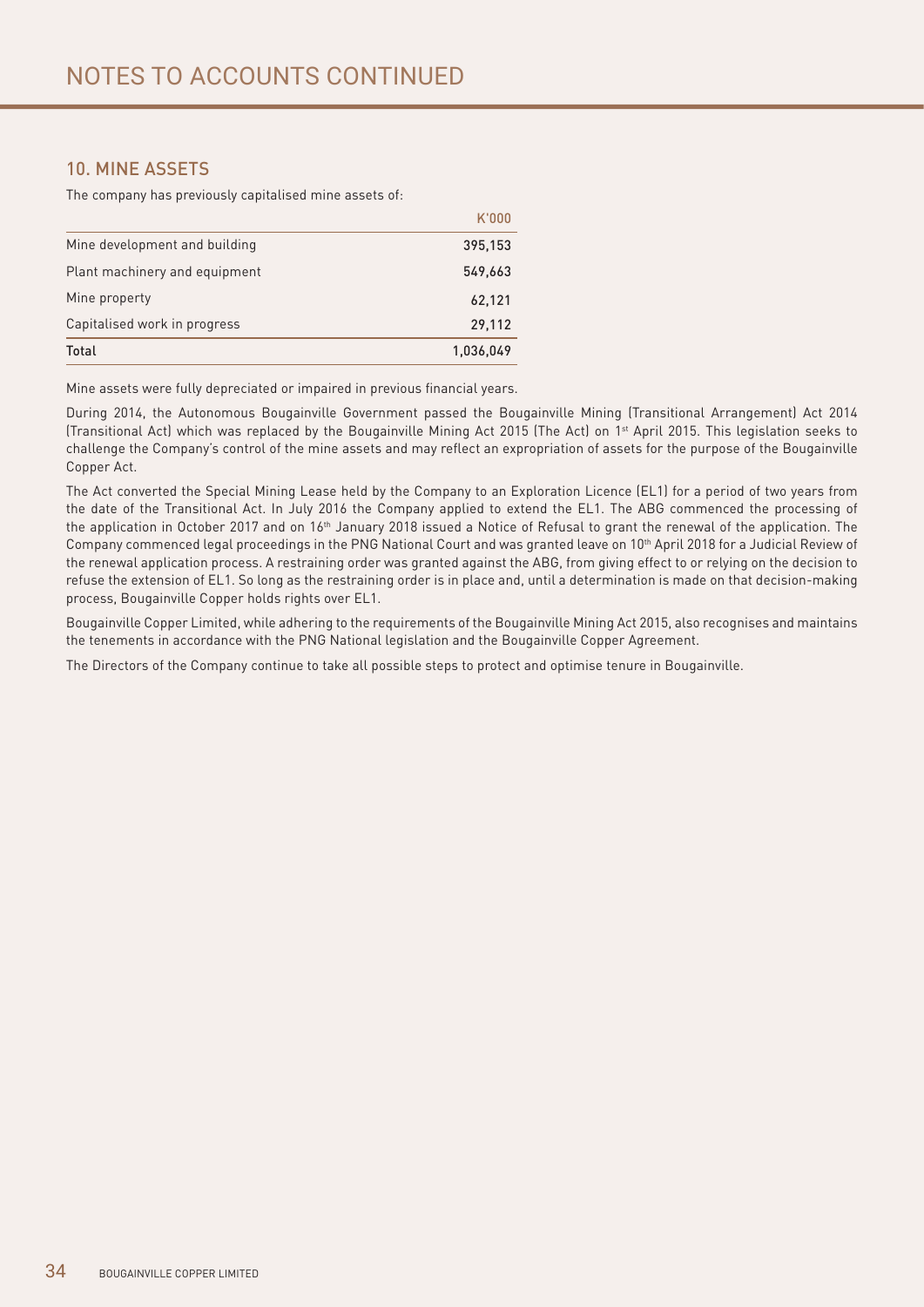# NOTES TO ACCOUNTS CONTINUED

## 10. MINE ASSETS

The company has previously capitalised mine assets of:

| | K'000 |
|---|---|
| Mine development and building | 395,153 |
| Plant machinery and equipment | 549,663 |
| Mine property | 62,121 |
| Capitalised work in progress | 29,112 |
| **Total** | **1,036,049** |

Mine assets were fully depreciated or impaired in previous financial years.

During 2014, the Autonomous Bougainville Government passed the Bougainville Mining (Transitional Arrangement) Act 2014 (Transitional Act) which was replaced by the Bougainville Mining Act 2015 (The Act) on 1st April 2015. This legislation seeks to challenge the Company's control of the mine assets and may reflect an expropriation of assets for the purpose of the Bougainville Copper Act.

The Act converted the Special Mining Lease held by the Company to an Exploration Licence (EL1) for a period of two years from the date of the Transitional Act. In July 2016 the Company applied to extend the EL1. The ABG commenced the processing of the application in October 2017 and on 16th January 2018 issued a Notice of Refusal to grant the renewal of the application. The Company commenced legal proceedings in the PNG National Court and was granted leave on 10th April 2018 for a Judicial Review of the renewal application process. A restraining order was granted against the ABG, from giving effect to or relying on the decision to refuse the extension of EL1. So long as the restraining order is in place and, until a determination is made on that decision-making process, Bougainville Copper holds rights over EL1.

Bougainville Copper Limited, while adhering to the requirements of the Bougainville Mining Act 2015, also recognises and maintains the tenements in accordance with the PNG National legislation and the Bougainville Copper Agreement.

The Directors of the Company continue to take all possible steps to protect and optimise tenure in Bougainville.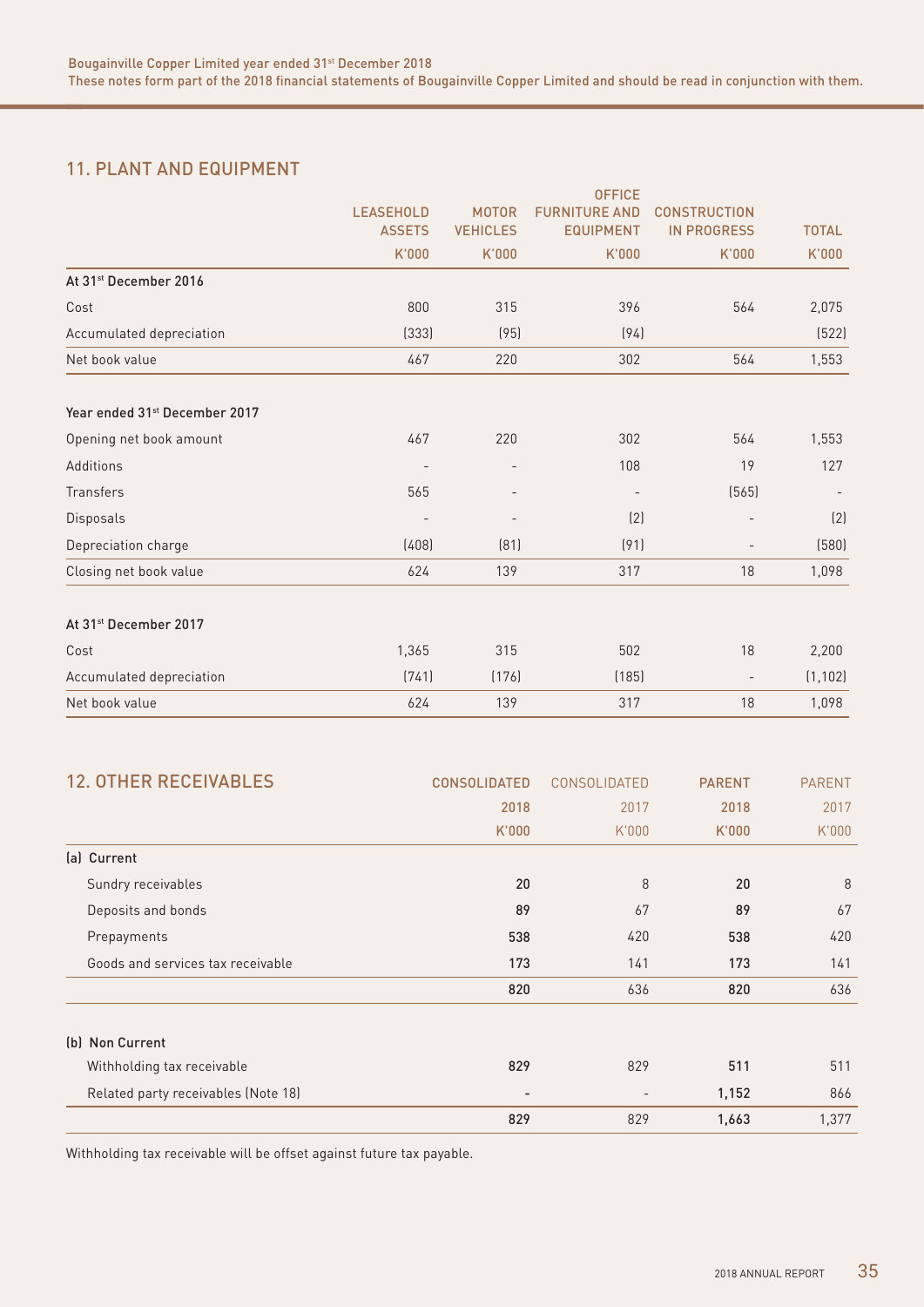## 11. PLANT AND EQUIPMENT

| | LEASEHOLD ASSETS | MOTOR VEHICLES | OFFICE FURNITURE AND EQUIPMENT | CONSTRUCTION IN PROGRESS | TOTAL |
|---|---|---|---|---|---|
| | K'000 | K'000 | K'000 | K'000 | K'000 |
| **At 31st December 2016** | | | | | |
| Cost | 800 | 315 | 396 | 564 | 2,075 |
| Accumulated depreciation | (333) | (95) | (94) | | (522) |
| Net book value | 467 | 220 | 302 | 564 | 1,553 |
| **Year ended 31st December 2017** | | | | | |
| Opening net book amount | 467 | 220 | 302 | 564 | 1,553 |
| Additions | - | - | 108 | 19 | 127 |
| Transfers | 565 | - | - | (565) | - |
| Disposals | - | - | (2) | - | (2) |
| Depreciation charge | (408) | (81) | (91) | - | (580) |
| Closing net book value | 624 | 139 | 317 | 18 | 1,098 |
| **At 31st December 2017** | | | | | |
| Cost | 1,365 | 315 | 502 | 18 | 2,200 |
| Accumulated depreciation | (741) | (176) | (185) | - | (1,102) |
| Net book value | 624 | 139 | 317 | 18 | 1,098 |

## 12. OTHER RECEIVABLES

| | CONSOLIDATED | CONSOLIDATED | PARENT | PARENT |
|---|---|---|---|---|
| | **2018** | 2017 | **2018** | 2017 |
| | K'000 | K'000 | K'000 | K'000 |
| **(a) Current** | | | | |
| Sundry receivables | **20** | 8 | **20** | 8 |
| Deposits and bonds | **89** | 67 | **89** | 67 |
| Prepayments | **538** | 420 | **538** | 420 |
| Goods and services tax receivable | **173** | 141 | **173** | 141 |
| | **820** | 636 | **820** | 636 |
| **(b) Non Current** | | | | |
| Withholding tax receivable | **829** | 829 | **511** | 511 |
| Related party receivables (Note 18) | **-** | - | **1,152** | 866 |
| | **829** | 829 | **1,663** | 1,377 |

Withholding tax receivable will be offset against future tax payable.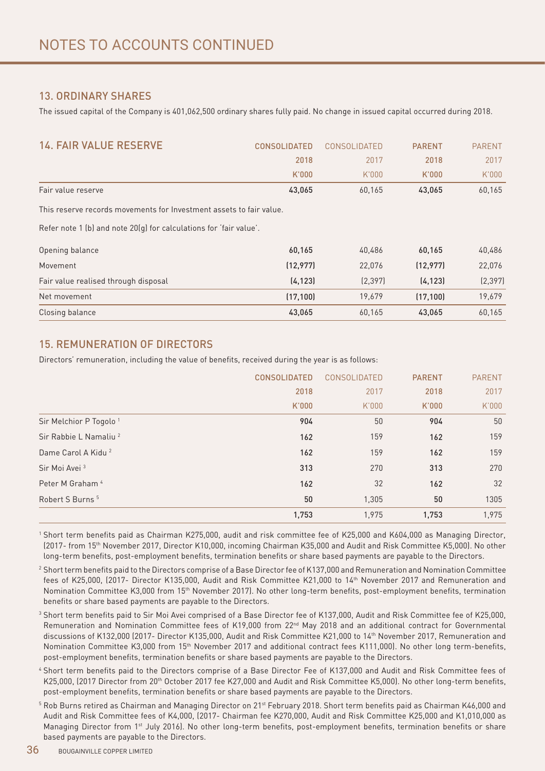# NOTES TO ACCOUNTS CONTINUED

## 13. ORDINARY SHARES

The issued capital of the Company is 401,062,500 ordinary shares fully paid. No change in issued capital occurred during 2018.

## 14. FAIR VALUE RESERVE

| | CONSOLIDATED 2018 K'000 | CONSOLIDATED 2017 K'000 | PARENT 2018 K'000 | PARENT 2017 K'000 |
|---|---|---|---|---|
| Fair value reserve | 43,065 | 60,165 | 43,065 | 60,165 |

This reserve records movements for Investment assets to fair value.

Refer note 1 (b) and note 20(g) for calculations for 'fair value'.

| | CONSOLIDATED 2018 K'000 | CONSOLIDATED 2017 K'000 | PARENT 2018 K'000 | PARENT 2017 K'000 |
|---|---|---|---|---|
| Opening balance | 60,165 | 40,486 | 60,165 | 40,486 |
| Movement | (12,977) | 22,076 | (12,977) | 22,076 |
| Fair value realised through disposal | (4,123) | (2,397) | (4,123) | (2,397) |
| Net movement | (17,100) | 19,679 | (17,100) | 19,679 |
| Closing balance | 43,065 | 60,165 | 43,065 | 60,165 |

## 15. REMUNERATION OF DIRECTORS

Directors' remuneration, including the value of benefits, received during the year is as follows:

| | CONSOLIDATED 2018 K'000 | CONSOLIDATED 2017 K'000 | PARENT 2018 K'000 | PARENT 2017 K'000 |
|---|---|---|---|---|
| Sir Melchior P Togolo [1] | 904 | 50 | 904 | 50 |
| Sir Rabbie L Namaliu [2] | 162 | 159 | 162 | 159 |
| Dame Carol A Kidu [2] | 162 | 159 | 162 | 159 |
| Sir Moi Avei [3] | 313 | 270 | 313 | 270 |
| Peter M Graham [4] | 162 | 32 | 162 | 32 |
| Robert S Burns [5] | 50 | 1,305 | 50 | 1305 |
| | 1,753 | 1,975 | 1,753 | 1,975 |

[1] Short term benefits paid as Chairman K275,000, audit and risk committee fee of K25,000 and K604,000 as Managing Director, (2017- from 15th November 2017, Director K10,000, incoming Chairman K35,000 and Audit and Risk Committee K5,000). No other long-term benefits, post-employment benefits, termination benefits or share based payments are payable to the Directors.

[2] Short term benefits paid to the Directors comprise of a Base Director fee of K137,000 and Remuneration and Nomination Committee fees of K25,000, (2017- Director K135,000, Audit and Risk Committee K21,000 to 14th November 2017 and Remuneration and Nomination Committee K3,000 from 15th November 2017). No other long-term benefits, post-employment benefits, termination benefits or share based payments are payable to the Directors.

[3] Short term benefits paid to Sir Moi Avei comprised of a Base Director fee of K137,000, Audit and Risk Committee fee of K25,000, Remuneration and Nomination Committee fees of K19,000 from 22nd May 2018 and an additional contract for Governmental discussions of K132,000 (2017- Director K135,000, Audit and Risk Committee K21,000 to 14th November 2017, Remuneration and Nomination Committee K3,000 from 15th November 2017 and additional contract fees K111,000). No other long term-benefits, post-employment benefits, termination benefits or share based payments are payable to the Directors.

[4] Short term benefits paid to the Directors comprise of a Base Director Fee of K137,000 and Audit and Risk Committee fees of K25,000, (2017 Director from 20th October 2017 fee K27,000 and Audit and Risk Committee K5,000). No other long-term benefits, post-employment benefits, termination benefits or share based payments are payable to the Directors.

[5] Rob Burns retired as Chairman and Managing Director on 21st February 2018. Short term benefits paid as Chairman K46,000 and Audit and Risk Committee fees of K4,000, (2017- Chairman fee K270,000, Audit and Risk Committee K25,000 and K1,010,000 as Managing Director from 1st July 2016). No other long-term benefits, post-employment benefits, termination benefits or share based payments are payable to the Directors.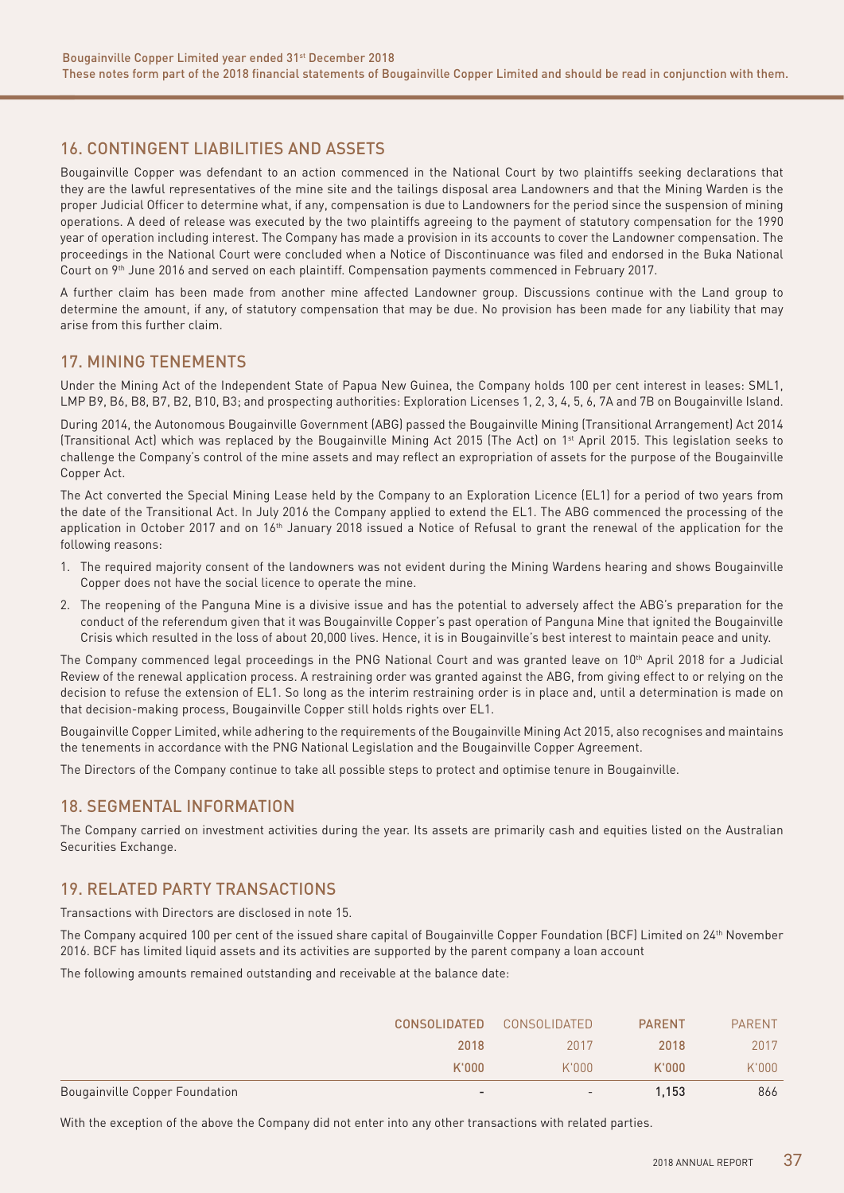## 16. CONTINGENT LIABILITIES AND ASSETS

Bougainville Copper was defendant to an action commenced in the National Court by two plaintiffs seeking declarations that they are the lawful representatives of the mine site and the tailings disposal area Landowners and that the Mining Warden is the proper Judicial Officer to determine what, if any, compensation is due to Landowners for the period since the suspension of mining operations. A deed of release was executed by the two plaintiffs agreeing to the payment of statutory compensation for the 1990 year of operation including interest. The Company has made a provision in its accounts to cover the Landowner compensation. The proceedings in the National Court were concluded when a Notice of Discontinuance was filed and endorsed in the Buka National Court on 9th June 2016 and served on each plaintiff. Compensation payments commenced in February 2017.

A further claim has been made from another mine affected Landowner group. Discussions continue with the Land group to determine the amount, if any, of statutory compensation that may be due. No provision has been made for any liability that may arise from this further claim.

## 17. MINING TENEMENTS

Under the Mining Act of the Independent State of Papua New Guinea, the Company holds 100 per cent interest in leases: SML1, LMP B9, B6, B8, B7, B2, B10, B3; and prospecting authorities: Exploration Licenses 1, 2, 3, 4, 5, 6, 7A and 7B on Bougainville Island.

During 2014, the Autonomous Bougainville Government (ABG) passed the Bougainville Mining (Transitional Arrangement) Act 2014 (Transitional Act) which was replaced by the Bougainville Mining Act 2015 (The Act) on 1st April 2015. This legislation seeks to challenge the Company's control of the mine assets and may reflect an expropriation of assets for the purpose of the Bougainville Copper Act.

The Act converted the Special Mining Lease held by the Company to an Exploration Licence (EL1) for a period of two years from the date of the Transitional Act. In July 2016 the Company applied to extend the EL1. The ABG commenced the processing of the application in October 2017 and on 16th January 2018 issued a Notice of Refusal to grant the renewal of the application for the following reasons:

1. The required majority consent of the landowners was not evident during the Mining Wardens hearing and shows Bougainville Copper does not have the social licence to operate the mine.
2. The reopening of the Panguna Mine is a divisive issue and has the potential to adversely affect the ABG's preparation for the conduct of the referendum given that it was Bougainville Copper's past operation of Panguna Mine that ignited the Bougainville Crisis which resulted in the loss of about 20,000 lives. Hence, it is in Bougainville's best interest to maintain peace and unity.

The Company commenced legal proceedings in the PNG National Court and was granted leave on 10th April 2018 for a Judicial Review of the renewal application process. A restraining order was granted against the ABG, from giving effect to or relying on the decision to refuse the extension of EL1. So long as the interim restraining order is in place and, until a determination is made on that decision-making process, Bougainville Copper still holds rights over EL1.

Bougainville Copper Limited, while adhering to the requirements of the Bougainville Mining Act 2015, also recognises and maintains the tenements in accordance with the PNG National Legislation and the Bougainville Copper Agreement.

The Directors of the Company continue to take all possible steps to protect and optimise tenure in Bougainville.

## 18. SEGMENTAL INFORMATION

The Company carried on investment activities during the year. Its assets are primarily cash and equities listed on the Australian Securities Exchange.

## 19. RELATED PARTY TRANSACTIONS

Transactions with Directors are disclosed in note 15.

The Company acquired 100 per cent of the issued share capital of Bougainville Copper Foundation (BCF) Limited on 24th November 2016. BCF has limited liquid assets and its activities are supported by the parent company a loan account

The following amounts remained outstanding and receivable at the balance date:

| | CONSOLIDATED | CONSOLIDATED | PARENT | PARENT |
|---|---|---|---|---|
| | 2018 | 2017 | 2018 | 2017 |
| | K'000 | K'000 | K'000 | K'000 |
| Bougainville Copper Foundation | - | - | 1,153 | 866 |

With the exception of the above the Company did not enter into any other transactions with related parties.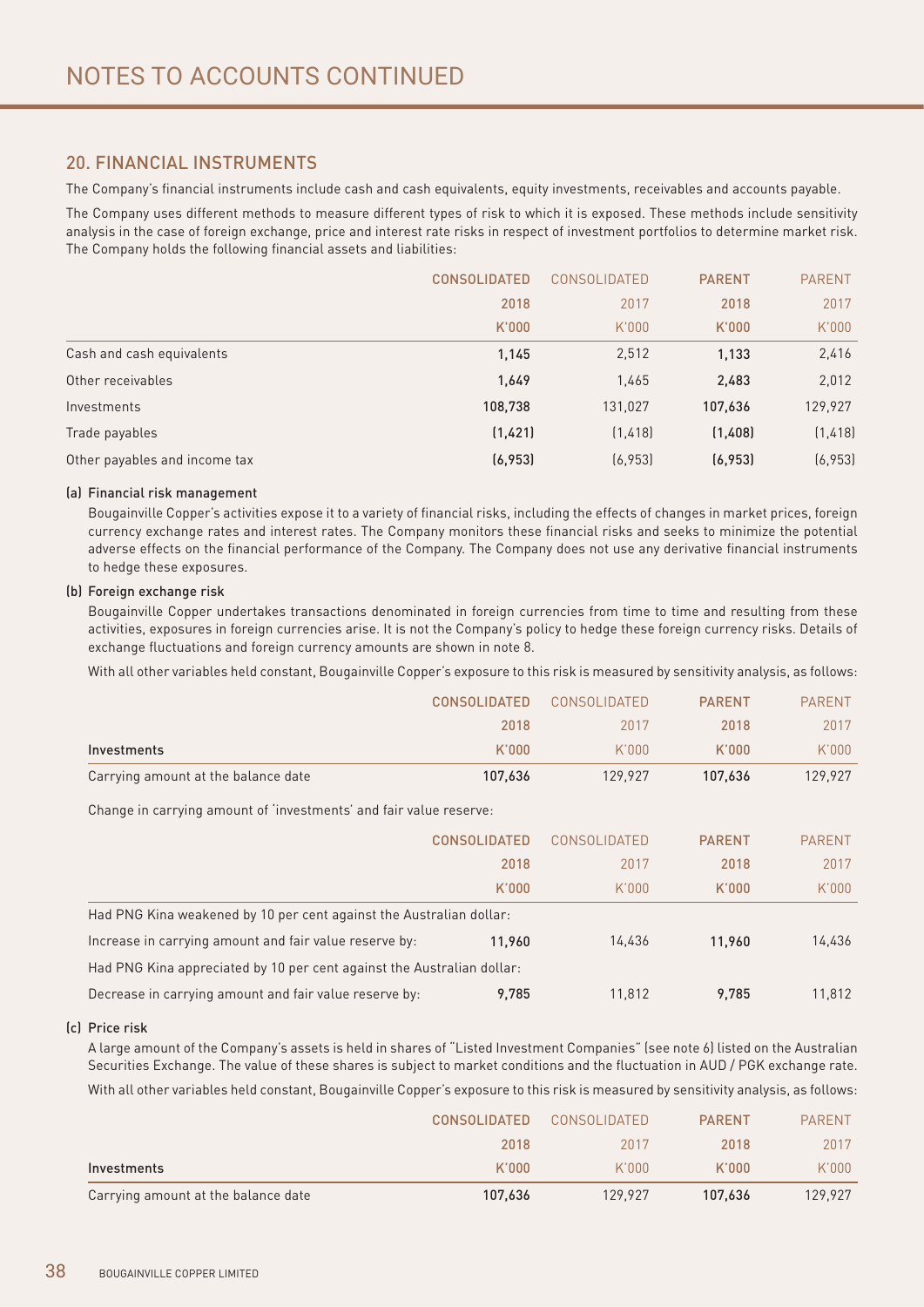# NOTES TO ACCOUNTS CONTINUED

## 20. FINANCIAL INSTRUMENTS

The Company's financial instruments include cash and cash equivalents, equity investments, receivables and accounts payable.

The Company uses different methods to measure different types of risk to which it is exposed. These methods include sensitivity analysis in the case of foreign exchange, price and interest rate risks in respect of investment portfolios to determine market risk. The Company holds the following financial assets and liabilities:

| | CONSOLIDATED | CONSOLIDATED | PARENT | PARENT |
|---|---|---|---|---|
| | 2018 | 2017 | 2018 | 2017 |
| | K'000 | K'000 | K'000 | K'000 |
| Cash and cash equivalents | **1,145** | 2,512 | **1,133** | 2,416 |
| Other receivables | **1,649** | 1,465 | **2,483** | 2,012 |
| Investments | **108,738** | 131,027 | **107,636** | 129,927 |
| Trade payables | **(1,421)** | (1,418) | **(1,408)** | (1,418) |
| Other payables and income tax | **(6,953)** | (6,953) | **(6,953)** | (6,953) |

### (a) Financial risk management

Bougainville Copper's activities expose it to a variety of financial risks, including the effects of changes in market prices, foreign currency exchange rates and interest rates. The Company monitors these financial risks and seeks to minimize the potential adverse effects on the financial performance of the Company. The Company does not use any derivative financial instruments to hedge these exposures.

### (b) Foreign exchange risk

Bougainville Copper undertakes transactions denominated in foreign currencies from time to time and resulting from these activities, exposures in foreign currencies arise. It is not the Company's policy to hedge these foreign currency risks. Details of exchange fluctuations and foreign currency amounts are shown in note 8.

With all other variables held constant, Bougainville Copper's exposure to this risk is measured by sensitivity analysis, as follows:

| | CONSOLIDATED | CONSOLIDATED | PARENT | PARENT |
|---|---|---|---|---|
| | 2018 | 2017 | 2018 | 2017 |
| Investments | K'000 | K'000 | K'000 | K'000 |
| Carrying amount at the balance date | **107,636** | 129,927 | **107,636** | 129,927 |

Change in carrying amount of 'investments' and fair value reserve:

| | CONSOLIDATED | CONSOLIDATED | PARENT | PARENT |
|---|---|---|---|---|
| | 2018 | 2017 | 2018 | 2017 |
| | K'000 | K'000 | K'000 | K'000 |
| Had PNG Kina weakened by 10 per cent against the Australian dollar: | | | | |
| Increase in carrying amount and fair value reserve by: | **11,960** | 14,436 | **11,960** | 14,436 |
| Had PNG Kina appreciated by 10 per cent against the Australian dollar: | | | | |
| Decrease in carrying amount and fair value reserve by: | **9,785** | 11,812 | **9,785** | 11,812 |

### (c) Price risk

A large amount of the Company's assets is held in shares of "Listed Investment Companies" (see note 6) listed on the Australian Securities Exchange. The value of these shares is subject to market conditions and the fluctuation in AUD / PGK exchange rate.

With all other variables held constant, Bougainville Copper's exposure to this risk is measured by sensitivity analysis, as follows:

| | CONSOLIDATED | CONSOLIDATED | PARENT | PARENT |
|---|---|---|---|---|
| | 2018 | 2017 | 2018 | 2017 |
| Investments | K'000 | K'000 | K'000 | K'000 |
| Carrying amount at the balance date | **107,636** | 129,927 | **107,636** | 129,927 |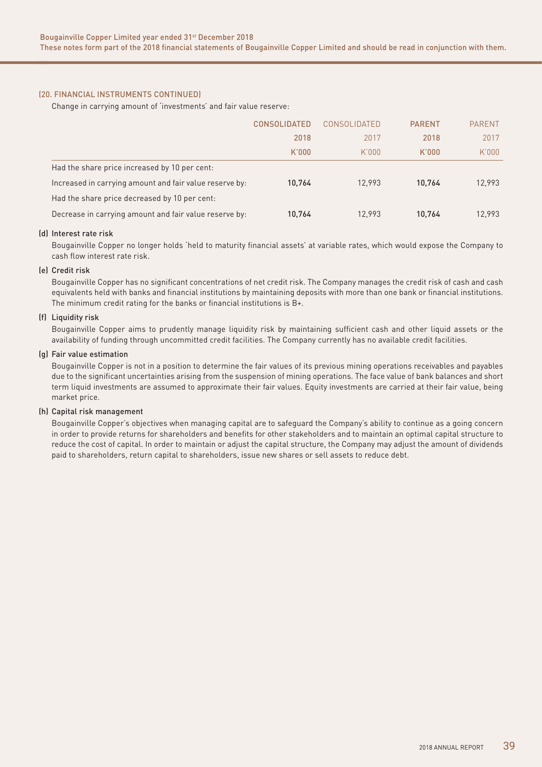(20. FINANCIAL INSTRUMENTS CONTINUED)

Change in carrying amount of 'investments' and fair value reserve:

| | CONSOLIDATED 2018 K'000 | CONSOLIDATED 2017 K'000 | PARENT 2018 K'000 | PARENT 2017 K'000 |
|---|---|---|---|---|
| Had the share price increased by 10 per cent: | | | | |
| Increased in carrying amount and fair value reserve by: | **10,764** | 12,993 | **10,764** | 12,993 |
| Had the share price decreased by 10 per cent: | | | | |
| Decrease in carrying amount and fair value reserve by: | **10,764** | 12,993 | **10,764** | 12,993 |

(d) Interest rate risk

Bougainville Copper no longer holds 'held to maturity financial assets' at variable rates, which would expose the Company to cash flow interest rate risk.

(e) Credit risk

Bougainville Copper has no significant concentrations of net credit risk. The Company manages the credit risk of cash and cash equivalents held with banks and financial institutions by maintaining deposits with more than one bank or financial institutions. The minimum credit rating for the banks or financial institutions is B+.

(f) Liquidity risk

Bougainville Copper aims to prudently manage liquidity risk by maintaining sufficient cash and other liquid assets or the availability of funding through uncommitted credit facilities. The Company currently has no available credit facilities.

(g) Fair value estimation

Bougainville Copper is not in a position to determine the fair values of its previous mining operations receivables and payables due to the significant uncertainties arising from the suspension of mining operations. The face value of bank balances and short term liquid investments are assumed to approximate their fair values. Equity investments are carried at their fair value, being market price.

(h) Capital risk management

Bougainville Copper's objectives when managing capital are to safeguard the Company's ability to continue as a going concern in order to provide returns for shareholders and benefits for other stakeholders and to maintain an optimal capital structure to reduce the cost of capital. In order to maintain or adjust the capital structure, the Company may adjust the amount of dividends paid to shareholders, return capital to shareholders, issue new shares or sell assets to reduce debt.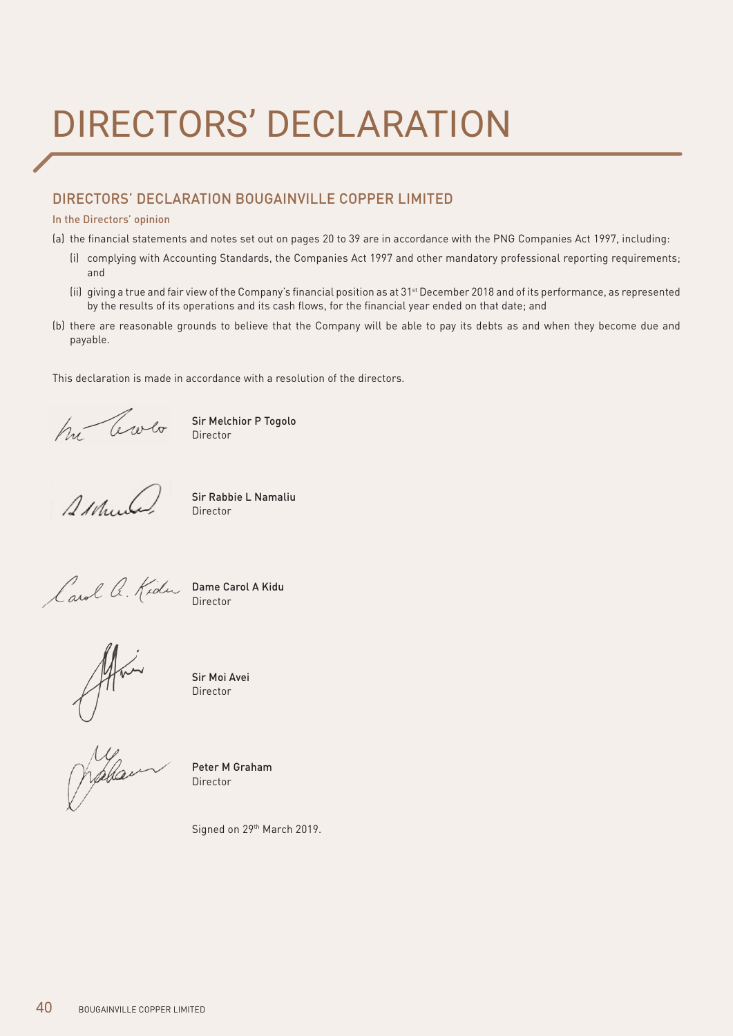# DIRECTORS' DECLARATION

## DIRECTORS' DECLARATION BOUGAINVILLE COPPER LIMITED

### In the Directors' opinion

(a) the financial statements and notes set out on pages 20 to 39 are in accordance with the PNG Companies Act 1997, including:

(i) complying with Accounting Standards, the Companies Act 1997 and other mandatory professional reporting requirements; and

(ii) giving a true and fair view of the Company's financial position as at 31st December 2018 and of its performance, as represented by the results of its operations and its cash flows, for the financial year ended on that date; and

(b) there are reasonable grounds to believe that the Company will be able to pay its debts as and when they become due and payable.

This declaration is made in accordance with a resolution of the directors.

**Sir Melchior P Togolo**
Director

**Sir Rabbie L Namaliu**
Director

**Dame Carol A Kidu**
Director

**Sir Moi Avei**
Director

**Peter M Graham**
Director

Signed on 29th March 2019.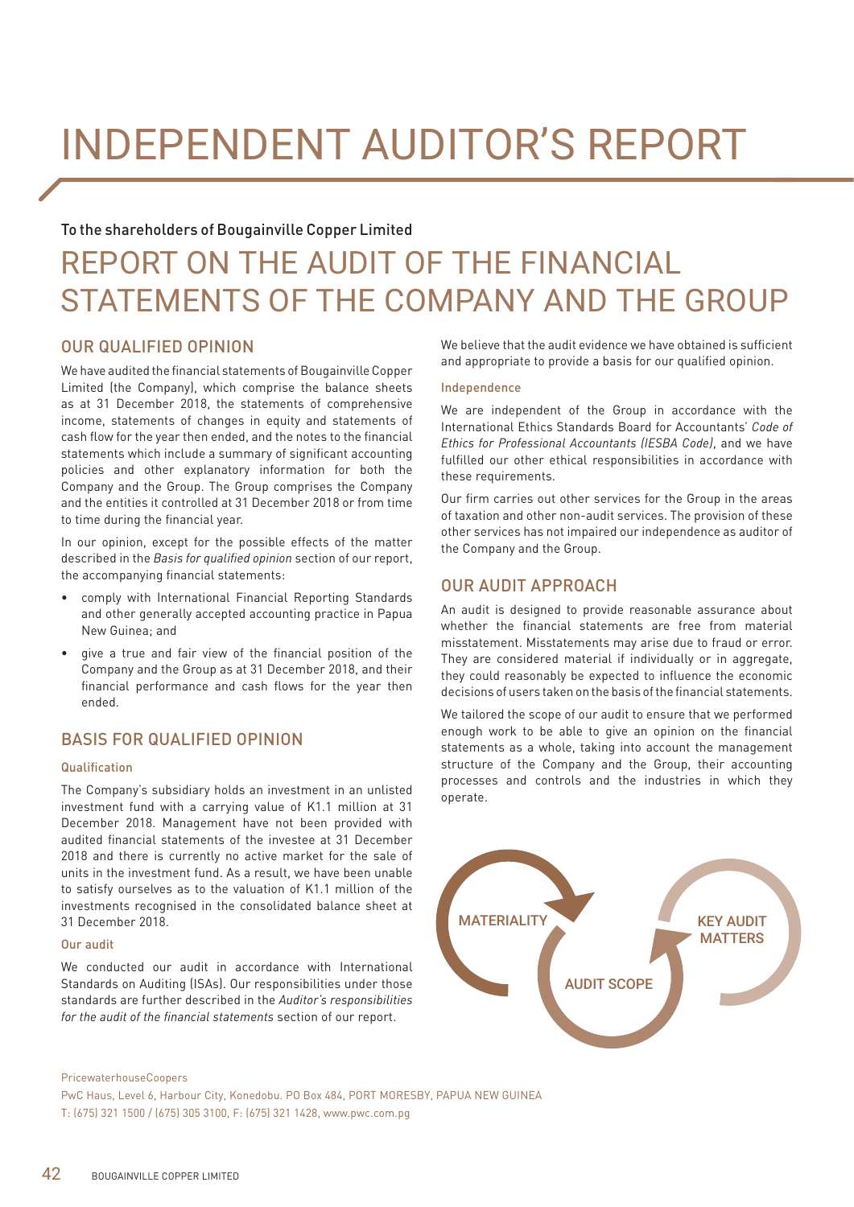# INDEPENDENT AUDITOR'S REPORT

To the shareholders of Bougainville Copper Limited

## REPORT ON THE AUDIT OF THE FINANCIAL STATEMENTS OF THE COMPANY AND THE GROUP

### OUR QUALIFIED OPINION

We have audited the financial statements of Bougainville Copper Limited (the Company), which comprise the balance sheets as at 31 December 2018, the statements of comprehensive income, statements of changes in equity and statements of cash flow for the year then ended, and the notes to the financial statements which include a summary of significant accounting policies and other explanatory information for both the Company and the Group. The Group comprises the Company and the entities it controlled at 31 December 2018 or from time to time during the financial year.

In our opinion, except for the possible effects of the matter described in the *Basis for qualified opinion* section of our report, the accompanying financial statements:

- comply with International Financial Reporting Standards and other generally accepted accounting practice in Papua New Guinea; and
- give a true and fair view of the financial position of the Company and the Group as at 31 December 2018, and their financial performance and cash flows for the year then ended.

### BASIS FOR QUALIFIED OPINION

#### Qualification

The Company's subsidiary holds an investment in an unlisted investment fund with a carrying value of K1.1 million at 31 December 2018. Management have not been provided with audited financial statements of the investee at 31 December 2018 and there is currently no active market for the sale of units in the investment fund. As a result, we have been unable to satisfy ourselves as to the valuation of K1.1 million of the investments recognised in the consolidated balance sheet at 31 December 2018.

#### Our audit

We conducted our audit in accordance with International Standards on Auditing (ISAs). Our responsibilities under those standards are further described in the *Auditor's responsibilities for the audit of the financial statements* section of our report.

We believe that the audit evidence we have obtained is sufficient and appropriate to provide a basis for our qualified opinion.

#### Independence

We are independent of the Group in accordance with the International Ethics Standards Board for Accountants' *Code of Ethics for Professional Accountants (IESBA Code)*, and we have fulfilled our other ethical responsibilities in accordance with these requirements.

Our firm carries out other services for the Group in the areas of taxation and other non-audit services. The provision of these other services has not impaired our independence as auditor of the Company and the Group.

### OUR AUDIT APPROACH

An audit is designed to provide reasonable assurance about whether the financial statements are free from material misstatement. Misstatements may arise due to fraud or error. They are considered material if individually or in aggregate, they could reasonably be expected to influence the economic decisions of users taken on the basis of the financial statements.

We tailored the scope of our audit to ensure that we performed enough work to be able to give an opinion on the financial statements as a whole, taking into account the management structure of the Company and the Group, their accounting processes and controls and the industries in which they operate.

MATERIALITY → AUDIT SCOPE → KEY AUDIT MATTERS

PricewaterhouseCoopers
PwC Haus, Level 6, Harbour City, Konedobu. PO Box 484, PORT MORESBY, PAPUA NEW GUINEA
T: (675) 321 1500 / (675) 305 3100, F: (675) 321 1428, www.pwc.com.pg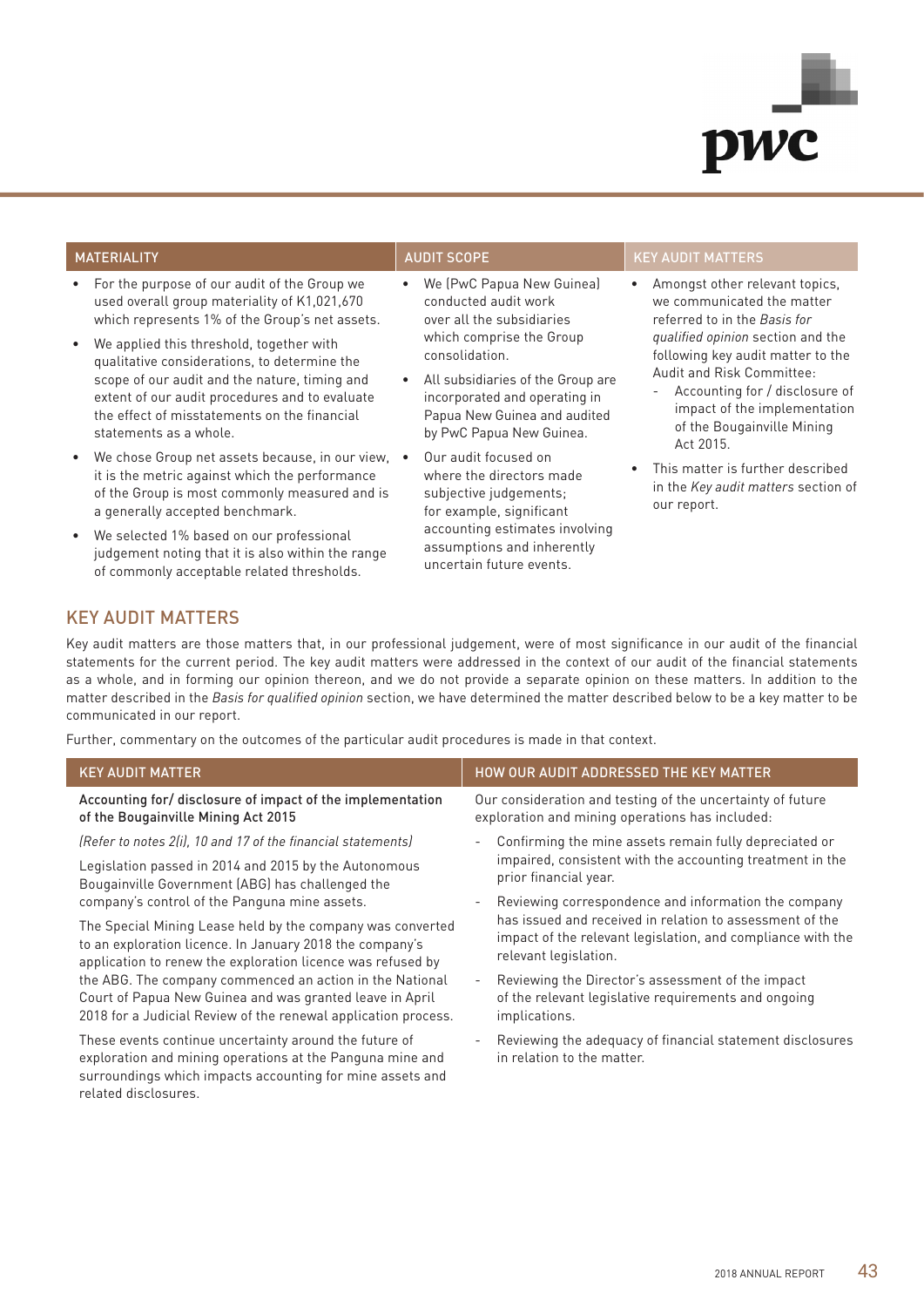| MATERIALITY | AUDIT SCOPE | KEY AUDIT MATTERS |
|---|---|---|
| • For the purpose of our audit of the Group we used overall group materiality of K1,021,670 which represents 1% of the Group's net assets.<br>• We applied this threshold, together with qualitative considerations, to determine the scope of our audit and the nature, timing and extent of our audit procedures and to evaluate the effect of misstatements on the financial statements as a whole.<br>• We chose Group net assets because, in our view, it is the metric against which the performance of the Group is most commonly measured and is a generally accepted benchmark.<br>• We selected 1% based on our professional judgement noting that it is also within the range of commonly acceptable related thresholds. | • We (PwC Papua New Guinea) conducted audit work over all the subsidiaries which comprise the Group consolidation.<br>• All subsidiaries of the Group are incorporated and operating in Papua New Guinea and audited by PwC Papua New Guinea.<br>• Our audit focused on where the directors made subjective judgements; for example, significant accounting estimates involving assumptions and inherently uncertain future events. | • Amongst other relevant topics, we communicated the matter referred to in the *Basis for qualified opinion* section and the following key audit matter to the Audit and Risk Committee:<br>- Accounting for / disclosure of impact of the implementation of the Bougainville Mining Act 2015.<br>• This matter is further described in the *Key audit matters* section of our report. |

## KEY AUDIT MATTERS

Key audit matters are those matters that, in our professional judgement, were of most significance in our audit of the financial statements for the current period. The key audit matters were addressed in the context of our audit of the financial statements as a whole, and in forming our opinion thereon, and we do not provide a separate opinion on these matters. In addition to the matter described in the *Basis for qualified opinion* section, we have determined the matter described below to be a key matter to be communicated in our report.

Further, commentary on the outcomes of the particular audit procedures is made in that context.

| KEY AUDIT MATTER | HOW OUR AUDIT ADDRESSED THE KEY MATTER |
|---|---|
| Accounting for/ disclosure of impact of the implementation of the Bougainville Mining Act 2015<br><br>*(Refer to notes 2(i), 10 and 17 of the financial statements)*<br><br>Legislation passed in 2014 and 2015 by the Autonomous Bougainville Government (ABG) has challenged the company's control of the Panguna mine assets.<br><br>The Special Mining Lease held by the company was converted to an exploration licence. In January 2018 the company's application to renew the exploration licence was refused by the ABG. The company commenced an action in the National Court of Papua New Guinea and was granted leave in April 2018 for a Judicial Review of the renewal application process.<br><br>These events continue uncertainty around the future of exploration and mining operations at the Panguna mine and surroundings which impacts accounting for mine assets and related disclosures. | Our consideration and testing of the uncertainty of future exploration and mining operations has included:<br><br>- Confirming the mine assets remain fully depreciated or impaired, consistent with the accounting treatment in the prior financial year.<br>- Reviewing correspondence and information the company has issued and received in relation to assessment of the impact of the relevant legislation, and compliance with the relevant legislation.<br>- Reviewing the Director's assessment of the impact of the relevant legislative requirements and ongoing implications.<br>- Reviewing the adequacy of financial statement disclosures in relation to the matter. |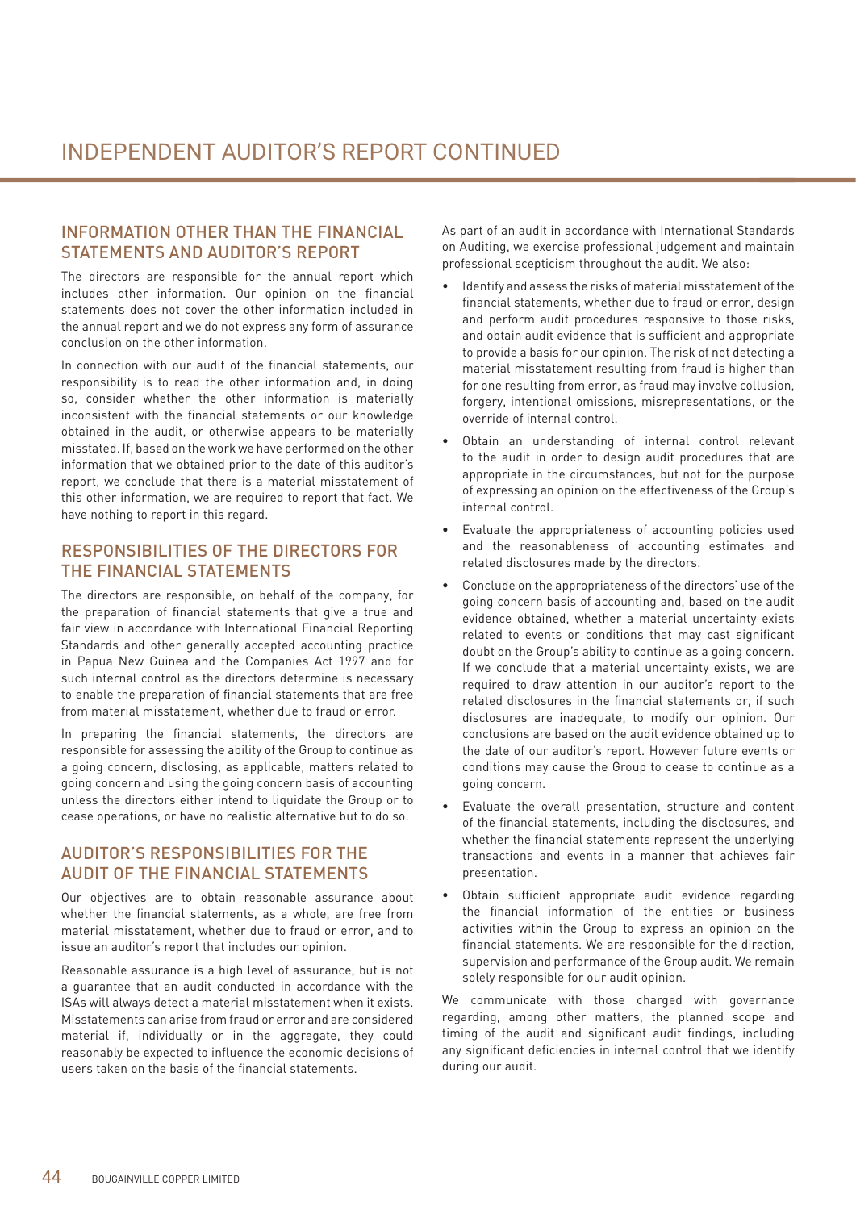# INDEPENDENT AUDITOR'S REPORT CONTINUED

## INFORMATION OTHER THAN THE FINANCIAL STATEMENTS AND AUDITOR'S REPORT

The directors are responsible for the annual report which includes other information. Our opinion on the financial statements does not cover the other information included in the annual report and we do not express any form of assurance conclusion on the other information.

In connection with our audit of the financial statements, our responsibility is to read the other information and, in doing so, consider whether the other information is materially inconsistent with the financial statements or our knowledge obtained in the audit, or otherwise appears to be materially misstated. If, based on the work we have performed on the other information that we obtained prior to the date of this auditor's report, we conclude that there is a material misstatement of this other information, we are required to report that fact. We have nothing to report in this regard.

## RESPONSIBILITIES OF THE DIRECTORS FOR THE FINANCIAL STATEMENTS

The directors are responsible, on behalf of the company, for the preparation of financial statements that give a true and fair view in accordance with International Financial Reporting Standards and other generally accepted accounting practice in Papua New Guinea and the Companies Act 1997 and for such internal control as the directors determine is necessary to enable the preparation of financial statements that are free from material misstatement, whether due to fraud or error.

In preparing the financial statements, the directors are responsible for assessing the ability of the Group to continue as a going concern, disclosing, as applicable, matters related to going concern and using the going concern basis of accounting unless the directors either intend to liquidate the Group or to cease operations, or have no realistic alternative but to do so.

## AUDITOR'S RESPONSIBILITIES FOR THE AUDIT OF THE FINANCIAL STATEMENTS

Our objectives are to obtain reasonable assurance about whether the financial statements, as a whole, are free from material misstatement, whether due to fraud or error, and to issue an auditor's report that includes our opinion.

Reasonable assurance is a high level of assurance, but is not a guarantee that an audit conducted in accordance with the ISAs will always detect a material misstatement when it exists. Misstatements can arise from fraud or error and are considered material if, individually or in the aggregate, they could reasonably be expected to influence the economic decisions of users taken on the basis of the financial statements.

As part of an audit in accordance with International Standards on Auditing, we exercise professional judgement and maintain professional scepticism throughout the audit. We also:

- Identify and assess the risks of material misstatement of the financial statements, whether due to fraud or error, design and perform audit procedures responsive to those risks, and obtain audit evidence that is sufficient and appropriate to provide a basis for our opinion. The risk of not detecting a material misstatement resulting from fraud is higher than for one resulting from error, as fraud may involve collusion, forgery, intentional omissions, misrepresentations, or the override of internal control.
- Obtain an understanding of internal control relevant to the audit in order to design audit procedures that are appropriate in the circumstances, but not for the purpose of expressing an opinion on the effectiveness of the Group's internal control.
- Evaluate the appropriateness of accounting policies used and the reasonableness of accounting estimates and related disclosures made by the directors.
- Conclude on the appropriateness of the directors' use of the going concern basis of accounting and, based on the audit evidence obtained, whether a material uncertainty exists related to events or conditions that may cast significant doubt on the Group's ability to continue as a going concern. If we conclude that a material uncertainty exists, we are required to draw attention in our auditor's report to the related disclosures in the financial statements or, if such disclosures are inadequate, to modify our opinion. Our conclusions are based on the audit evidence obtained up to the date of our auditor's report. However future events or conditions may cause the Group to cease to continue as a going concern.
- Evaluate the overall presentation, structure and content of the financial statements, including the disclosures, and whether the financial statements represent the underlying transactions and events in a manner that achieves fair presentation.
- Obtain sufficient appropriate audit evidence regarding the financial information of the entities or business activities within the Group to express an opinion on the financial statements. We are responsible for the direction, supervision and performance of the Group audit. We remain solely responsible for our audit opinion.

We communicate with those charged with governance regarding, among other matters, the planned scope and timing of the audit and significant audit findings, including any significant deficiencies in internal control that we identify during our audit.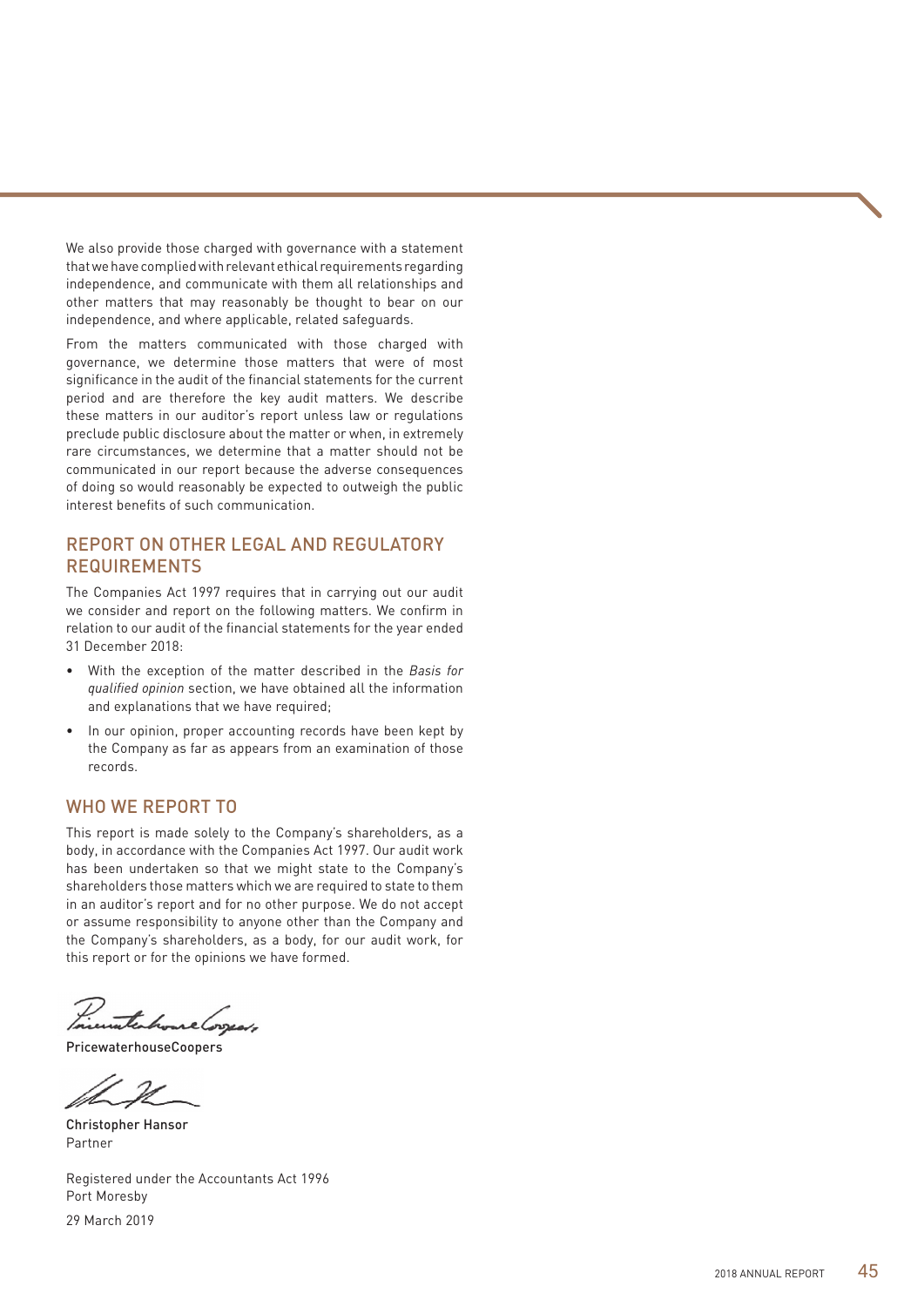We also provide those charged with governance with a statement that we have complied with relevant ethical requirements regarding independence, and communicate with them all relationships and other matters that may reasonably be thought to bear on our independence, and where applicable, related safeguards.

From the matters communicated with those charged with governance, we determine those matters that were of most significance in the audit of the financial statements for the current period and are therefore the key audit matters. We describe these matters in our auditor's report unless law or regulations preclude public disclosure about the matter or when, in extremely rare circumstances, we determine that a matter should not be communicated in our report because the adverse consequences of doing so would reasonably be expected to outweigh the public interest benefits of such communication.

## REPORT ON OTHER LEGAL AND REGULATORY REQUIREMENTS

The Companies Act 1997 requires that in carrying out our audit we consider and report on the following matters. We confirm in relation to our audit of the financial statements for the year ended 31 December 2018:

- With the exception of the matter described in the *Basis for qualified opinion* section, we have obtained all the information and explanations that we have required;
- In our opinion, proper accounting records have been kept by the Company as far as appears from an examination of those records.

## WHO WE REPORT TO

This report is made solely to the Company's shareholders, as a body, in accordance with the Companies Act 1997. Our audit work has been undertaken so that we might state to the Company's shareholders those matters which we are required to state to them in an auditor's report and for no other purpose. We do not accept or assume responsibility to anyone other than the Company and the Company's shareholders, as a body, for our audit work, for this report or for the opinions we have formed.

PricewaterhouseCoopers

Christopher Hansor
Partner

Registered under the Accountants Act 1996
Port Moresby

29 March 2019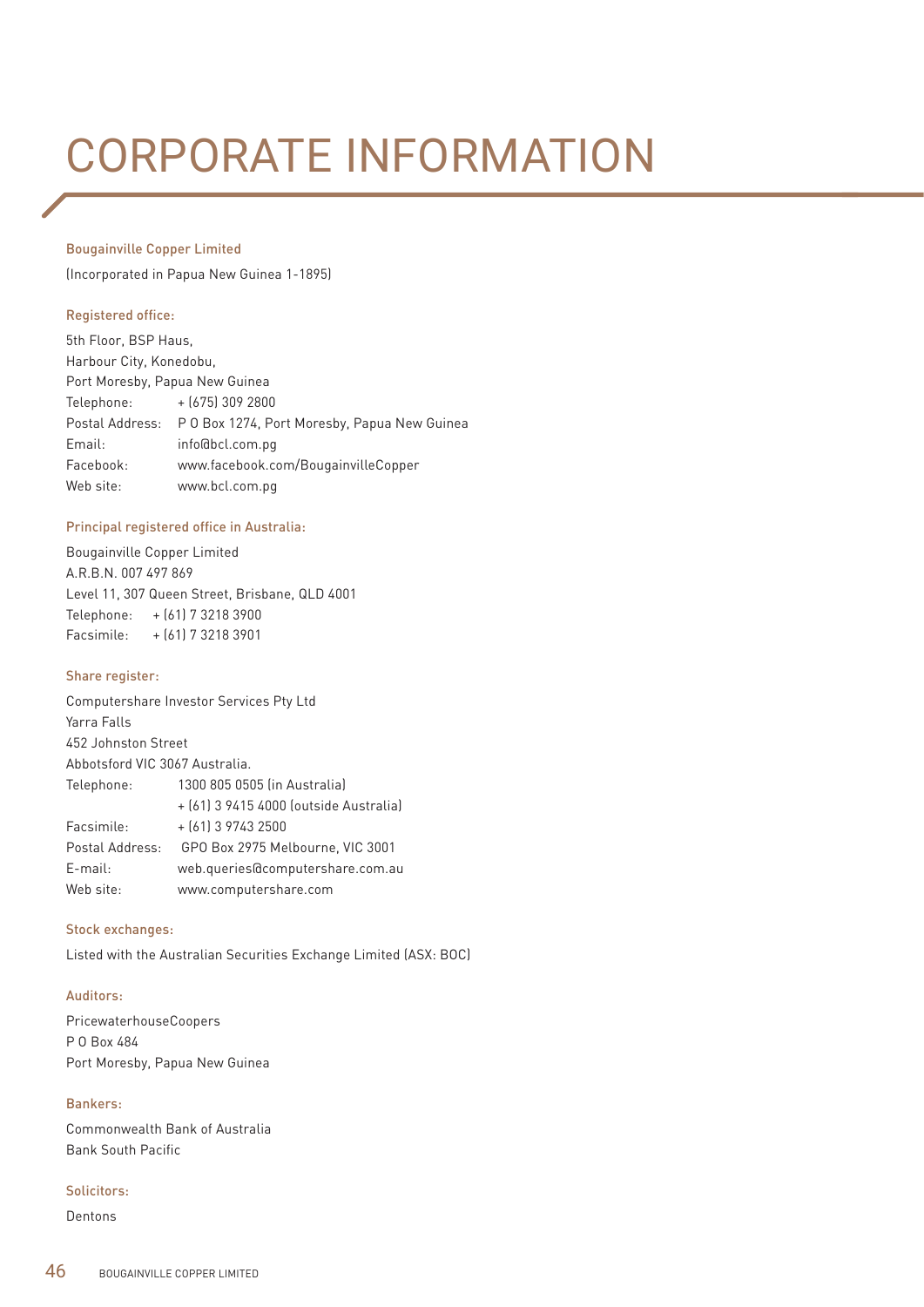# CORPORATE INFORMATION

### Bougainville Copper Limited

(Incorporated in Papua New Guinea 1-1895)

### Registered office:

5th Floor, BSP Haus,
Harbour City, Konedobu,
Port Moresby, Papua New Guinea

Telephone: + (675) 309 2800
Postal Address: P O Box 1274, Port Moresby, Papua New Guinea
Email: info@bcl.com.pg
Facebook: www.facebook.com/BougainvilleCopper
Web site: www.bcl.com.pg

### Principal registered office in Australia:

Bougainville Copper Limited
A.R.B.N. 007 497 869
Level 11, 307 Queen Street, Brisbane, QLD 4001
Telephone: + (61) 7 3218 3900
Facsimile: + (61) 7 3218 3901

### Share register:

Computershare Investor Services Pty Ltd
Yarra Falls
452 Johnston Street
Abbotsford VIC 3067 Australia.

Telephone: 1300 805 0505 (in Australia)
+ (61) 3 9415 4000 (outside Australia)
Facsimile: + (61) 3 9743 2500
Postal Address: GPO Box 2975 Melbourne, VIC 3001
E-mail: web.queries@computershare.com.au
Web site: www.computershare.com

### Stock exchanges:

Listed with the Australian Securities Exchange Limited (ASX: BOC)

### Auditors:

PricewaterhouseCoopers
P O Box 484
Port Moresby, Papua New Guinea

### Bankers:

Commonwealth Bank of Australia
Bank South Pacific

### Solicitors:

Dentons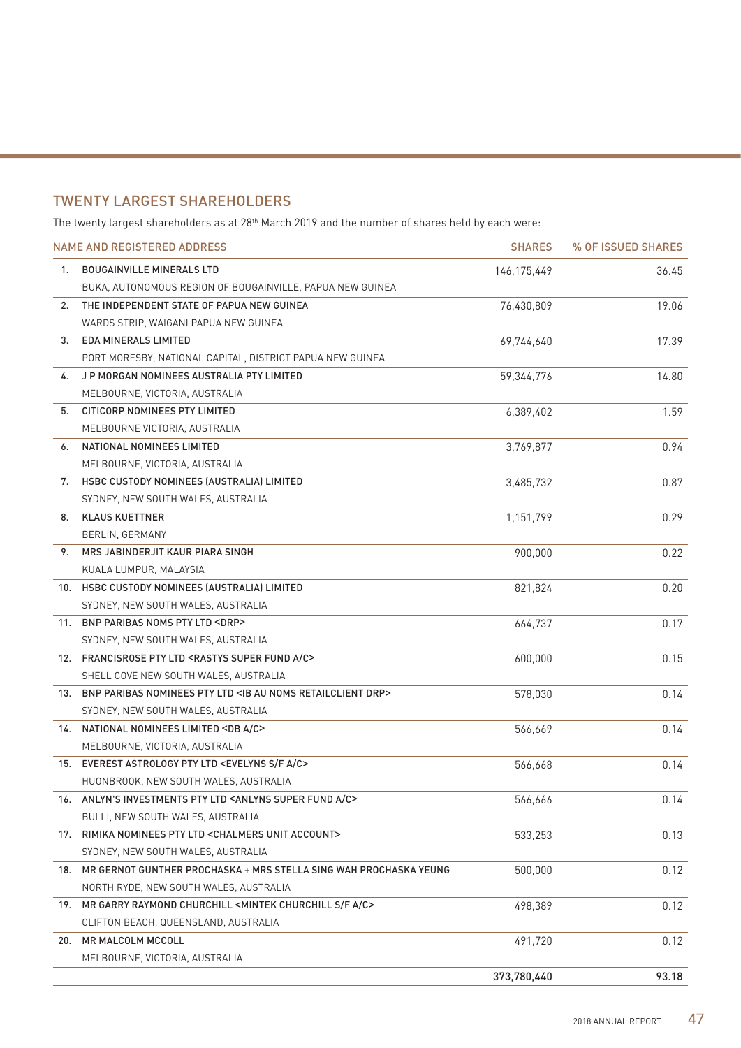## TWENTY LARGEST SHAREHOLDERS

The twenty largest shareholders as at 28th March 2019 and the number of shares held by each were:

| | NAME AND REGISTERED ADDRESS | SHARES | % OF ISSUED SHARES |
|---|---|---|---|
| 1. | BOUGAINVILLE MINERALS LTD<br>BUKA, AUTONOMOUS REGION OF BOUGAINVILLE, PAPUA NEW GUINEA | 146,175,449 | 36.45 |
| 2. | THE INDEPENDENT STATE OF PAPUA NEW GUINEA<br>WARDS STRIP, WAIGANI PAPUA NEW GUINEA | 76,430,809 | 19.06 |
| 3. | EDA MINERALS LIMITED<br>PORT MORESBY, NATIONAL CAPITAL, DISTRICT PAPUA NEW GUINEA | 69,744,640 | 17.39 |
| 4. | J P MORGAN NOMINEES AUSTRALIA PTY LIMITED<br>MELBOURNE, VICTORIA, AUSTRALIA | 59,344,776 | 14.80 |
| 5. | CITICORP NOMINEES PTY LIMITED<br>MELBOURNE VICTORIA, AUSTRALIA | 6,389,402 | 1.59 |
| 6. | NATIONAL NOMINEES LIMITED<br>MELBOURNE, VICTORIA, AUSTRALIA | 3,769,877 | 0.94 |
| 7. | HSBC CUSTODY NOMINEES (AUSTRALIA) LIMITED<br>SYDNEY, NEW SOUTH WALES, AUSTRALIA | 3,485,732 | 0.87 |
| 8. | KLAUS KUETTNER<br>BERLIN, GERMANY | 1,151,799 | 0.29 |
| 9. | MRS JABINDERJIT KAUR PIARA SINGH<br>KUALA LUMPUR, MALAYSIA | 900,000 | 0.22 |
| 10. | HSBC CUSTODY NOMINEES (AUSTRALIA) LIMITED<br>SYDNEY, NEW SOUTH WALES, AUSTRALIA | 821,824 | 0.20 |
| 11. | BNP PARIBAS NOMS PTY LTD <DRP><br>SYDNEY, NEW SOUTH WALES, AUSTRALIA | 664,737 | 0.17 |
| 12. | FRANCISROSE PTY LTD <RASTYS SUPER FUND A/C><br>SHELL COVE NEW SOUTH WALES, AUSTRALIA | 600,000 | 0.15 |
| 13. | BNP PARIBAS NOMINEES PTY LTD <IB AU NOMS RETAILCLIENT DRP><br>SYDNEY, NEW SOUTH WALES, AUSTRALIA | 578,030 | 0.14 |
| 14. | NATIONAL NOMINEES LIMITED <DB A/C><br>MELBOURNE, VICTORIA, AUSTRALIA | 566,669 | 0.14 |
| 15. | EVEREST ASTROLOGY PTY LTD <EVELYNS S/F A/C><br>HUONBROOK, NEW SOUTH WALES, AUSTRALIA | 566,668 | 0.14 |
| 16. | ANLYN'S INVESTMENTS PTY LTD <ANLYNS SUPER FUND A/C><br>BULLI, NEW SOUTH WALES, AUSTRALIA | 566,666 | 0.14 |
| 17. | RIMIKA NOMINEES PTY LTD <CHALMERS UNIT ACCOUNT><br>SYDNEY, NEW SOUTH WALES, AUSTRALIA | 533,253 | 0.13 |
| 18. | MR GERNOT GUNTHER PROCHASKA + MRS STELLA SING WAH PROCHASKA YEUNG<br>NORTH RYDE, NEW SOUTH WALES, AUSTRALIA | 500,000 | 0.12 |
| 19. | MR GARRY RAYMOND CHURCHILL <MINTEK CHURCHILL S/F A/C><br>CLIFTON BEACH, QUEENSLAND, AUSTRALIA | 498,389 | 0.12 |
| 20. | MR MALCOLM MCCOLL<br>MELBOURNE, VICTORIA, AUSTRALIA | 491,720 | 0.12 |
| | | **373,780,440** | **93.18** |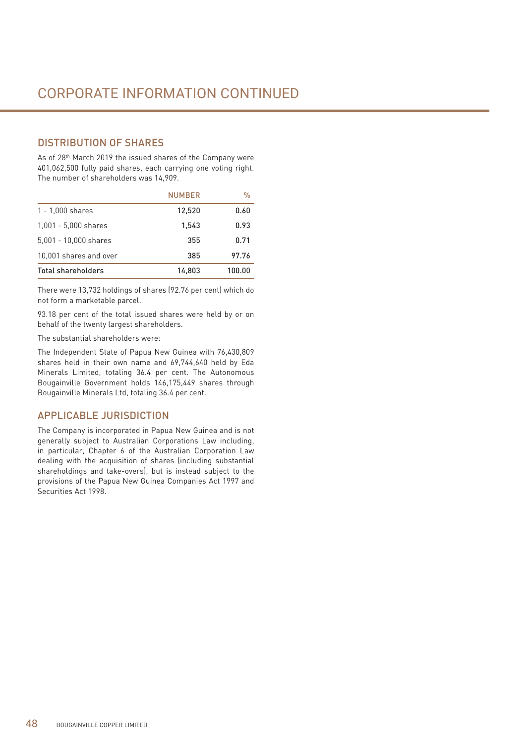# CORPORATE INFORMATION CONTINUED

## DISTRIBUTION OF SHARES

As of 28th March 2019 the issued shares of the Company were 401,062,500 fully paid shares, each carrying one voting right. The number of shareholders was 14,909.

| | NUMBER | % |
|---|---|---|
| 1 - 1,000 shares | 12,520 | 0.60 |
| 1,001 - 5,000 shares | 1,543 | 0.93 |
| 5,001 - 10,000 shares | 355 | 0.71 |
| 10,001 shares and over | 385 | 97.76 |
| Total shareholders | 14,803 | 100.00 |

There were 13,732 holdings of shares (92.76 per cent) which do not form a marketable parcel.

93.18 per cent of the total issued shares were held by or on behalf of the twenty largest shareholders.

The substantial shareholders were:

The Independent State of Papua New Guinea with 76,430,809 shares held in their own name and 69,744,640 held by Eda Minerals Limited, totaling 36.4 per cent. The Autonomous Bougainville Government holds 146,175,449 shares through Bougainville Minerals Ltd, totaling 36.4 per cent.

## APPLICABLE JURISDICTION

The Company is incorporated in Papua New Guinea and is not generally subject to Australian Corporations Law including, in particular, Chapter 6 of the Australian Corporation Law dealing with the acquisition of shares (including substantial shareholdings and take-overs), but is instead subject to the provisions of the Papua New Guinea Companies Act 1997 and Securities Act 1998.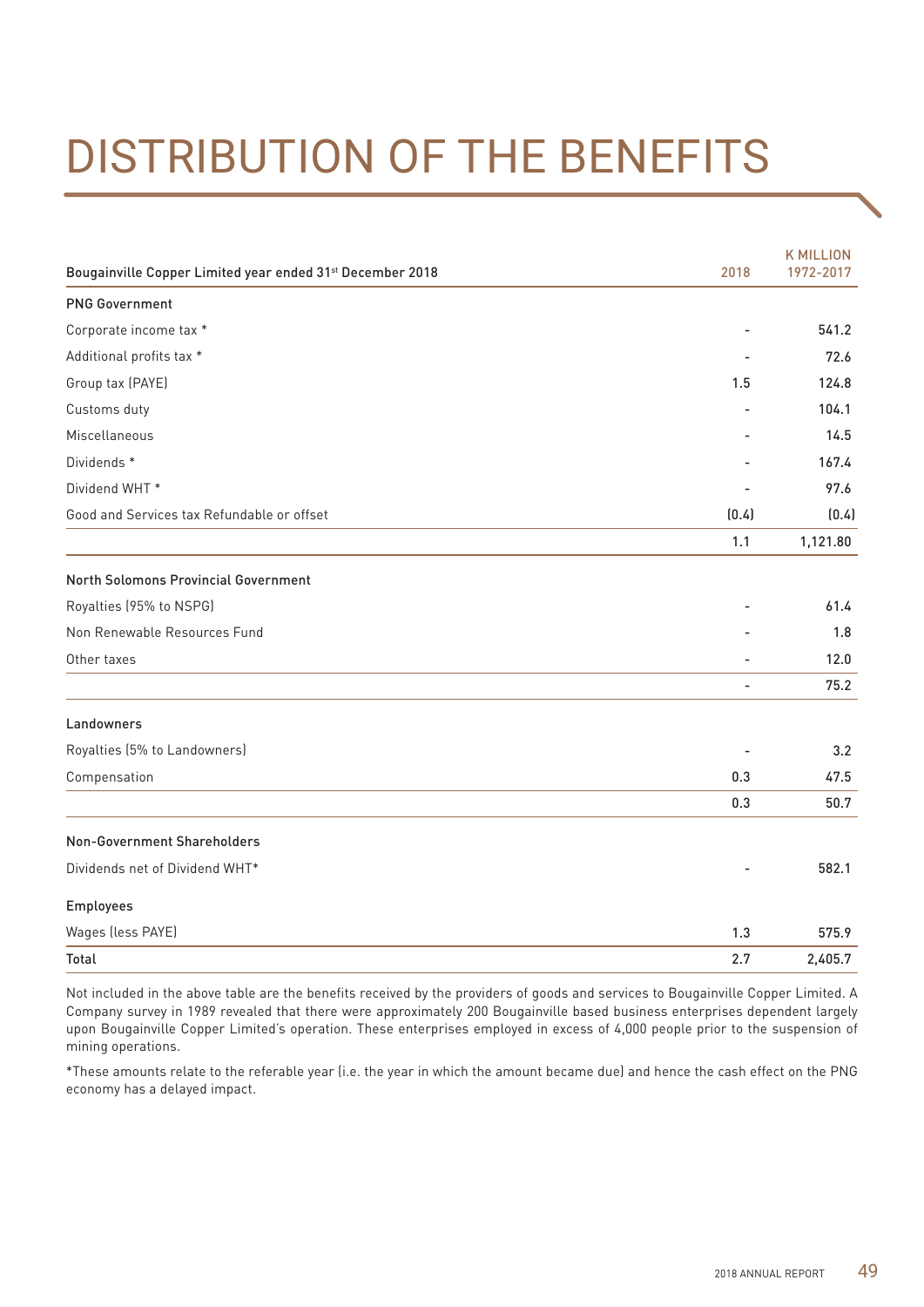# DISTRIBUTION OF THE BENEFITS

| Bougainville Copper Limited year ended 31st December 2018 | 2018 | K MILLION 1972-2017 |
|---|---|---|
| **PNG Government** | | |
| Corporate income tax * | - | 541.2 |
| Additional profits tax * | - | 72.6 |
| Group tax (PAYE) | 1.5 | 124.8 |
| Customs duty | - | 104.1 |
| Miscellaneous | - | 14.5 |
| Dividends * | - | 167.4 |
| Dividend WHT * | - | 97.6 |
| Good and Services tax Refundable or offset | (0.4) | (0.4) |
| | 1.1 | 1,121.80 |
| **North Solomons Provincial Government** | | |
| Royalties (95% to NSPG) | - | 61.4 |
| Non Renewable Resources Fund | - | 1.8 |
| Other taxes | - | 12.0 |
| | - | 75.2 |
| **Landowners** | | |
| Royalties (5% to Landowners) | - | 3.2 |
| Compensation | 0.3 | 47.5 |
| | 0.3 | 50.7 |
| **Non-Government Shareholders** | | |
| Dividends net of Dividend WHT* | - | 582.1 |
| **Employees** | | |
| Wages (less PAYE) | 1.3 | 575.9 |
| **Total** | 2.7 | 2,405.7 |

Not included in the above table are the benefits received by the providers of goods and services to Bougainville Copper Limited. A Company survey in 1989 revealed that there were approximately 200 Bougainville based business enterprises dependent largely upon Bougainville Copper Limited's operation. These enterprises employed in excess of 4,000 people prior to the suspension of mining operations.

*These amounts relate to the referable year (i.e. the year in which the amount became due) and hence the cash effect on the PNG economy has a delayed impact.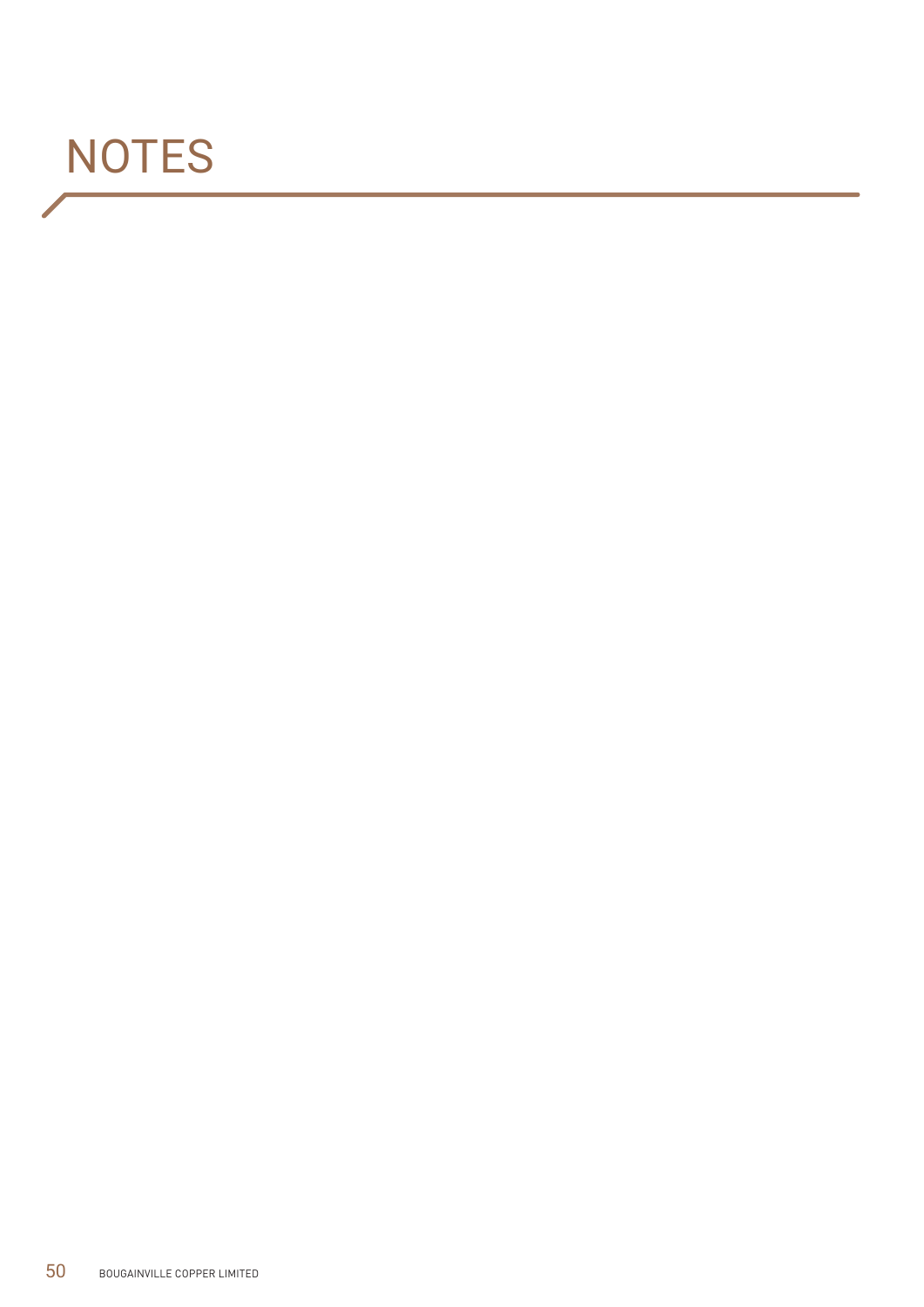# NOTES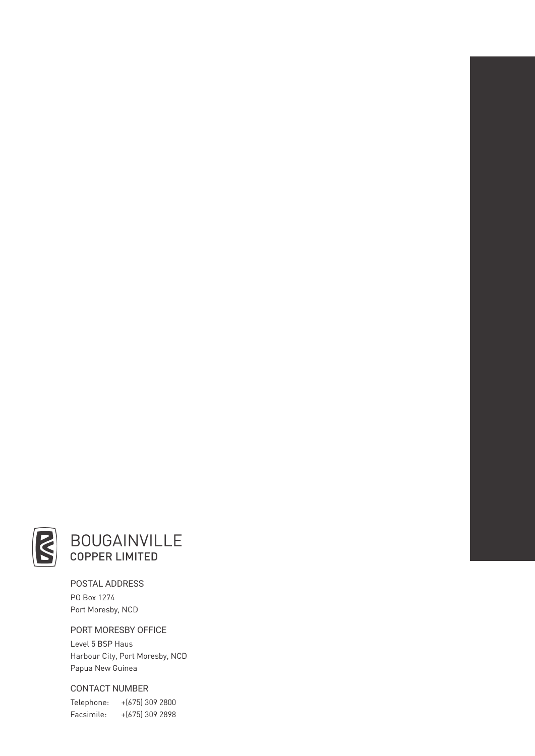BOUGAINVILLE
COPPER LIMITED

POSTAL ADDRESS

PO Box 1274
Port Moresby, NCD

PORT MORESBY OFFICE

Level 5 BSP Haus
Harbour City, Port Moresby, NCD
Papua New Guinea

CONTACT NUMBER

Telephone: +(675) 309 2800
Facsimile: +(675) 309 2898